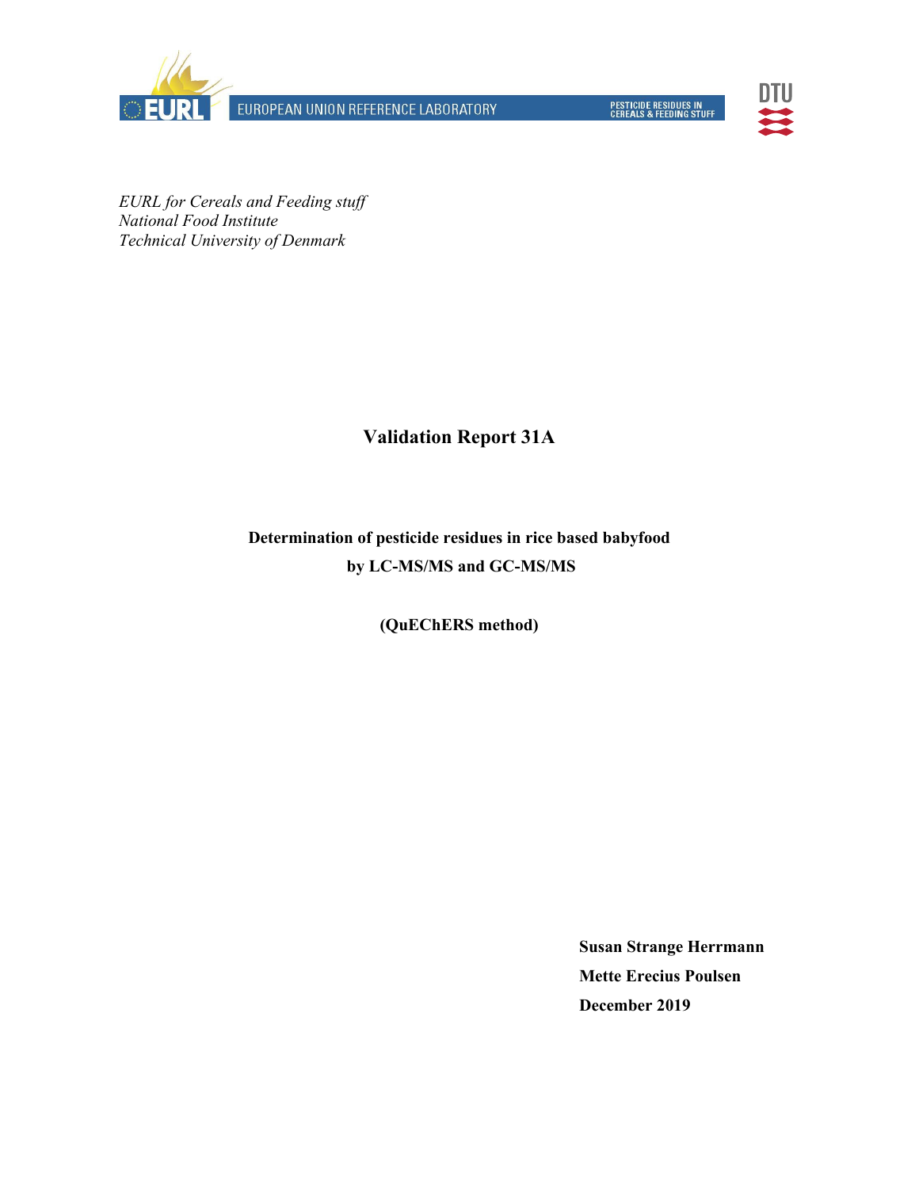EUROPEAN UNION REFERENCE LABORATORY

PESTICIDE RESIDUES IN CEREALS & FEEDING STUFF

*EURL for Cereals and Feeding stuff*
*National Food Institute*
*Technical University of Denmark*

# Validation Report 31A

**Determination of pesticide residues in rice based babyfood by LC-MS/MS and GC-MS/MS**

**(QuEChERS method)**

**Susan Strange Herrmann**
**Mette Erecius Poulsen**
**December 2019**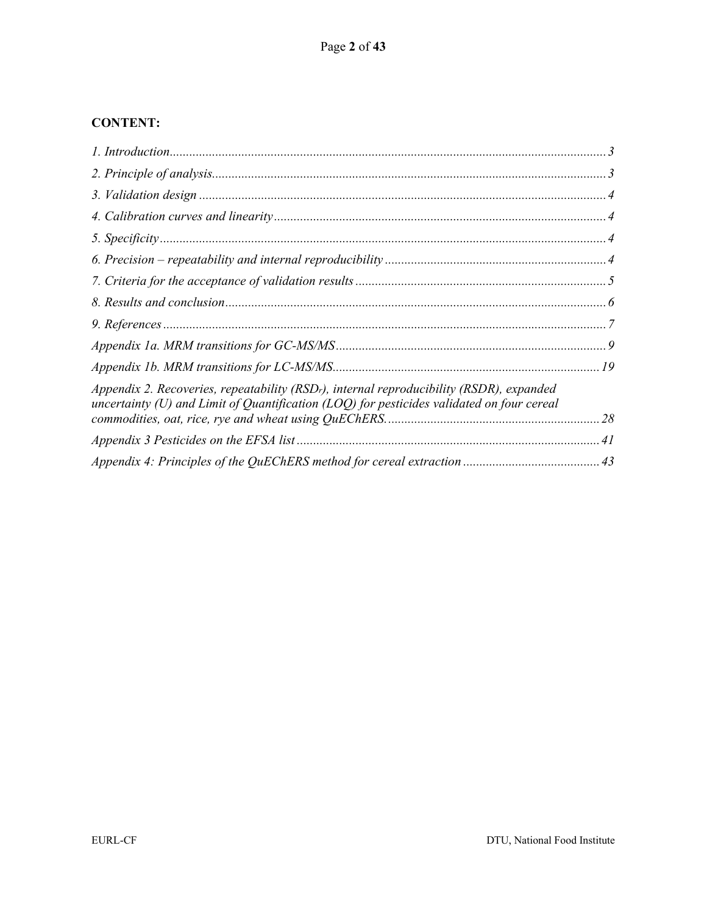**CONTENT:**

*1. Introduction* ..................................................... 3

*2. Principle of analysis* ..................................................... 3

*3. Validation design* ..................................................... 4

*4. Calibration curves and linearity* ..................................................... 4

*5. Specificity* ..................................................... 4

*6. Precision – repeatability and internal reproducibility* ..................................................... 4

*7. Criteria for the acceptance of validation results* ..................................................... 5

*8. Results and conclusion* ..................................................... 6

*9. References* ..................................................... 7

*Appendix 1a. MRM transitions for GC-MS/MS* ..................................................... 9

*Appendix 1b. MRM transitions for LC-MS/MS* ..................................................... 19

*Appendix 2. Recoveries, repeatability ($RSD_r$), internal reproducibility (RSDR), expanded uncertainty (U) and Limit of Quantification (LOQ) for pesticides validated on four cereal commodities, oat, rice, rye and wheat using QuEChERS.* ..................................................... 28

*Appendix 3 Pesticides on the EFSA list* ..................................................... 41

*Appendix 4: Principles of the QuEChERS method for cereal extraction* ..................................................... 43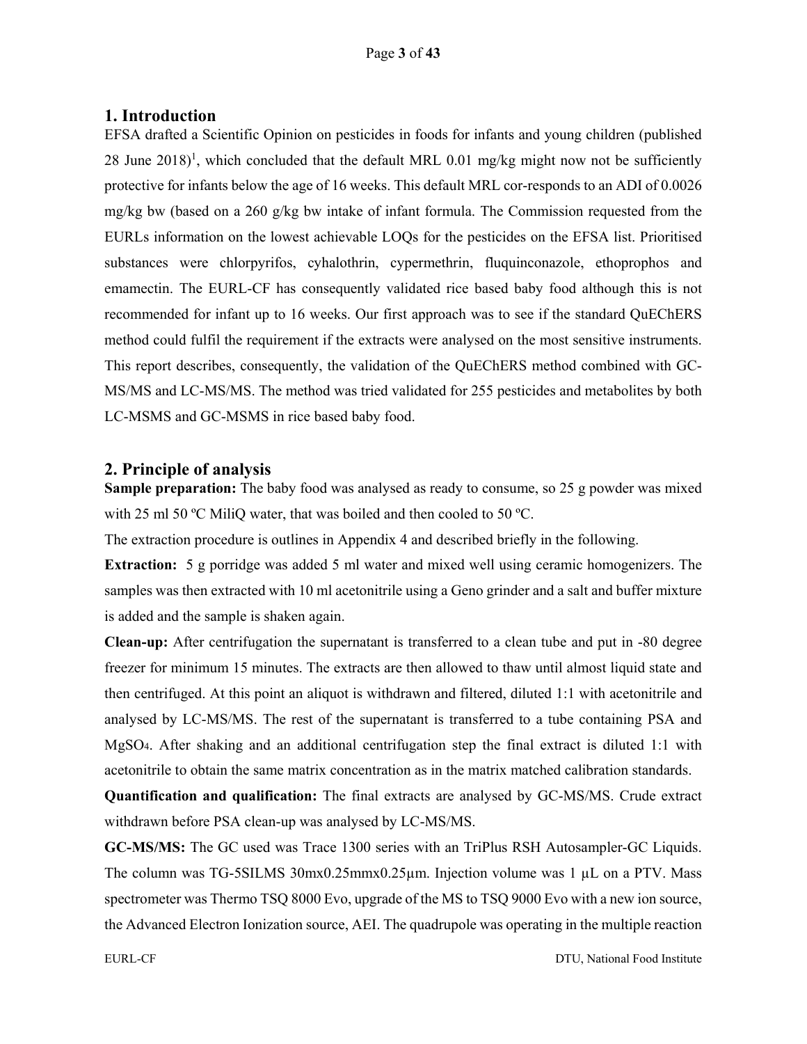## 1. Introduction

EFSA drafted a Scientific Opinion on pesticides in foods for infants and young children (published 28 June 2018)[1], which concluded that the default MRL 0.01 mg/kg might now not be sufficiently protective for infants below the age of 16 weeks. This default MRL cor-responds to an ADI of 0.0026 mg/kg bw (based on a 260 g/kg bw intake of infant formula. The Commission requested from the EURLs information on the lowest achievable LOQs for the pesticides on the EFSA list. Prioritised substances were chlorpyrifos, cyhalothrin, cypermethrin, fluquinconazole, ethoprophos and emamectin. The EURL-CF has consequently validated rice based baby food although this is not recommended for infant up to 16 weeks. Our first approach was to see if the standard QuEChERS method could fulfil the requirement if the extracts were analysed on the most sensitive instruments. This report describes, consequently, the validation of the QuEChERS method combined with GC-MS/MS and LC-MS/MS. The method was tried validated for 255 pesticides and metabolites by both LC-MSMS and GC-MSMS in rice based baby food.

## 2. Principle of analysis

**Sample preparation:** The baby food was analysed as ready to consume, so 25 g powder was mixed with 25 ml 50 ºC MiliQ water, that was boiled and then cooled to 50 ºC.

The extraction procedure is outlines in Appendix 4 and described briefly in the following.

**Extraction:** 5 g porridge was added 5 ml water and mixed well using ceramic homogenizers. The samples was then extracted with 10 ml acetonitrile using a Geno grinder and a salt and buffer mixture is added and the sample is shaken again.

**Clean-up:** After centrifugation the supernatant is transferred to a clean tube and put in -80 degree freezer for minimum 15 minutes. The extracts are then allowed to thaw until almost liquid state and then centrifuged. At this point an aliquot is withdrawn and filtered, diluted 1:1 with acetonitrile and analysed by LC-MS/MS. The rest of the supernatant is transferred to a tube containing PSA and $MgSO_4$. After shaking and an additional centrifugation step the final extract is diluted 1:1 with acetonitrile to obtain the same matrix concentration as in the matrix matched calibration standards.

**Quantification and qualification:** The final extracts are analysed by GC-MS/MS. Crude extract withdrawn before PSA clean-up was analysed by LC-MS/MS.

**GC-MS/MS:** The GC used was Trace 1300 series with an TriPlus RSH Autosampler-GC Liquids. The column was TG-5SILMS 30mx0.25mmx0.25µm. Injection volume was 1 µL on a PTV. Mass spectrometer was Thermo TSQ 8000 Evo, upgrade of the MS to TSQ 9000 Evo with a new ion source, the Advanced Electron Ionization source, AEI. The quadrupole was operating in the multiple reaction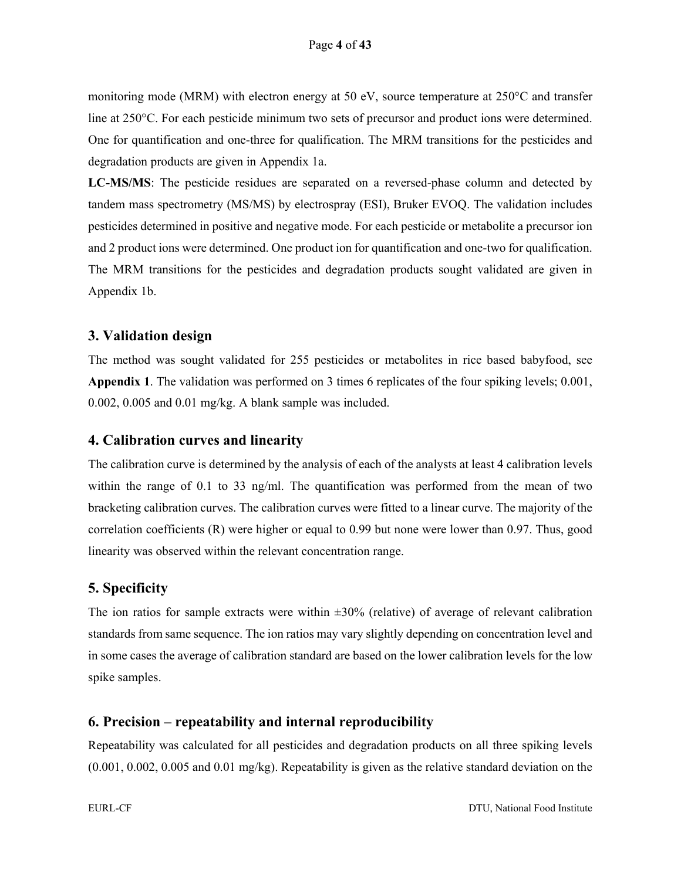monitoring mode (MRM) with electron energy at 50 eV, source temperature at 250°C and transfer line at 250°C. For each pesticide minimum two sets of precursor and product ions were determined. One for quantification and one-three for qualification. The MRM transitions for the pesticides and degradation products are given in Appendix 1a.

**LC-MS/MS**: The pesticide residues are separated on a reversed-phase column and detected by tandem mass spectrometry (MS/MS) by electrospray (ESI), Bruker EVOQ. The validation includes pesticides determined in positive and negative mode. For each pesticide or metabolite a precursor ion and 2 product ions were determined. One product ion for quantification and one-two for qualification. The MRM transitions for the pesticides and degradation products sought validated are given in Appendix 1b.

## 3. Validation design

The method was sought validated for 255 pesticides or metabolites in rice based babyfood, see **Appendix 1**. The validation was performed on 3 times 6 replicates of the four spiking levels; 0.001, 0.002, 0.005 and 0.01 mg/kg. A blank sample was included.

## 4. Calibration curves and linearity

The calibration curve is determined by the analysis of each of the analysts at least 4 calibration levels within the range of 0.1 to 33 ng/ml. The quantification was performed from the mean of two bracketing calibration curves. The calibration curves were fitted to a linear curve. The majority of the correlation coefficients (R) were higher or equal to 0.99 but none were lower than 0.97. Thus, good linearity was observed within the relevant concentration range.

## 5. Specificity

The ion ratios for sample extracts were within ±30% (relative) of average of relevant calibration standards from same sequence. The ion ratios may vary slightly depending on concentration level and in some cases the average of calibration standard are based on the lower calibration levels for the low spike samples.

## 6. Precision – repeatability and internal reproducibility

Repeatability was calculated for all pesticides and degradation products on all three spiking levels (0.001, 0.002, 0.005 and 0.01 mg/kg). Repeatability is given as the relative standard deviation on the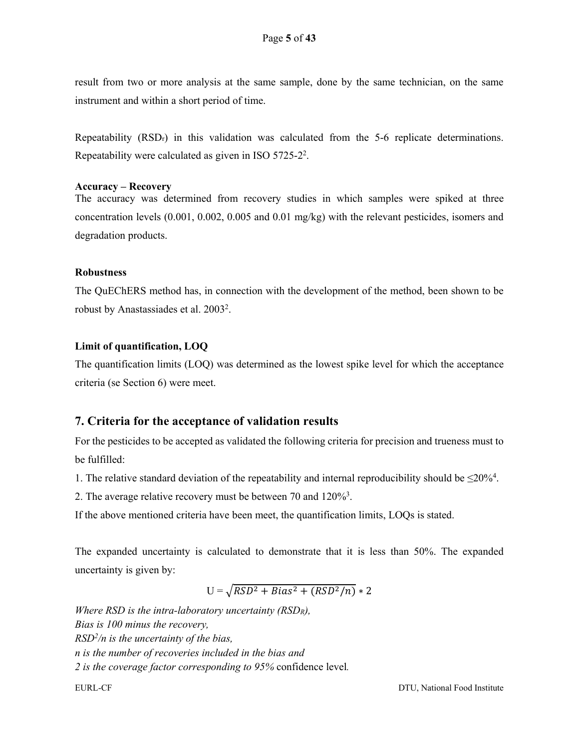result from two or more analysis at the same sample, done by the same technician, on the same instrument and within a short period of time.

Repeatability ($RSD_r$) in this validation was calculated from the 5-6 replicate determinations. Repeatability were calculated as given in ISO 5725-2[2].

**Accuracy – Recovery**

The accuracy was determined from recovery studies in which samples were spiked at three concentration levels (0.001, 0.002, 0.005 and 0.01 mg/kg) with the relevant pesticides, isomers and degradation products.

**Robustness**

The QuEChERS method has, in connection with the development of the method, been shown to be robust by Anastassiades et al. 2003[2].

**Limit of quantification, LOQ**

The quantification limits (LOQ) was determined as the lowest spike level for which the acceptance criteria (se Section 6) were meet.

## 7. Criteria for the acceptance of validation results

For the pesticides to be accepted as validated the following criteria for precision and trueness must to be fulfilled:

1. The relative standard deviation of the repeatability and internal reproducibility should be ≤20%[4].
2. The average relative recovery must be between 70 and 120%[3].

If the above mentioned criteria have been meet, the quantification limits, LOQs is stated.

The expanded uncertainty is calculated to demonstrate that it is less than 50%. The expanded uncertainty is given by:

$$U = \sqrt{RSD^2 + Bias^2 + (RSD^2/n)} * 2$$

*Where RSD is the intra-laboratory uncertainty ($RSD_R$),*
*Bias is 100 minus the recovery,*
*$RSD^2/n$ is the uncertainty of the bias,*
*n is the number of recoveries included in the bias and*
*2 is the coverage factor corresponding to 95%* confidence level*.*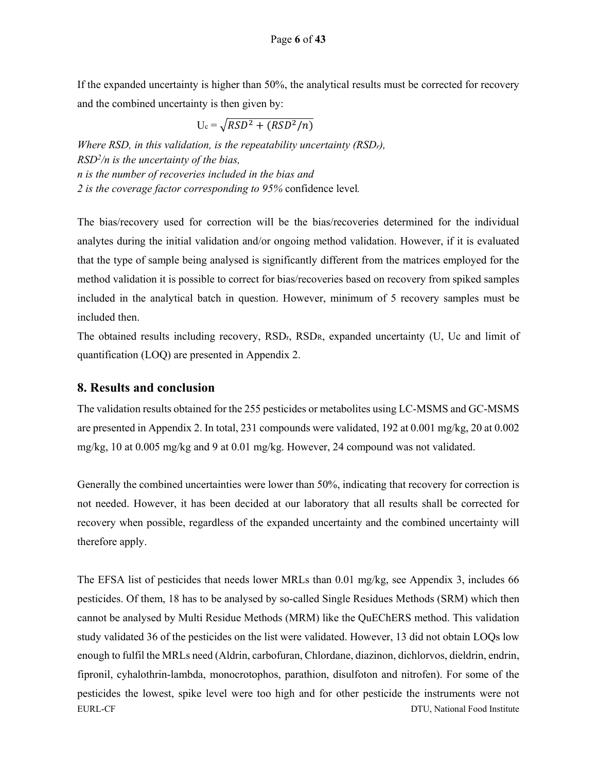If the expanded uncertainty is higher than 50%, the analytical results must be corrected for recovery and the combined uncertainty is then given by:

$$U_c = \sqrt{RSD^2 + (RSD^2/n)}$$

*Where RSD, in this validation, is the repeatability uncertainty ($RSD_r$),*
*$RSD^2/n$ is the uncertainty of the bias,*
*n is the number of recoveries included in the bias and*
*2 is the coverage factor corresponding to 95%* confidence level*.*

The bias/recovery used for correction will be the bias/recoveries determined for the individual analytes during the initial validation and/or ongoing method validation. However, if it is evaluated that the type of sample being analysed is significantly different from the matrices employed for the method validation it is possible to correct for bias/recoveries based on recovery from spiked samples included in the analytical batch in question. However, minimum of 5 recovery samples must be included then.
The obtained results including recovery, $RSD_r$, $RSD_R$, expanded uncertainty (U, Uc and limit of quantification (LOQ) are presented in Appendix 2.

## 8. Results and conclusion

The validation results obtained for the 255 pesticides or metabolites using LC-MSMS and GC-MSMS are presented in Appendix 2. In total, 231 compounds were validated, 192 at 0.001 mg/kg, 20 at 0.002 mg/kg, 10 at 0.005 mg/kg and 9 at 0.01 mg/kg. However, 24 compound was not validated.

Generally the combined uncertainties were lower than 50%, indicating that recovery for correction is not needed. However, it has been decided at our laboratory that all results shall be corrected for recovery when possible, regardless of the expanded uncertainty and the combined uncertainty will therefore apply.

The EFSA list of pesticides that needs lower MRLs than 0.01 mg/kg, see Appendix 3, includes 66 pesticides. Of them, 18 has to be analysed by so-called Single Residues Methods (SRM) which then cannot be analysed by Multi Residue Methods (MRM) like the QuEChERS method. This validation study validated 36 of the pesticides on the list were validated. However, 13 did not obtain LOQs low enough to fulfil the MRLs need (Aldrin, carbofuran, Chlordane, diazinon, dichlorvos, dieldrin, endrin, fipronil, cyhalothrin-lambda, monocrotophos, parathion, disulfoton and nitrofen). For some of the pesticides the lowest, spike level were too high and for other pesticide the instruments were not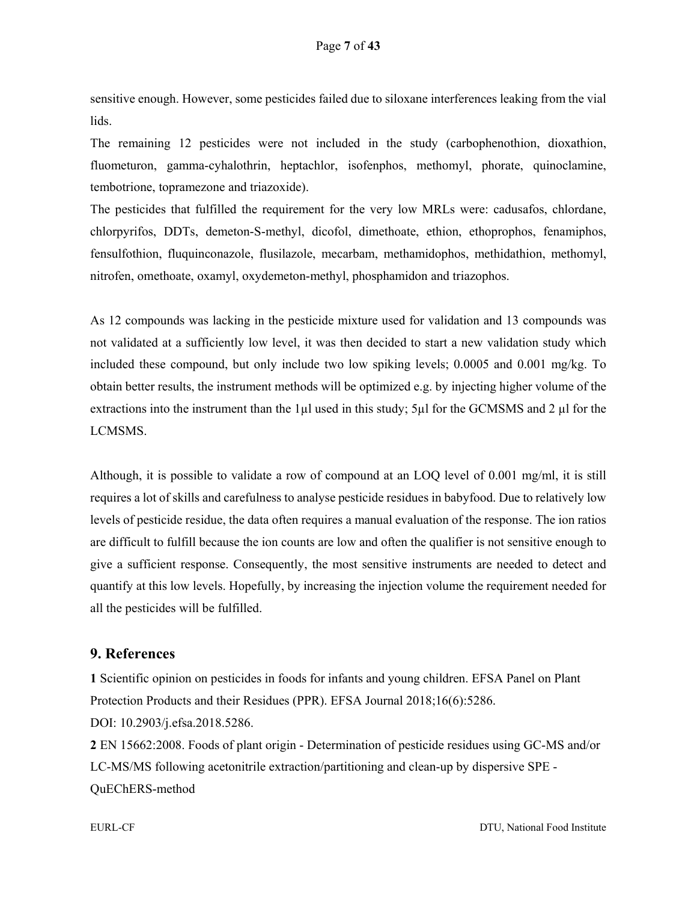sensitive enough. However, some pesticides failed due to siloxane interferences leaking from the vial lids.

The remaining 12 pesticides were not included in the study (carbophenothion, dioxathion, fluometuron, gamma-cyhalothrin, heptachlor, isofenphos, methomyl, phorate, quinoclamine, tembotrione, topramezone and triazoxide).

The pesticides that fulfilled the requirement for the very low MRLs were: cadusafos, chlordane, chlorpyrifos, DDTs, demeton-S-methyl, dicofol, dimethoate, ethion, ethoprophos, fenamiphos, fensulfothion, fluquinconazole, flusilazole, mecarbam, methamidophos, methidathion, methomyl, nitrofen, omethoate, oxamyl, oxydemeton-methyl, phosphamidon and triazophos.

As 12 compounds was lacking in the pesticide mixture used for validation and 13 compounds was not validated at a sufficiently low level, it was then decided to start a new validation study which included these compound, but only include two low spiking levels; 0.0005 and 0.001 mg/kg. To obtain better results, the instrument methods will be optimized e.g. by injecting higher volume of the extractions into the instrument than the 1µl used in this study; 5µl for the GCMSMS and 2 µl for the LCMSMS.

Although, it is possible to validate a row of compound at an LOQ level of 0.001 mg/ml, it is still requires a lot of skills and carefulness to analyse pesticide residues in babyfood. Due to relatively low levels of pesticide residue, the data often requires a manual evaluation of the response. The ion ratios are difficult to fulfill because the ion counts are low and often the qualifier is not sensitive enough to give a sufficient response. Consequently, the most sensitive instruments are needed to detect and quantify at this low levels. Hopefully, by increasing the injection volume the requirement needed for all the pesticides will be fulfilled.

## 9. References

**1** Scientific opinion on pesticides in foods for infants and young children. EFSA Panel on Plant Protection Products and their Residues (PPR). EFSA Journal 2018;16(6):5286. DOI: 10.2903/j.efsa.2018.5286.

**2** EN 15662:2008. Foods of plant origin - Determination of pesticide residues using GC-MS and/or LC-MS/MS following acetonitrile extraction/partitioning and clean-up by dispersive SPE - QuEChERS-method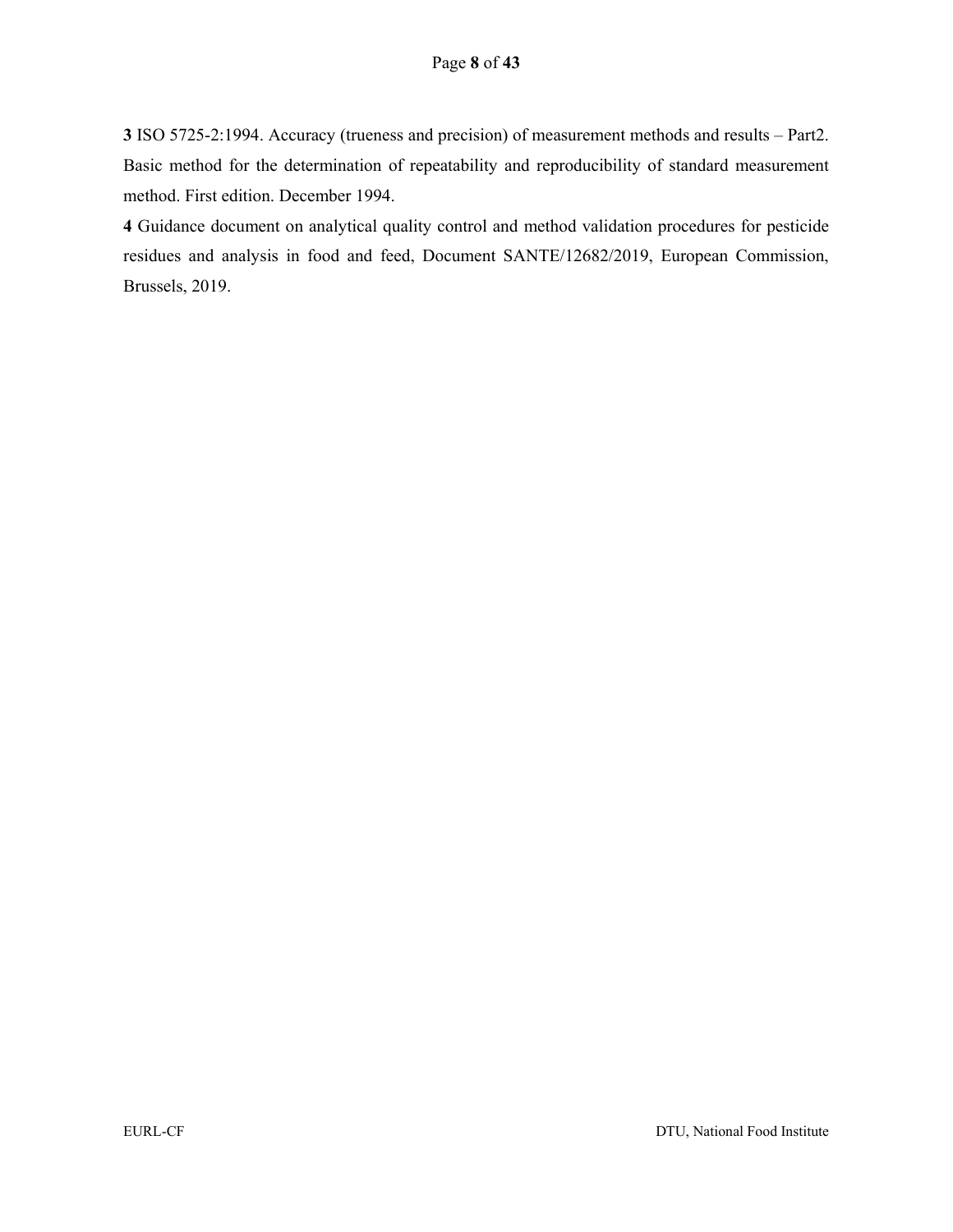**3** ISO 5725-2:1994. Accuracy (trueness and precision) of measurement methods and results – Part2. Basic method for the determination of repeatability and reproducibility of standard measurement method. First edition. December 1994.

**4** Guidance document on analytical quality control and method validation procedures for pesticide residues and analysis in food and feed, Document SANTE/12682/2019, European Commission, Brussels, 2019.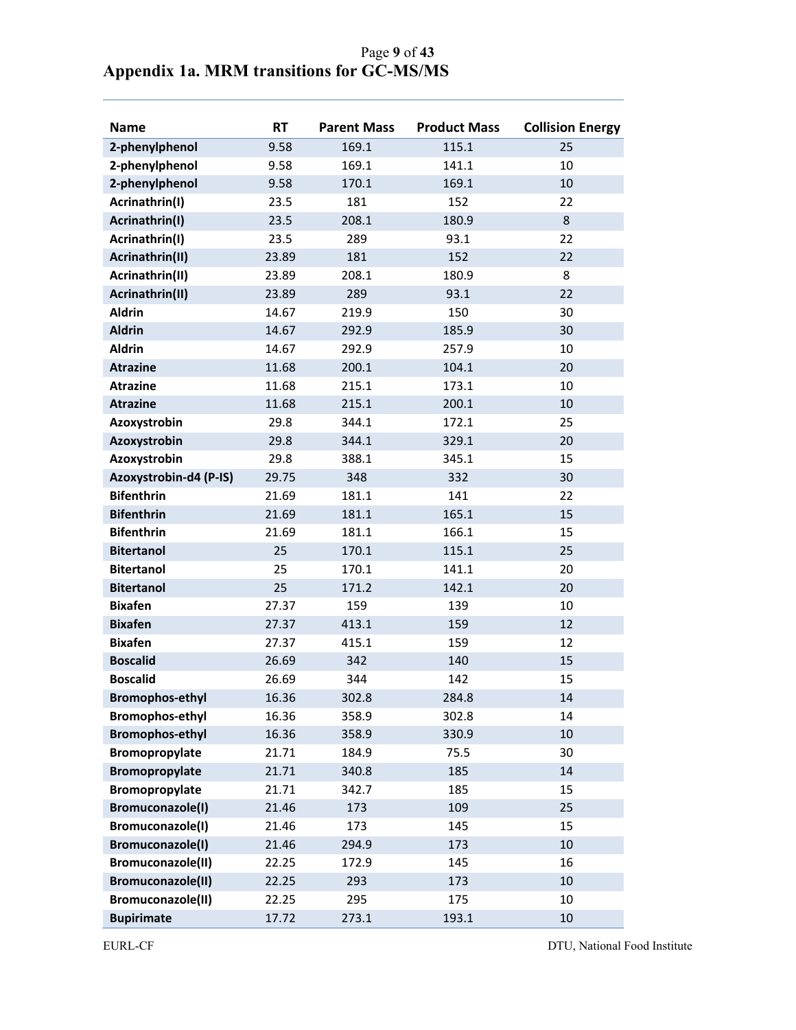## Appendix 1a. MRM transitions for GC-MS/MS

| Name | RT | Parent Mass | Product Mass | Collision Energy |
|---|---|---|---|---|
| **2-phenylphenol** | 9.58 | 169.1 | 115.1 | 25 |
| **2-phenylphenol** | 9.58 | 169.1 | 141.1 | 10 |
| **2-phenylphenol** | 9.58 | 170.1 | 169.1 | 10 |
| **Acrinathrin(I)** | 23.5 | 181 | 152 | 22 |
| **Acrinathrin(I)** | 23.5 | 208.1 | 180.9 | 8 |
| **Acrinathrin(I)** | 23.5 | 289 | 93.1 | 22 |
| **Acrinathrin(II)** | 23.89 | 181 | 152 | 22 |
| **Acrinathrin(II)** | 23.89 | 208.1 | 180.9 | 8 |
| **Acrinathrin(II)** | 23.89 | 289 | 93.1 | 22 |
| **Aldrin** | 14.67 | 219.9 | 150 | 30 |
| **Aldrin** | 14.67 | 292.9 | 185.9 | 30 |
| **Aldrin** | 14.67 | 292.9 | 257.9 | 10 |
| **Atrazine** | 11.68 | 200.1 | 104.1 | 20 |
| **Atrazine** | 11.68 | 215.1 | 173.1 | 10 |
| **Atrazine** | 11.68 | 215.1 | 200.1 | 10 |
| **Azoxystrobin** | 29.8 | 344.1 | 172.1 | 25 |
| **Azoxystrobin** | 29.8 | 344.1 | 329.1 | 20 |
| **Azoxystrobin** | 29.8 | 388.1 | 345.1 | 15 |
| **Azoxystrobin-d4 (P-IS)** | 29.75 | 348 | 332 | 30 |
| **Bifenthrin** | 21.69 | 181.1 | 141 | 22 |
| **Bifenthrin** | 21.69 | 181.1 | 165.1 | 15 |
| **Bifenthrin** | 21.69 | 181.1 | 166.1 | 15 |
| **Bitertanol** | 25 | 170.1 | 115.1 | 25 |
| **Bitertanol** | 25 | 170.1 | 141.1 | 20 |
| **Bitertanol** | 25 | 171.2 | 142.1 | 20 |
| **Bixafen** | 27.37 | 159 | 139 | 10 |
| **Bixafen** | 27.37 | 413.1 | 159 | 12 |
| **Bixafen** | 27.37 | 415.1 | 159 | 12 |
| **Boscalid** | 26.69 | 342 | 140 | 15 |
| **Boscalid** | 26.69 | 344 | 142 | 15 |
| **Bromophos-ethyl** | 16.36 | 302.8 | 284.8 | 14 |
| **Bromophos-ethyl** | 16.36 | 358.9 | 302.8 | 14 |
| **Bromophos-ethyl** | 16.36 | 358.9 | 330.9 | 10 |
| **Bromopropylate** | 21.71 | 184.9 | 75.5 | 30 |
| **Bromopropylate** | 21.71 | 340.8 | 185 | 14 |
| **Bromopropylate** | 21.71 | 342.7 | 185 | 15 |
| **Bromuconazole(I)** | 21.46 | 173 | 109 | 25 |
| **Bromuconazole(I)** | 21.46 | 173 | 145 | 15 |
| **Bromuconazole(I)** | 21.46 | 294.9 | 173 | 10 |
| **Bromuconazole(II)** | 22.25 | 172.9 | 145 | 16 |
| **Bromuconazole(II)** | 22.25 | 293 | 173 | 10 |
| **Bromuconazole(II)** | 22.25 | 295 | 175 | 10 |
| **Bupirimate** | 17.72 | 273.1 | 193.1 | 10 |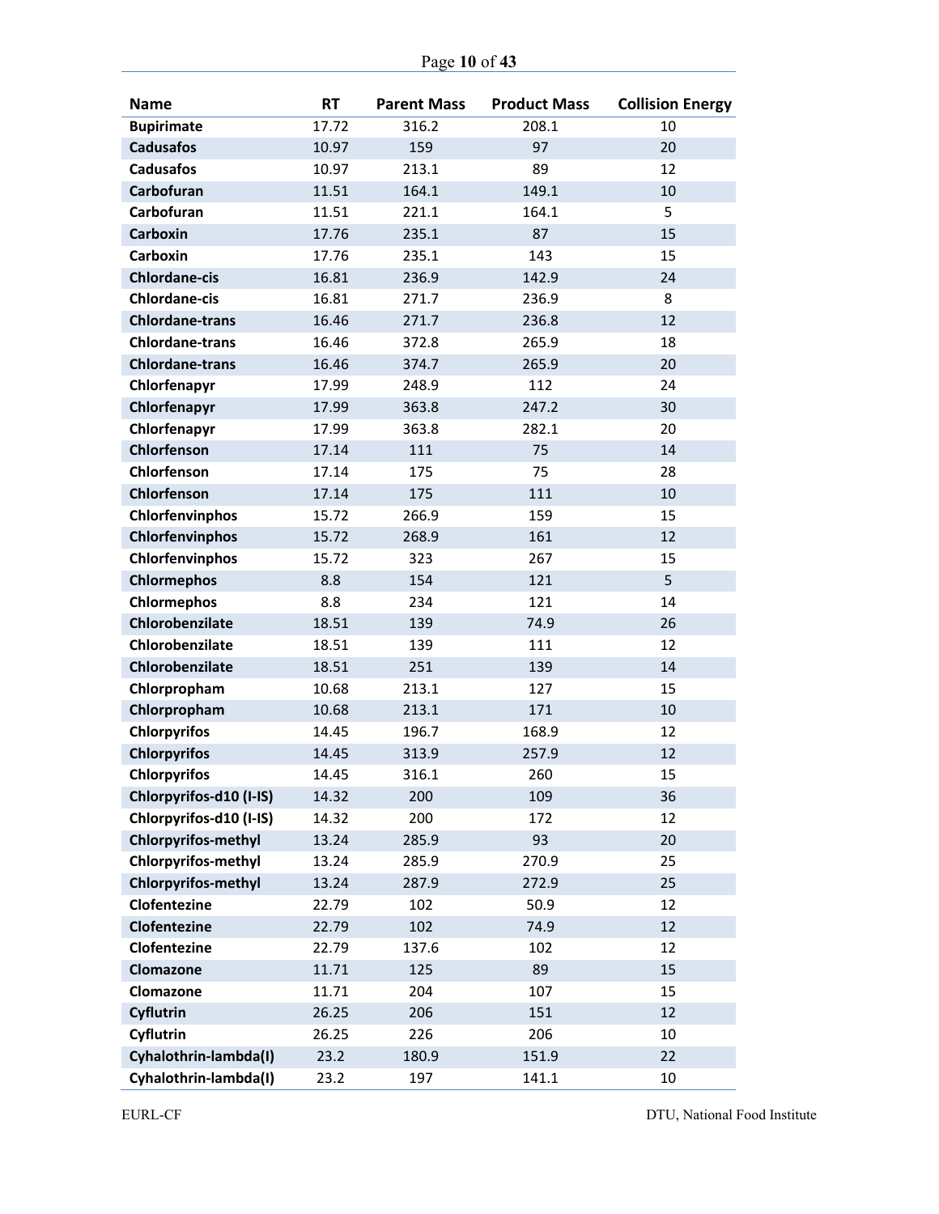| Name | RT | Parent Mass | Product Mass | Collision Energy |
|---|---|---|---|---|
| **Bupirimate** | 17.72 | 316.2 | 208.1 | 10 |
| **Cadusafos** | 10.97 | 159 | 97 | 20 |
| **Cadusafos** | 10.97 | 213.1 | 89 | 12 |
| **Carbofuran** | 11.51 | 164.1 | 149.1 | 10 |
| **Carbofuran** | 11.51 | 221.1 | 164.1 | 5 |
| **Carboxin** | 17.76 | 235.1 | 87 | 15 |
| **Carboxin** | 17.76 | 235.1 | 143 | 15 |
| **Chlordane-cis** | 16.81 | 236.9 | 142.9 | 24 |
| **Chlordane-cis** | 16.81 | 271.7 | 236.9 | 8 |
| **Chlordane-trans** | 16.46 | 271.7 | 236.8 | 12 |
| **Chlordane-trans** | 16.46 | 372.8 | 265.9 | 18 |
| **Chlordane-trans** | 16.46 | 374.7 | 265.9 | 20 |
| **Chlorfenapyr** | 17.99 | 248.9 | 112 | 24 |
| **Chlorfenapyr** | 17.99 | 363.8 | 247.2 | 30 |
| **Chlorfenapyr** | 17.99 | 363.8 | 282.1 | 20 |
| **Chlorfenson** | 17.14 | 111 | 75 | 14 |
| **Chlorfenson** | 17.14 | 175 | 75 | 28 |
| **Chlorfenson** | 17.14 | 175 | 111 | 10 |
| **Chlorfenvinphos** | 15.72 | 266.9 | 159 | 15 |
| **Chlorfenvinphos** | 15.72 | 268.9 | 161 | 12 |
| **Chlorfenvinphos** | 15.72 | 323 | 267 | 15 |
| **Chlormephos** | 8.8 | 154 | 121 | 5 |
| **Chlormephos** | 8.8 | 234 | 121 | 14 |
| **Chlorobenzilate** | 18.51 | 139 | 74.9 | 26 |
| **Chlorobenzilate** | 18.51 | 139 | 111 | 12 |
| **Chlorobenzilate** | 18.51 | 251 | 139 | 14 |
| **Chlorpropham** | 10.68 | 213.1 | 127 | 15 |
| **Chlorpropham** | 10.68 | 213.1 | 171 | 10 |
| **Chlorpyrifos** | 14.45 | 196.7 | 168.9 | 12 |
| **Chlorpyrifos** | 14.45 | 313.9 | 257.9 | 12 |
| **Chlorpyrifos** | 14.45 | 316.1 | 260 | 15 |
| **Chlorpyrifos-d10 (I-IS)** | 14.32 | 200 | 109 | 36 |
| **Chlorpyrifos-d10 (I-IS)** | 14.32 | 200 | 172 | 12 |
| **Chlorpyrifos-methyl** | 13.24 | 285.9 | 93 | 20 |
| **Chlorpyrifos-methyl** | 13.24 | 285.9 | 270.9 | 25 |
| **Chlorpyrifos-methyl** | 13.24 | 287.9 | 272.9 | 25 |
| **Clofentezine** | 22.79 | 102 | 50.9 | 12 |
| **Clofentezine** | 22.79 | 102 | 74.9 | 12 |
| **Clofentezine** | 22.79 | 137.6 | 102 | 12 |
| **Clomazone** | 11.71 | 125 | 89 | 15 |
| **Clomazone** | 11.71 | 204 | 107 | 15 |
| **Cyflutrin** | 26.25 | 206 | 151 | 12 |
| **Cyflutrin** | 26.25 | 226 | 206 | 10 |
| **Cyhalothrin-lambda(I)** | 23.2 | 180.9 | 151.9 | 22 |
| **Cyhalothrin-lambda(I)** | 23.2 | 197 | 141.1 | 10 |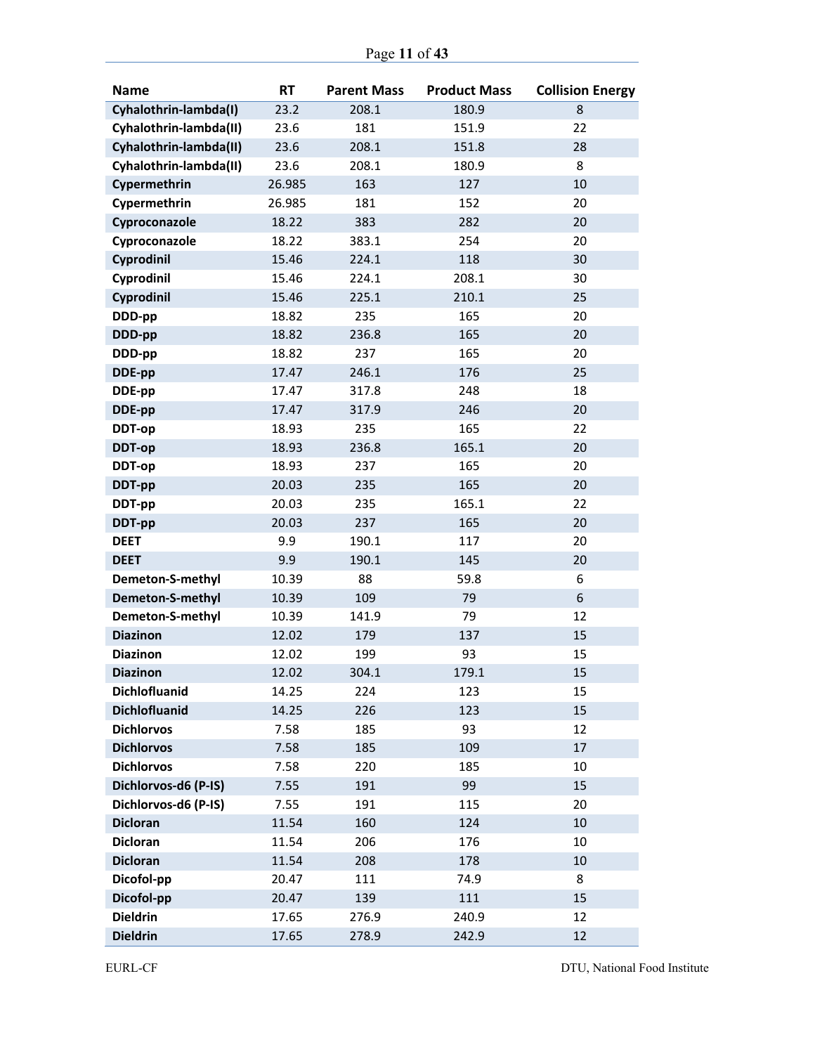| Name | RT | Parent Mass | Product Mass | Collision Energy |
|---|---|---|---|---|
| Cyhalothrin-lambda(I) | 23.2 | 208.1 | 180.9 | 8 |
| Cyhalothrin-lambda(II) | 23.6 | 181 | 151.9 | 22 |
| Cyhalothrin-lambda(II) | 23.6 | 208.1 | 151.8 | 28 |
| Cyhalothrin-lambda(II) | 23.6 | 208.1 | 180.9 | 8 |
| Cypermethrin | 26.985 | 163 | 127 | 10 |
| Cypermethrin | 26.985 | 181 | 152 | 20 |
| Cyproconazole | 18.22 | 383 | 282 | 20 |
| Cyproconazole | 18.22 | 383.1 | 254 | 20 |
| Cyprodinil | 15.46 | 224.1 | 118 | 30 |
| Cyprodinil | 15.46 | 224.1 | 208.1 | 30 |
| Cyprodinil | 15.46 | 225.1 | 210.1 | 25 |
| DDD-pp | 18.82 | 235 | 165 | 20 |
| DDD-pp | 18.82 | 236.8 | 165 | 20 |
| DDD-pp | 18.82 | 237 | 165 | 20 |
| DDE-pp | 17.47 | 246.1 | 176 | 25 |
| DDE-pp | 17.47 | 317.8 | 248 | 18 |
| DDE-pp | 17.47 | 317.9 | 246 | 20 |
| DDT-op | 18.93 | 235 | 165 | 22 |
| DDT-op | 18.93 | 236.8 | 165.1 | 20 |
| DDT-op | 18.93 | 237 | 165 | 20 |
| DDT-pp | 20.03 | 235 | 165 | 20 |
| DDT-pp | 20.03 | 235 | 165.1 | 22 |
| DDT-pp | 20.03 | 237 | 165 | 20 |
| DEET | 9.9 | 190.1 | 117 | 20 |
| DEET | 9.9 | 190.1 | 145 | 20 |
| Demeton-S-methyl | 10.39 | 88 | 59.8 | 6 |
| Demeton-S-methyl | 10.39 | 109 | 79 | 6 |
| Demeton-S-methyl | 10.39 | 141.9 | 79 | 12 |
| Diazinon | 12.02 | 179 | 137 | 15 |
| Diazinon | 12.02 | 199 | 93 | 15 |
| Diazinon | 12.02 | 304.1 | 179.1 | 15 |
| Dichlofluanid | 14.25 | 224 | 123 | 15 |
| Dichlofluanid | 14.25 | 226 | 123 | 15 |
| Dichlorvos | 7.58 | 185 | 93 | 12 |
| Dichlorvos | 7.58 | 185 | 109 | 17 |
| Dichlorvos | 7.58 | 220 | 185 | 10 |
| Dichlorvos-d6 (P-IS) | 7.55 | 191 | 99 | 15 |
| Dichlorvos-d6 (P-IS) | 7.55 | 191 | 115 | 20 |
| Dicloran | 11.54 | 160 | 124 | 10 |
| Dicloran | 11.54 | 206 | 176 | 10 |
| Dicloran | 11.54 | 208 | 178 | 10 |
| Dicofol-pp | 20.47 | 111 | 74.9 | 8 |
| Dicofol-pp | 20.47 | 139 | 111 | 15 |
| Dieldrin | 17.65 | 276.9 | 240.9 | 12 |
| Dieldrin | 17.65 | 278.9 | 242.9 | 12 |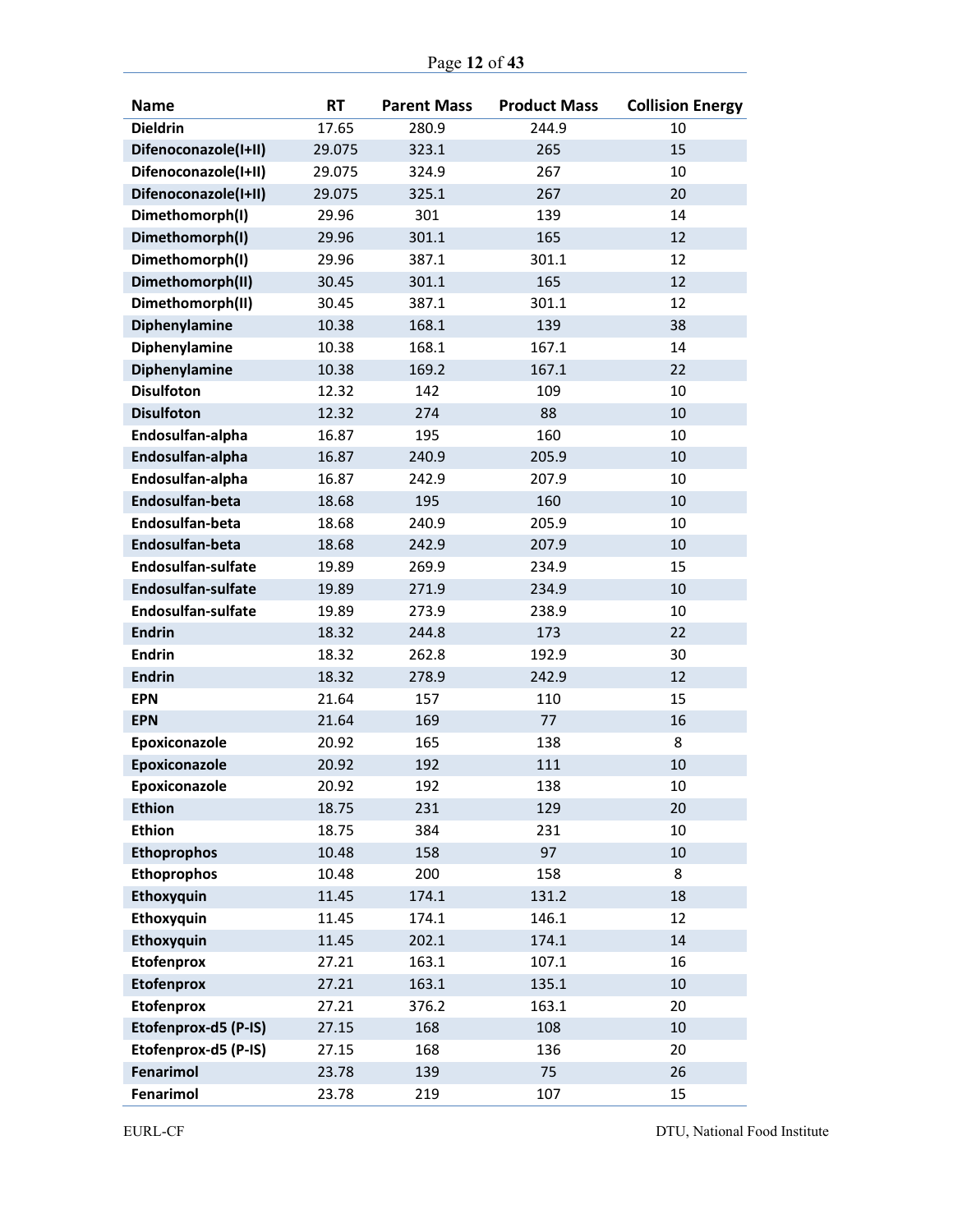| Name | RT | Parent Mass | Product Mass | Collision Energy |
|---|---|---|---|---|
| **Dieldrin** | 17.65 | 280.9 | 244.9 | 10 |
| **Difenoconazole(I+II)** | 29.075 | 323.1 | 265 | 15 |
| **Difenoconazole(I+II)** | 29.075 | 324.9 | 267 | 10 |
| **Difenoconazole(I+II)** | 29.075 | 325.1 | 267 | 20 |
| **Dimethomorph(I)** | 29.96 | 301 | 139 | 14 |
| **Dimethomorph(I)** | 29.96 | 301.1 | 165 | 12 |
| **Dimethomorph(I)** | 29.96 | 387.1 | 301.1 | 12 |
| **Dimethomorph(II)** | 30.45 | 301.1 | 165 | 12 |
| **Dimethomorph(II)** | 30.45 | 387.1 | 301.1 | 12 |
| **Diphenylamine** | 10.38 | 168.1 | 139 | 38 |
| **Diphenylamine** | 10.38 | 168.1 | 167.1 | 14 |
| **Diphenylamine** | 10.38 | 169.2 | 167.1 | 22 |
| **Disulfoton** | 12.32 | 142 | 109 | 10 |
| **Disulfoton** | 12.32 | 274 | 88 | 10 |
| **Endosulfan-alpha** | 16.87 | 195 | 160 | 10 |
| **Endosulfan-alpha** | 16.87 | 240.9 | 205.9 | 10 |
| **Endosulfan-alpha** | 16.87 | 242.9 | 207.9 | 10 |
| **Endosulfan-beta** | 18.68 | 195 | 160 | 10 |
| **Endosulfan-beta** | 18.68 | 240.9 | 205.9 | 10 |
| **Endosulfan-beta** | 18.68 | 242.9 | 207.9 | 10 |
| **Endosulfan-sulfate** | 19.89 | 269.9 | 234.9 | 15 |
| **Endosulfan-sulfate** | 19.89 | 271.9 | 234.9 | 10 |
| **Endosulfan-sulfate** | 19.89 | 273.9 | 238.9 | 10 |
| **Endrin** | 18.32 | 244.8 | 173 | 22 |
| **Endrin** | 18.32 | 262.8 | 192.9 | 30 |
| **Endrin** | 18.32 | 278.9 | 242.9 | 12 |
| **EPN** | 21.64 | 157 | 110 | 15 |
| **EPN** | 21.64 | 169 | 77 | 16 |
| **Epoxiconazole** | 20.92 | 165 | 138 | 8 |
| **Epoxiconazole** | 20.92 | 192 | 111 | 10 |
| **Epoxiconazole** | 20.92 | 192 | 138 | 10 |
| **Ethion** | 18.75 | 231 | 129 | 20 |
| **Ethion** | 18.75 | 384 | 231 | 10 |
| **Ethoprophos** | 10.48 | 158 | 97 | 10 |
| **Ethoprophos** | 10.48 | 200 | 158 | 8 |
| **Ethoxyquin** | 11.45 | 174.1 | 131.2 | 18 |
| **Ethoxyquin** | 11.45 | 174.1 | 146.1 | 12 |
| **Ethoxyquin** | 11.45 | 202.1 | 174.1 | 14 |
| **Etofenprox** | 27.21 | 163.1 | 107.1 | 16 |
| **Etofenprox** | 27.21 | 163.1 | 135.1 | 10 |
| **Etofenprox** | 27.21 | 376.2 | 163.1 | 20 |
| **Etofenprox-d5 (P-IS)** | 27.15 | 168 | 108 | 10 |
| **Etofenprox-d5 (P-IS)** | 27.15 | 168 | 136 | 20 |
| **Fenarimol** | 23.78 | 139 | 75 | 26 |
| **Fenarimol** | 23.78 | 219 | 107 | 15 |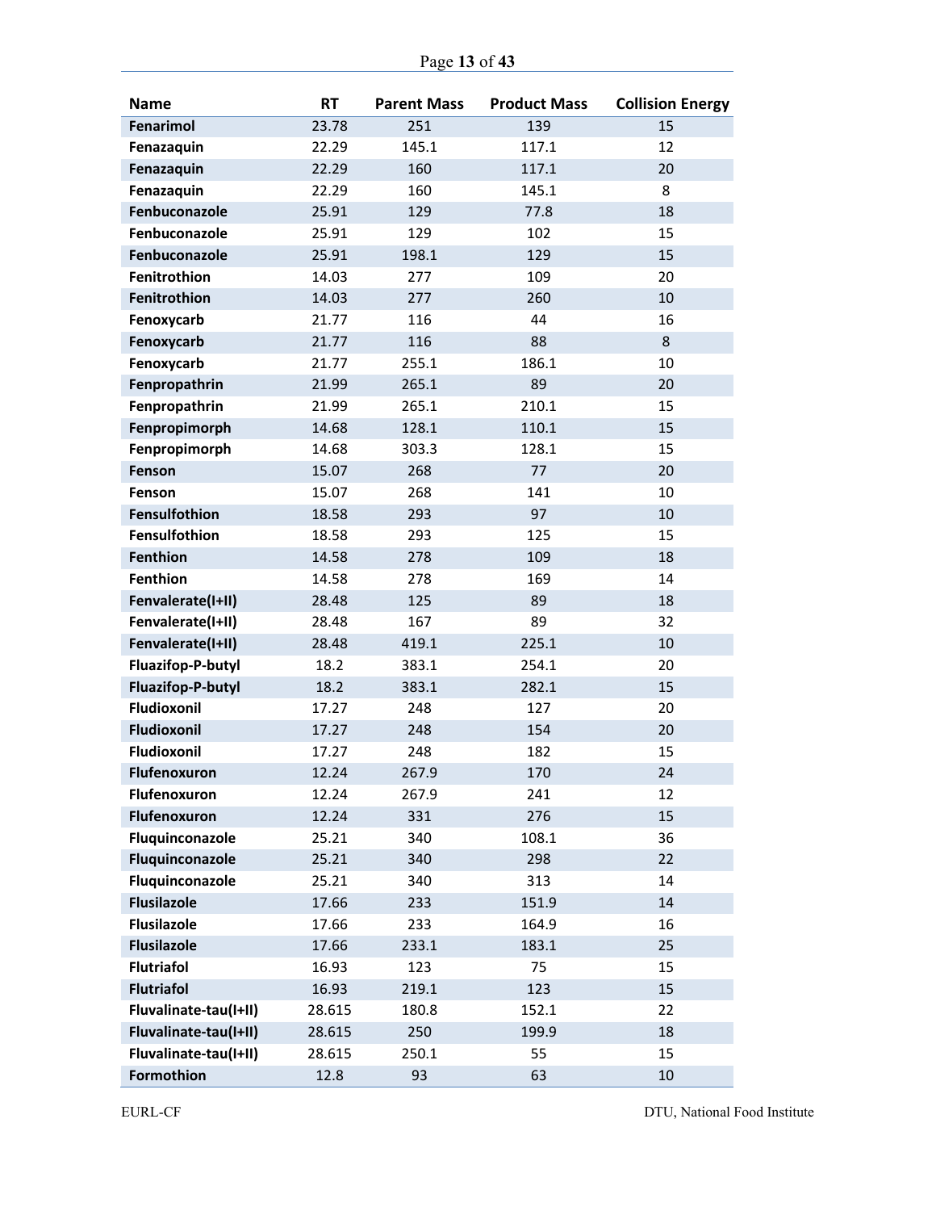| Name | RT | Parent Mass | Product Mass | Collision Energy |
|---|---|---|---|---|
| Fenarimol | 23.78 | 251 | 139 | 15 |
| Fenazaquin | 22.29 | 145.1 | 117.1 | 12 |
| Fenazaquin | 22.29 | 160 | 117.1 | 20 |
| Fenazaquin | 22.29 | 160 | 145.1 | 8 |
| Fenbuconazole | 25.91 | 129 | 77.8 | 18 |
| Fenbuconazole | 25.91 | 129 | 102 | 15 |
| Fenbuconazole | 25.91 | 198.1 | 129 | 15 |
| Fenitrothion | 14.03 | 277 | 109 | 20 |
| Fenitrothion | 14.03 | 277 | 260 | 10 |
| Fenoxycarb | 21.77 | 116 | 44 | 16 |
| Fenoxycarb | 21.77 | 116 | 88 | 8 |
| Fenoxycarb | 21.77 | 255.1 | 186.1 | 10 |
| Fenpropathrin | 21.99 | 265.1 | 89 | 20 |
| Fenpropathrin | 21.99 | 265.1 | 210.1 | 15 |
| Fenpropimorph | 14.68 | 128.1 | 110.1 | 15 |
| Fenpropimorph | 14.68 | 303.3 | 128.1 | 15 |
| Fenson | 15.07 | 268 | 77 | 20 |
| Fenson | 15.07 | 268 | 141 | 10 |
| Fensulfothion | 18.58 | 293 | 97 | 10 |
| Fensulfothion | 18.58 | 293 | 125 | 15 |
| Fenthion | 14.58 | 278 | 109 | 18 |
| Fenthion | 14.58 | 278 | 169 | 14 |
| Fenvalerate(I+II) | 28.48 | 125 | 89 | 18 |
| Fenvalerate(I+II) | 28.48 | 167 | 89 | 32 |
| Fenvalerate(I+II) | 28.48 | 419.1 | 225.1 | 10 |
| Fluazifop-P-butyl | 18.2 | 383.1 | 254.1 | 20 |
| Fluazifop-P-butyl | 18.2 | 383.1 | 282.1 | 15 |
| Fludioxonil | 17.27 | 248 | 127 | 20 |
| Fludioxonil | 17.27 | 248 | 154 | 20 |
| Fludioxonil | 17.27 | 248 | 182 | 15 |
| Flufenoxuron | 12.24 | 267.9 | 170 | 24 |
| Flufenoxuron | 12.24 | 267.9 | 241 | 12 |
| Flufenoxuron | 12.24 | 331 | 276 | 15 |
| Fluquinconazole | 25.21 | 340 | 108.1 | 36 |
| Fluquinconazole | 25.21 | 340 | 298 | 22 |
| Fluquinconazole | 25.21 | 340 | 313 | 14 |
| Flusilazole | 17.66 | 233 | 151.9 | 14 |
| Flusilazole | 17.66 | 233 | 164.9 | 16 |
| Flusilazole | 17.66 | 233.1 | 183.1 | 25 |
| Flutriafol | 16.93 | 123 | 75 | 15 |
| Flutriafol | 16.93 | 219.1 | 123 | 15 |
| Fluvalinate-tau(I+II) | 28.615 | 180.8 | 152.1 | 22 |
| Fluvalinate-tau(I+II) | 28.615 | 250 | 199.9 | 18 |
| Fluvalinate-tau(I+II) | 28.615 | 250.1 | 55 | 15 |
| Formothion | 12.8 | 93 | 63 | 10 |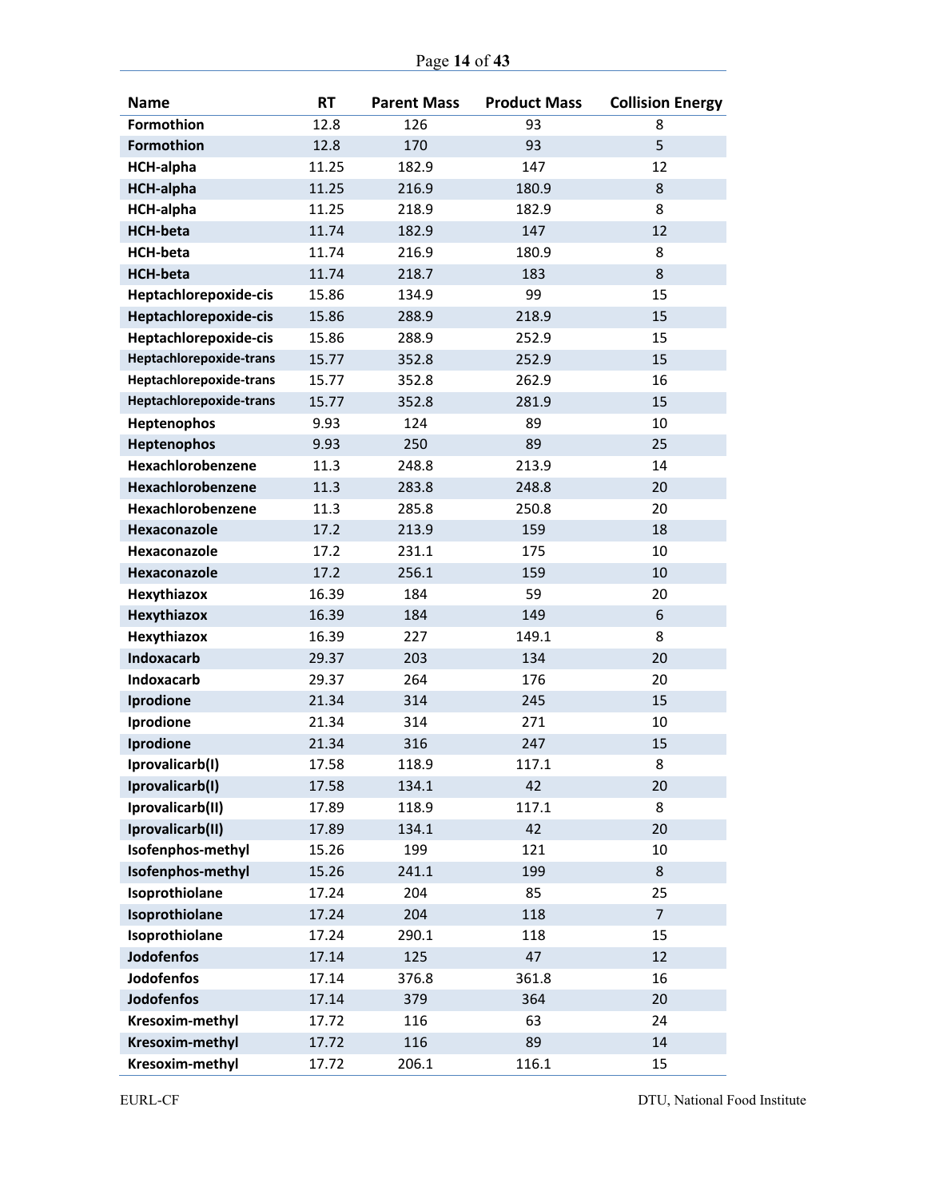| Name | RT | Parent Mass | Product Mass | Collision Energy |
|---|---|---|---|---|
| **Formothion** | 12.8 | 126 | 93 | 8 |
| **Formothion** | 12.8 | 170 | 93 | 5 |
| **HCH-alpha** | 11.25 | 182.9 | 147 | 12 |
| **HCH-alpha** | 11.25 | 216.9 | 180.9 | 8 |
| **HCH-alpha** | 11.25 | 218.9 | 182.9 | 8 |
| **HCH-beta** | 11.74 | 182.9 | 147 | 12 |
| **HCH-beta** | 11.74 | 216.9 | 180.9 | 8 |
| **HCH-beta** | 11.74 | 218.7 | 183 | 8 |
| **Heptachlorepoxide-cis** | 15.86 | 134.9 | 99 | 15 |
| **Heptachlorepoxide-cis** | 15.86 | 288.9 | 218.9 | 15 |
| **Heptachlorepoxide-cis** | 15.86 | 288.9 | 252.9 | 15 |
| **Heptachlorepoxide-trans** | 15.77 | 352.8 | 252.9 | 15 |
| **Heptachlorepoxide-trans** | 15.77 | 352.8 | 262.9 | 16 |
| **Heptachlorepoxide-trans** | 15.77 | 352.8 | 281.9 | 15 |
| **Heptenophos** | 9.93 | 124 | 89 | 10 |
| **Heptenophos** | 9.93 | 250 | 89 | 25 |
| **Hexachlorobenzene** | 11.3 | 248.8 | 213.9 | 14 |
| **Hexachlorobenzene** | 11.3 | 283.8 | 248.8 | 20 |
| **Hexachlorobenzene** | 11.3 | 285.8 | 250.8 | 20 |
| **Hexaconazole** | 17.2 | 213.9 | 159 | 18 |
| **Hexaconazole** | 17.2 | 231.1 | 175 | 10 |
| **Hexaconazole** | 17.2 | 256.1 | 159 | 10 |
| **Hexythiazox** | 16.39 | 184 | 59 | 20 |
| **Hexythiazox** | 16.39 | 184 | 149 | 6 |
| **Hexythiazox** | 16.39 | 227 | 149.1 | 8 |
| **Indoxacarb** | 29.37 | 203 | 134 | 20 |
| **Indoxacarb** | 29.37 | 264 | 176 | 20 |
| **Iprodione** | 21.34 | 314 | 245 | 15 |
| **Iprodione** | 21.34 | 314 | 271 | 10 |
| **Iprodione** | 21.34 | 316 | 247 | 15 |
| **Iprovalicarb(I)** | 17.58 | 118.9 | 117.1 | 8 |
| **Iprovalicarb(I)** | 17.58 | 134.1 | 42 | 20 |
| **Iprovalicarb(II)** | 17.89 | 118.9 | 117.1 | 8 |
| **Iprovalicarb(II)** | 17.89 | 134.1 | 42 | 20 |
| **Isofenphos-methyl** | 15.26 | 199 | 121 | 10 |
| **Isofenphos-methyl** | 15.26 | 241.1 | 199 | 8 |
| **Isoprothiolane** | 17.24 | 204 | 85 | 25 |
| **Isoprothiolane** | 17.24 | 204 | 118 | 7 |
| **Isoprothiolane** | 17.24 | 290.1 | 118 | 15 |
| **Jodofenfos** | 17.14 | 125 | 47 | 12 |
| **Jodofenfos** | 17.14 | 376.8 | 361.8 | 16 |
| **Jodofenfos** | 17.14 | 379 | 364 | 20 |
| **Kresoxim-methyl** | 17.72 | 116 | 63 | 24 |
| **Kresoxim-methyl** | 17.72 | 116 | 89 | 14 |
| **Kresoxim-methyl** | 17.72 | 206.1 | 116.1 | 15 |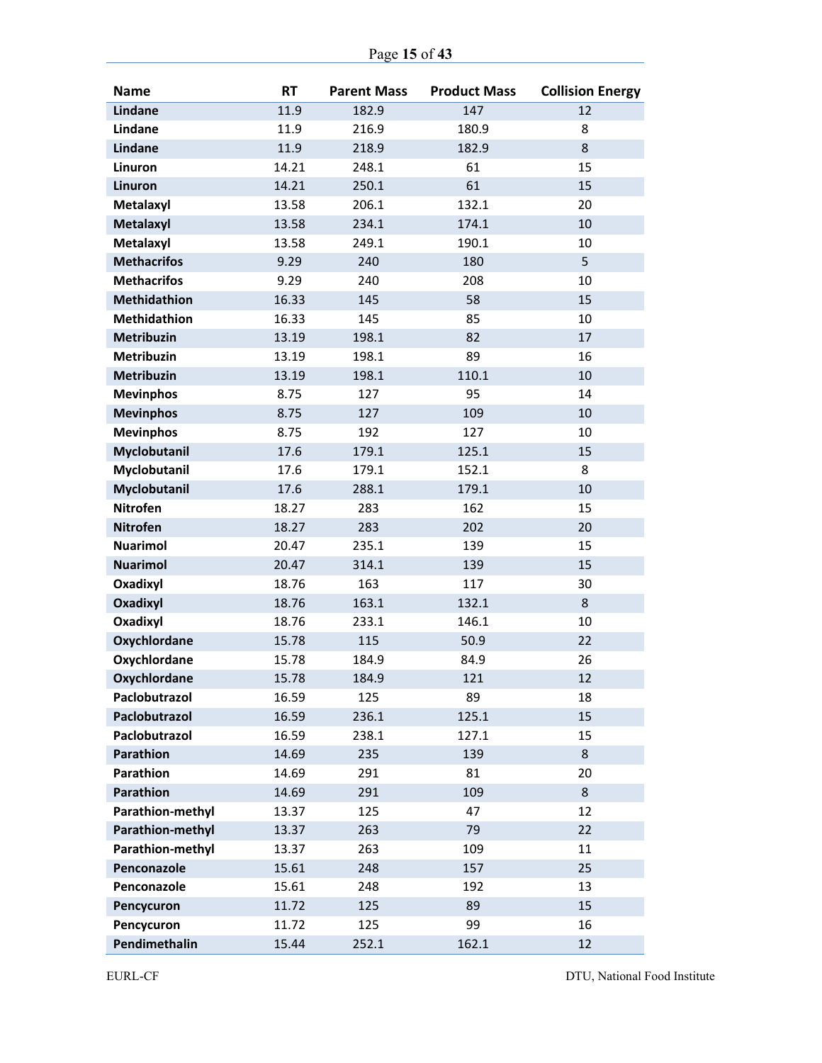| Name | RT | Parent Mass | Product Mass | Collision Energy |
|---|---|---|---|---|
| **Lindane** | 11.9 | 182.9 | 147 | 12 |
| **Lindane** | 11.9 | 216.9 | 180.9 | 8 |
| **Lindane** | 11.9 | 218.9 | 182.9 | 8 |
| **Linuron** | 14.21 | 248.1 | 61 | 15 |
| **Linuron** | 14.21 | 250.1 | 61 | 15 |
| **Metalaxyl** | 13.58 | 206.1 | 132.1 | 20 |
| **Metalaxyl** | 13.58 | 234.1 | 174.1 | 10 |
| **Metalaxyl** | 13.58 | 249.1 | 190.1 | 10 |
| **Methacrifos** | 9.29 | 240 | 180 | 5 |
| **Methacrifos** | 9.29 | 240 | 208 | 10 |
| **Methidathion** | 16.33 | 145 | 58 | 15 |
| **Methidathion** | 16.33 | 145 | 85 | 10 |
| **Metribuzin** | 13.19 | 198.1 | 82 | 17 |
| **Metribuzin** | 13.19 | 198.1 | 89 | 16 |
| **Metribuzin** | 13.19 | 198.1 | 110.1 | 10 |
| **Mevinphos** | 8.75 | 127 | 95 | 14 |
| **Mevinphos** | 8.75 | 127 | 109 | 10 |
| **Mevinphos** | 8.75 | 192 | 127 | 10 |
| **Myclobutanil** | 17.6 | 179.1 | 125.1 | 15 |
| **Myclobutanil** | 17.6 | 179.1 | 152.1 | 8 |
| **Myclobutanil** | 17.6 | 288.1 | 179.1 | 10 |
| **Nitrofen** | 18.27 | 283 | 162 | 15 |
| **Nitrofen** | 18.27 | 283 | 202 | 20 |
| **Nuarimol** | 20.47 | 235.1 | 139 | 15 |
| **Nuarimol** | 20.47 | 314.1 | 139 | 15 |
| **Oxadixyl** | 18.76 | 163 | 117 | 30 |
| **Oxadixyl** | 18.76 | 163.1 | 132.1 | 8 |
| **Oxadixyl** | 18.76 | 233.1 | 146.1 | 10 |
| **Oxychlordane** | 15.78 | 115 | 50.9 | 22 |
| **Oxychlordane** | 15.78 | 184.9 | 84.9 | 26 |
| **Oxychlordane** | 15.78 | 184.9 | 121 | 12 |
| **Paclobutrazol** | 16.59 | 125 | 89 | 18 |
| **Paclobutrazol** | 16.59 | 236.1 | 125.1 | 15 |
| **Paclobutrazol** | 16.59 | 238.1 | 127.1 | 15 |
| **Parathion** | 14.69 | 235 | 139 | 8 |
| **Parathion** | 14.69 | 291 | 81 | 20 |
| **Parathion** | 14.69 | 291 | 109 | 8 |
| **Parathion-methyl** | 13.37 | 125 | 47 | 12 |
| **Parathion-methyl** | 13.37 | 263 | 79 | 22 |
| **Parathion-methyl** | 13.37 | 263 | 109 | 11 |
| **Penconazole** | 15.61 | 248 | 157 | 25 |
| **Penconazole** | 15.61 | 248 | 192 | 13 |
| **Pencycuron** | 11.72 | 125 | 89 | 15 |
| **Pencycuron** | 11.72 | 125 | 99 | 16 |
| **Pendimethalin** | 15.44 | 252.1 | 162.1 | 12 |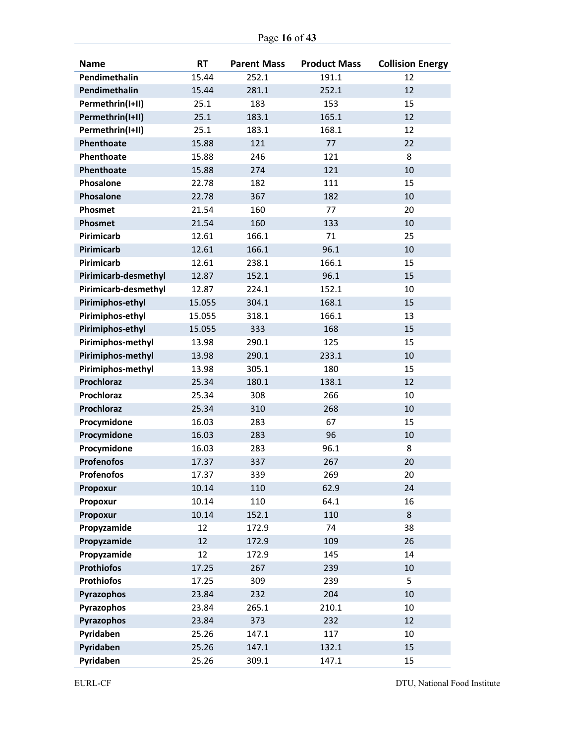| Name | RT | Parent Mass | Product Mass | Collision Energy |
|---|---|---|---|---|
| **Pendimethalin** | 15.44 | 252.1 | 191.1 | 12 |
| **Pendimethalin** | 15.44 | 281.1 | 252.1 | 12 |
| **Permethrin(I+II)** | 25.1 | 183 | 153 | 15 |
| **Permethrin(I+II)** | 25.1 | 183.1 | 165.1 | 12 |
| **Permethrin(I+II)** | 25.1 | 183.1 | 168.1 | 12 |
| **Phenthoate** | 15.88 | 121 | 77 | 22 |
| **Phenthoate** | 15.88 | 246 | 121 | 8 |
| **Phenthoate** | 15.88 | 274 | 121 | 10 |
| **Phosalone** | 22.78 | 182 | 111 | 15 |
| **Phosalone** | 22.78 | 367 | 182 | 10 |
| **Phosmet** | 21.54 | 160 | 77 | 20 |
| **Phosmet** | 21.54 | 160 | 133 | 10 |
| **Pirimicarb** | 12.61 | 166.1 | 71 | 25 |
| **Pirimicarb** | 12.61 | 166.1 | 96.1 | 10 |
| **Pirimicarb** | 12.61 | 238.1 | 166.1 | 15 |
| **Pirimicarb-desmethyl** | 12.87 | 152.1 | 96.1 | 15 |
| **Pirimicarb-desmethyl** | 12.87 | 224.1 | 152.1 | 10 |
| **Pirimiphos-ethyl** | 15.055 | 304.1 | 168.1 | 15 |
| **Pirimiphos-ethyl** | 15.055 | 318.1 | 166.1 | 13 |
| **Pirimiphos-ethyl** | 15.055 | 333 | 168 | 15 |
| **Pirimiphos-methyl** | 13.98 | 290.1 | 125 | 15 |
| **Pirimiphos-methyl** | 13.98 | 290.1 | 233.1 | 10 |
| **Pirimiphos-methyl** | 13.98 | 305.1 | 180 | 15 |
| **Prochloraz** | 25.34 | 180.1 | 138.1 | 12 |
| **Prochloraz** | 25.34 | 308 | 266 | 10 |
| **Prochloraz** | 25.34 | 310 | 268 | 10 |
| **Procymidone** | 16.03 | 283 | 67 | 15 |
| **Procymidone** | 16.03 | 283 | 96 | 10 |
| **Procymidone** | 16.03 | 283 | 96.1 | 8 |
| **Profenofos** | 17.37 | 337 | 267 | 20 |
| **Profenofos** | 17.37 | 339 | 269 | 20 |
| **Propoxur** | 10.14 | 110 | 62.9 | 24 |
| **Propoxur** | 10.14 | 110 | 64.1 | 16 |
| **Propoxur** | 10.14 | 152.1 | 110 | 8 |
| **Propyzamide** | 12 | 172.9 | 74 | 38 |
| **Propyzamide** | 12 | 172.9 | 109 | 26 |
| **Propyzamide** | 12 | 172.9 | 145 | 14 |
| **Prothiofos** | 17.25 | 267 | 239 | 10 |
| **Prothiofos** | 17.25 | 309 | 239 | 5 |
| **Pyrazophos** | 23.84 | 232 | 204 | 10 |
| **Pyrazophos** | 23.84 | 265.1 | 210.1 | 10 |
| **Pyrazophos** | 23.84 | 373 | 232 | 12 |
| **Pyridaben** | 25.26 | 147.1 | 117 | 10 |
| **Pyridaben** | 25.26 | 147.1 | 132.1 | 15 |
| **Pyridaben** | 25.26 | 309.1 | 147.1 | 15 |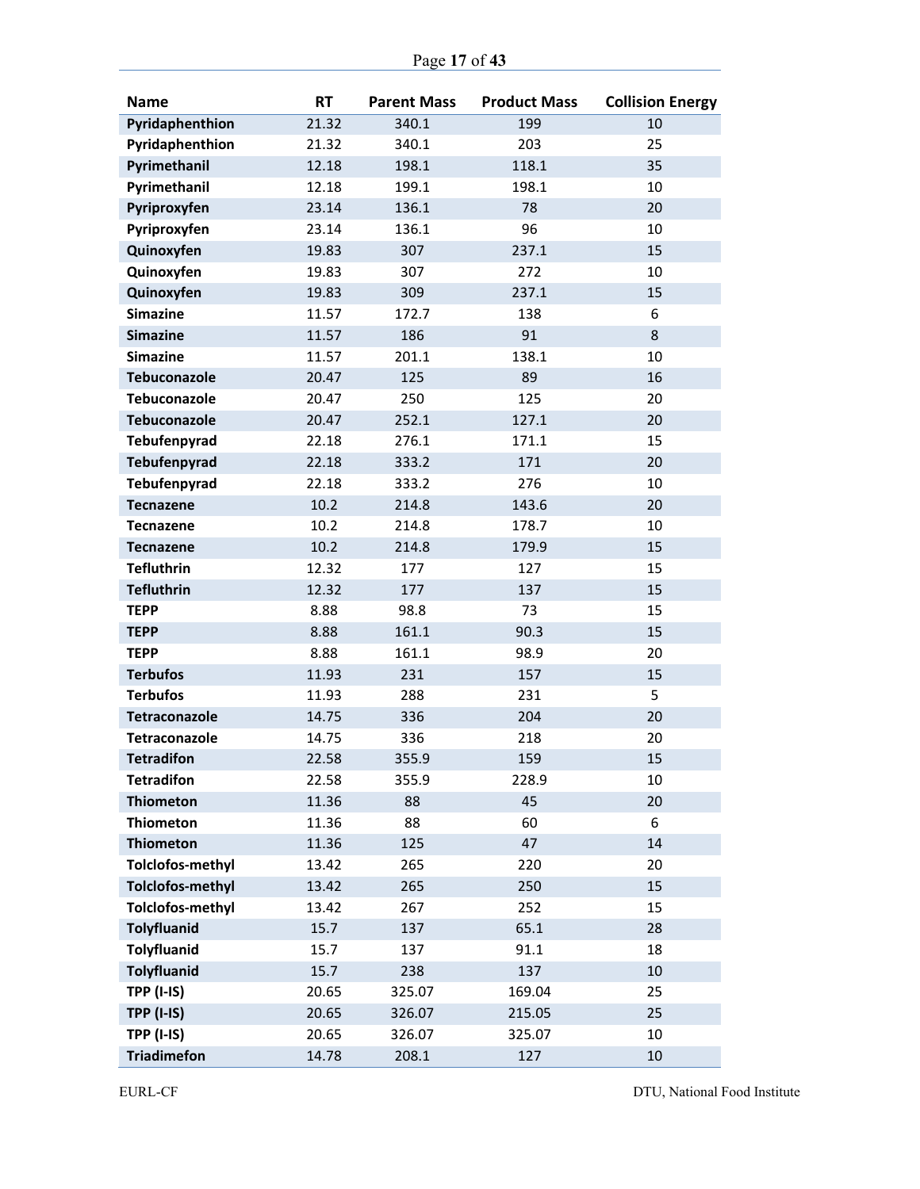| Name | RT | Parent Mass | Product Mass | Collision Energy |
|---|---|---|---|---|
| Pyridaphenthion | 21.32 | 340.1 | 199 | 10 |
| Pyridaphenthion | 21.32 | 340.1 | 203 | 25 |
| Pyrimethanil | 12.18 | 198.1 | 118.1 | 35 |
| Pyrimethanil | 12.18 | 199.1 | 198.1 | 10 |
| Pyriproxyfen | 23.14 | 136.1 | 78 | 20 |
| Pyriproxyfen | 23.14 | 136.1 | 96 | 10 |
| Quinoxyfen | 19.83 | 307 | 237.1 | 15 |
| Quinoxyfen | 19.83 | 307 | 272 | 10 |
| Quinoxyfen | 19.83 | 309 | 237.1 | 15 |
| Simazine | 11.57 | 172.7 | 138 | 6 |
| Simazine | 11.57 | 186 | 91 | 8 |
| Simazine | 11.57 | 201.1 | 138.1 | 10 |
| Tebuconazole | 20.47 | 125 | 89 | 16 |
| Tebuconazole | 20.47 | 250 | 125 | 20 |
| Tebuconazole | 20.47 | 252.1 | 127.1 | 20 |
| Tebufenpyrad | 22.18 | 276.1 | 171.1 | 15 |
| Tebufenpyrad | 22.18 | 333.2 | 171 | 20 |
| Tebufenpyrad | 22.18 | 333.2 | 276 | 10 |
| Tecnazene | 10.2 | 214.8 | 143.6 | 20 |
| Tecnazene | 10.2 | 214.8 | 178.7 | 10 |
| Tecnazene | 10.2 | 214.8 | 179.9 | 15 |
| Tefluthrin | 12.32 | 177 | 127 | 15 |
| Tefluthrin | 12.32 | 177 | 137 | 15 |
| TEPP | 8.88 | 98.8 | 73 | 15 |
| TEPP | 8.88 | 161.1 | 90.3 | 15 |
| TEPP | 8.88 | 161.1 | 98.9 | 20 |
| Terbufos | 11.93 | 231 | 157 | 15 |
| Terbufos | 11.93 | 288 | 231 | 5 |
| Tetraconazole | 14.75 | 336 | 204 | 20 |
| Tetraconazole | 14.75 | 336 | 218 | 20 |
| Tetradifon | 22.58 | 355.9 | 159 | 15 |
| Tetradifon | 22.58 | 355.9 | 228.9 | 10 |
| Thiometon | 11.36 | 88 | 45 | 20 |
| Thiometon | 11.36 | 88 | 60 | 6 |
| Thiometon | 11.36 | 125 | 47 | 14 |
| Tolclofos-methyl | 13.42 | 265 | 220 | 20 |
| Tolclofos-methyl | 13.42 | 265 | 250 | 15 |
| Tolclofos-methyl | 13.42 | 267 | 252 | 15 |
| Tolyfluanid | 15.7 | 137 | 65.1 | 28 |
| Tolyfluanid | 15.7 | 137 | 91.1 | 18 |
| Tolyfluanid | 15.7 | 238 | 137 | 10 |
| TPP (I-IS) | 20.65 | 325.07 | 169.04 | 25 |
| TPP (I-IS) | 20.65 | 326.07 | 215.05 | 25 |
| TPP (I-IS) | 20.65 | 326.07 | 325.07 | 10 |
| Triadimefon | 14.78 | 208.1 | 127 | 10 |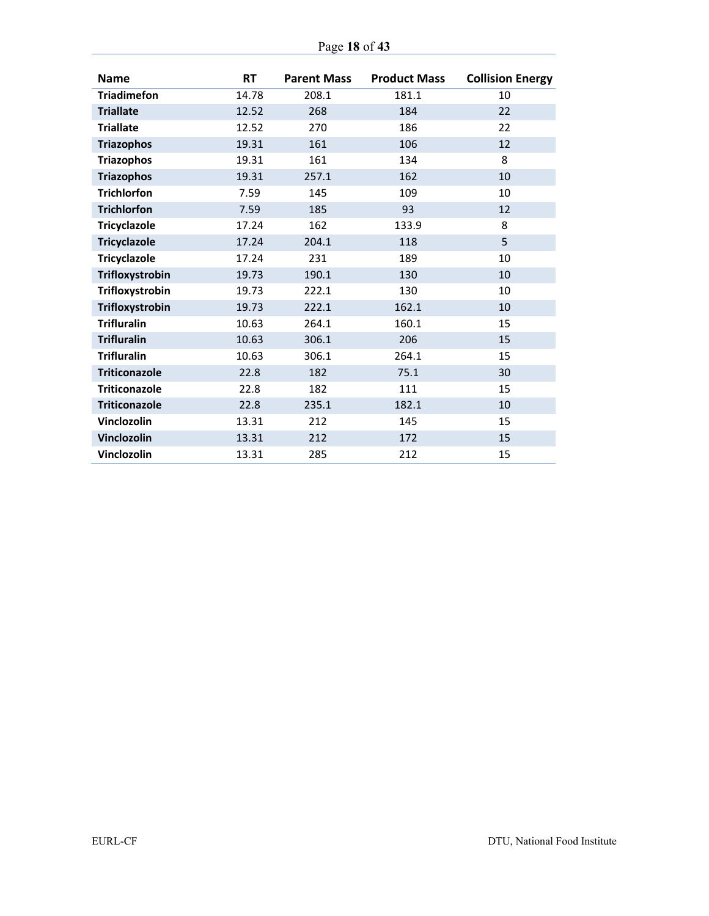| Name | RT | Parent Mass | Product Mass | Collision Energy |
| --- | --- | --- | --- | --- |
| **Triadimefon** | 14.78 | 208.1 | 181.1 | 10 |
| **Triallate** | 12.52 | 268 | 184 | 22 |
| **Triallate** | 12.52 | 270 | 186 | 22 |
| **Triazophos** | 19.31 | 161 | 106 | 12 |
| **Triazophos** | 19.31 | 161 | 134 | 8 |
| **Triazophos** | 19.31 | 257.1 | 162 | 10 |
| **Trichlorfon** | 7.59 | 145 | 109 | 10 |
| **Trichlorfon** | 7.59 | 185 | 93 | 12 |
| **Tricyclazole** | 17.24 | 162 | 133.9 | 8 |
| **Tricyclazole** | 17.24 | 204.1 | 118 | 5 |
| **Tricyclazole** | 17.24 | 231 | 189 | 10 |
| **Trifloxystrobin** | 19.73 | 190.1 | 130 | 10 |
| **Trifloxystrobin** | 19.73 | 222.1 | 130 | 10 |
| **Trifloxystrobin** | 19.73 | 222.1 | 162.1 | 10 |
| **Trifluralin** | 10.63 | 264.1 | 160.1 | 15 |
| **Trifluralin** | 10.63 | 306.1 | 206 | 15 |
| **Trifluralin** | 10.63 | 306.1 | 264.1 | 15 |
| **Triticonazole** | 22.8 | 182 | 75.1 | 30 |
| **Triticonazole** | 22.8 | 182 | 111 | 15 |
| **Triticonazole** | 22.8 | 235.1 | 182.1 | 10 |
| **Vinclozolin** | 13.31 | 212 | 145 | 15 |
| **Vinclozolin** | 13.31 | 212 | 172 | 15 |
| **Vinclozolin** | 13.31 | 285 | 212 | 15 |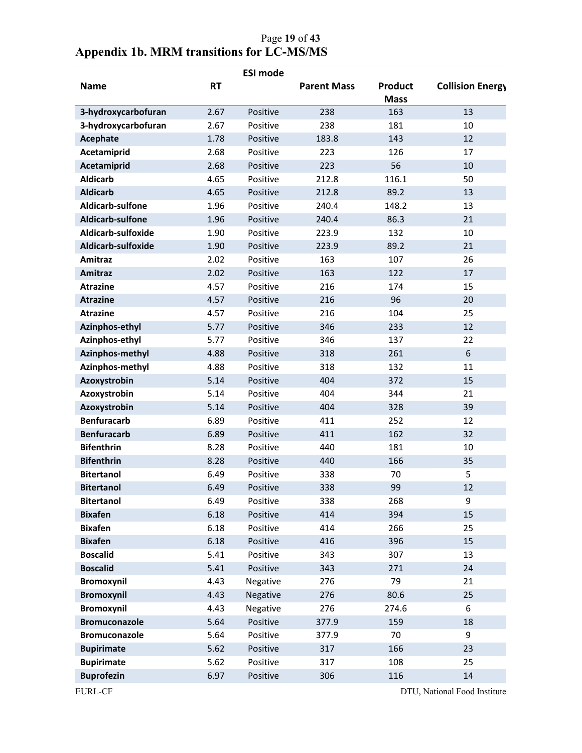# Appendix 1b. MRM transitions for LC-MS/MS

| Name | RT | ESI mode | Parent Mass | Product Mass | Collision Energy |
|---|---|---|---|---|---|
| 3-hydroxycarbofuran | 2.67 | Positive | 238 | 163 | 13 |
| 3-hydroxycarbofuran | 2.67 | Positive | 238 | 181 | 10 |
| Acephate | 1.78 | Positive | 183.8 | 143 | 12 |
| Acetamiprid | 2.68 | Positive | 223 | 126 | 17 |
| Acetamiprid | 2.68 | Positive | 223 | 56 | 10 |
| Aldicarb | 4.65 | Positive | 212.8 | 116.1 | 50 |
| Aldicarb | 4.65 | Positive | 212.8 | 89.2 | 13 |
| Aldicarb-sulfone | 1.96 | Positive | 240.4 | 148.2 | 13 |
| Aldicarb-sulfone | 1.96 | Positive | 240.4 | 86.3 | 21 |
| Aldicarb-sulfoxide | 1.90 | Positive | 223.9 | 132 | 10 |
| Aldicarb-sulfoxide | 1.90 | Positive | 223.9 | 89.2 | 21 |
| Amitraz | 2.02 | Positive | 163 | 107 | 26 |
| Amitraz | 2.02 | Positive | 163 | 122 | 17 |
| Atrazine | 4.57 | Positive | 216 | 174 | 15 |
| Atrazine | 4.57 | Positive | 216 | 96 | 20 |
| Atrazine | 4.57 | Positive | 216 | 104 | 25 |
| Azinphos-ethyl | 5.77 | Positive | 346 | 233 | 12 |
| Azinphos-ethyl | 5.77 | Positive | 346 | 137 | 22 |
| Azinphos-methyl | 4.88 | Positive | 318 | 261 | 6 |
| Azinphos-methyl | 4.88 | Positive | 318 | 132 | 11 |
| Azoxystrobin | 5.14 | Positive | 404 | 372 | 15 |
| Azoxystrobin | 5.14 | Positive | 404 | 344 | 21 |
| Azoxystrobin | 5.14 | Positive | 404 | 328 | 39 |
| Benfuracarb | 6.89 | Positive | 411 | 252 | 12 |
| Benfuracarb | 6.89 | Positive | 411 | 162 | 32 |
| Bifenthrin | 8.28 | Positive | 440 | 181 | 10 |
| Bifenthrin | 8.28 | Positive | 440 | 166 | 35 |
| Bitertanol | 6.49 | Positive | 338 | 70 | 5 |
| Bitertanol | 6.49 | Positive | 338 | 99 | 12 |
| Bitertanol | 6.49 | Positive | 338 | 268 | 9 |
| Bixafen | 6.18 | Positive | 414 | 394 | 15 |
| Bixafen | 6.18 | Positive | 414 | 266 | 25 |
| Bixafen | 6.18 | Positive | 416 | 396 | 15 |
| Boscalid | 5.41 | Positive | 343 | 307 | 13 |
| Boscalid | 5.41 | Positive | 343 | 271 | 24 |
| Bromoxynil | 4.43 | Negative | 276 | 79 | 21 |
| Bromoxynil | 4.43 | Negative | 276 | 80.6 | 25 |
| Bromoxynil | 4.43 | Negative | 276 | 274.6 | 6 |
| Bromuconazole | 5.64 | Positive | 377.9 | 159 | 18 |
| Bromuconazole | 5.64 | Positive | 377.9 | 70 | 9 |
| Bupirimate | 5.62 | Positive | 317 | 166 | 23 |
| Bupirimate | 5.62 | Positive | 317 | 108 | 25 |
| Buprofezin | 6.97 | Positive | 306 | 116 | 14 |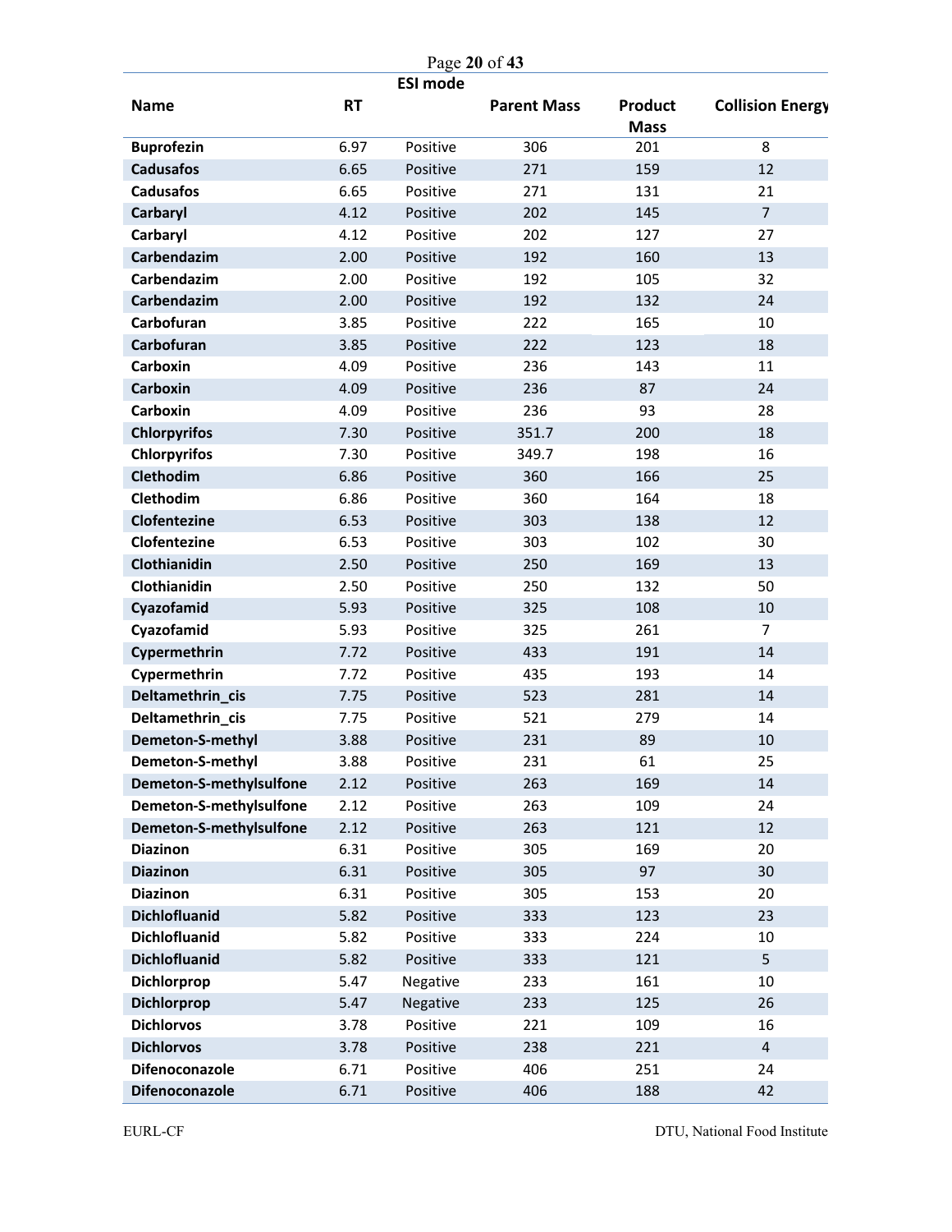| Name | RT | ESI mode | Parent Mass | Product Mass | Collision Energy |
|---|---|---|---|---|---|
| **Buprofezin** | 6.97 | Positive | 306 | 201 | 8 |
| **Cadusafos** | 6.65 | Positive | 271 | 159 | 12 |
| **Cadusafos** | 6.65 | Positive | 271 | 131 | 21 |
| **Carbaryl** | 4.12 | Positive | 202 | 145 | 7 |
| **Carbaryl** | 4.12 | Positive | 202 | 127 | 27 |
| **Carbendazim** | 2.00 | Positive | 192 | 160 | 13 |
| **Carbendazim** | 2.00 | Positive | 192 | 105 | 32 |
| **Carbendazim** | 2.00 | Positive | 192 | 132 | 24 |
| **Carbofuran** | 3.85 | Positive | 222 | 165 | 10 |
| **Carbofuran** | 3.85 | Positive | 222 | 123 | 18 |
| **Carboxin** | 4.09 | Positive | 236 | 143 | 11 |
| **Carboxin** | 4.09 | Positive | 236 | 87 | 24 |
| **Carboxin** | 4.09 | Positive | 236 | 93 | 28 |
| **Chlorpyrifos** | 7.30 | Positive | 351.7 | 200 | 18 |
| **Chlorpyrifos** | 7.30 | Positive | 349.7 | 198 | 16 |
| **Clethodim** | 6.86 | Positive | 360 | 166 | 25 |
| **Clethodim** | 6.86 | Positive | 360 | 164 | 18 |
| **Clofentezine** | 6.53 | Positive | 303 | 138 | 12 |
| **Clofentezine** | 6.53 | Positive | 303 | 102 | 30 |
| **Clothianidin** | 2.50 | Positive | 250 | 169 | 13 |
| **Clothianidin** | 2.50 | Positive | 250 | 132 | 50 |
| **Cyazofamid** | 5.93 | Positive | 325 | 108 | 10 |
| **Cyazofamid** | 5.93 | Positive | 325 | 261 | 7 |
| **Cypermethrin** | 7.72 | Positive | 433 | 191 | 14 |
| **Cypermethrin** | 7.72 | Positive | 435 | 193 | 14 |
| **Deltamethrin_cis** | 7.75 | Positive | 523 | 281 | 14 |
| **Deltamethrin_cis** | 7.75 | Positive | 521 | 279 | 14 |
| **Demeton-S-methyl** | 3.88 | Positive | 231 | 89 | 10 |
| **Demeton-S-methyl** | 3.88 | Positive | 231 | 61 | 25 |
| **Demeton-S-methylsulfone** | 2.12 | Positive | 263 | 169 | 14 |
| **Demeton-S-methylsulfone** | 2.12 | Positive | 263 | 109 | 24 |
| **Demeton-S-methylsulfone** | 2.12 | Positive | 263 | 121 | 12 |
| **Diazinon** | 6.31 | Positive | 305 | 169 | 20 |
| **Diazinon** | 6.31 | Positive | 305 | 97 | 30 |
| **Diazinon** | 6.31 | Positive | 305 | 153 | 20 |
| **Dichlofluanid** | 5.82 | Positive | 333 | 123 | 23 |
| **Dichlofluanid** | 5.82 | Positive | 333 | 224 | 10 |
| **Dichlofluanid** | 5.82 | Positive | 333 | 121 | 5 |
| **Dichlorprop** | 5.47 | Negative | 233 | 161 | 10 |
| **Dichlorprop** | 5.47 | Negative | 233 | 125 | 26 |
| **Dichlorvos** | 3.78 | Positive | 221 | 109 | 16 |
| **Dichlorvos** | 3.78 | Positive | 238 | 221 | 4 |
| **Difenoconazole** | 6.71 | Positive | 406 | 251 | 24 |
| **Difenoconazole** | 6.71 | Positive | 406 | 188 | 42 |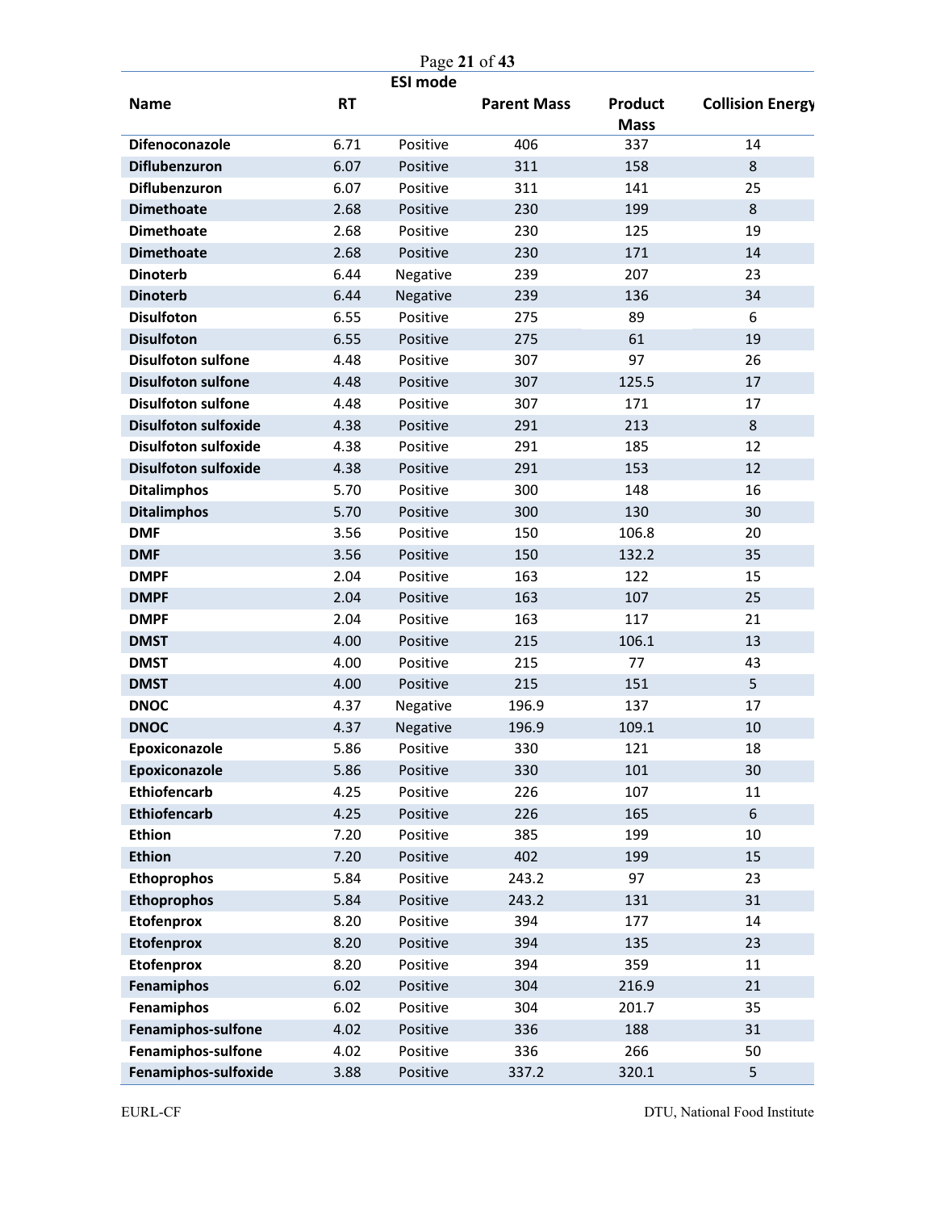| Name | RT | ESI mode | Parent Mass | Product Mass | Collision Energy |
|---|---|---|---|---|---|
| **Difenoconazole** | 6.71 | Positive | 406 | 337 | 14 |
| **Diflubenzuron** | 6.07 | Positive | 311 | 158 | 8 |
| **Diflubenzuron** | 6.07 | Positive | 311 | 141 | 25 |
| **Dimethoate** | 2.68 | Positive | 230 | 199 | 8 |
| **Dimethoate** | 2.68 | Positive | 230 | 125 | 19 |
| **Dimethoate** | 2.68 | Positive | 230 | 171 | 14 |
| **Dinoterb** | 6.44 | Negative | 239 | 207 | 23 |
| **Dinoterb** | 6.44 | Negative | 239 | 136 | 34 |
| **Disulfoton** | 6.55 | Positive | 275 | 89 | 6 |
| **Disulfoton** | 6.55 | Positive | 275 | 61 | 19 |
| **Disulfoton sulfone** | 4.48 | Positive | 307 | 97 | 26 |
| **Disulfoton sulfone** | 4.48 | Positive | 307 | 125.5 | 17 |
| **Disulfoton sulfone** | 4.48 | Positive | 307 | 171 | 17 |
| **Disulfoton sulfoxide** | 4.38 | Positive | 291 | 213 | 8 |
| **Disulfoton sulfoxide** | 4.38 | Positive | 291 | 185 | 12 |
| **Disulfoton sulfoxide** | 4.38 | Positive | 291 | 153 | 12 |
| **Ditalimphos** | 5.70 | Positive | 300 | 148 | 16 |
| **Ditalimphos** | 5.70 | Positive | 300 | 130 | 30 |
| **DMF** | 3.56 | Positive | 150 | 106.8 | 20 |
| **DMF** | 3.56 | Positive | 150 | 132.2 | 35 |
| **DMPF** | 2.04 | Positive | 163 | 122 | 15 |
| **DMPF** | 2.04 | Positive | 163 | 107 | 25 |
| **DMPF** | 2.04 | Positive | 163 | 117 | 21 |
| **DMST** | 4.00 | Positive | 215 | 106.1 | 13 |
| **DMST** | 4.00 | Positive | 215 | 77 | 43 |
| **DMST** | 4.00 | Positive | 215 | 151 | 5 |
| **DNOC** | 4.37 | Negative | 196.9 | 137 | 17 |
| **DNOC** | 4.37 | Negative | 196.9 | 109.1 | 10 |
| **Epoxiconazole** | 5.86 | Positive | 330 | 121 | 18 |
| **Epoxiconazole** | 5.86 | Positive | 330 | 101 | 30 |
| **Ethiofencarb** | 4.25 | Positive | 226 | 107 | 11 |
| **Ethiofencarb** | 4.25 | Positive | 226 | 165 | 6 |
| **Ethion** | 7.20 | Positive | 385 | 199 | 10 |
| **Ethion** | 7.20 | Positive | 402 | 199 | 15 |
| **Ethoprophos** | 5.84 | Positive | 243.2 | 97 | 23 |
| **Ethoprophos** | 5.84 | Positive | 243.2 | 131 | 31 |
| **Etofenprox** | 8.20 | Positive | 394 | 177 | 14 |
| **Etofenprox** | 8.20 | Positive | 394 | 135 | 23 |
| **Etofenprox** | 8.20 | Positive | 394 | 359 | 11 |
| **Fenamiphos** | 6.02 | Positive | 304 | 216.9 | 21 |
| **Fenamiphos** | 6.02 | Positive | 304 | 201.7 | 35 |
| **Fenamiphos-sulfone** | 4.02 | Positive | 336 | 188 | 31 |
| **Fenamiphos-sulfone** | 4.02 | Positive | 336 | 266 | 50 |
| **Fenamiphos-sulfoxide** | 3.88 | Positive | 337.2 | 320.1 | 5 |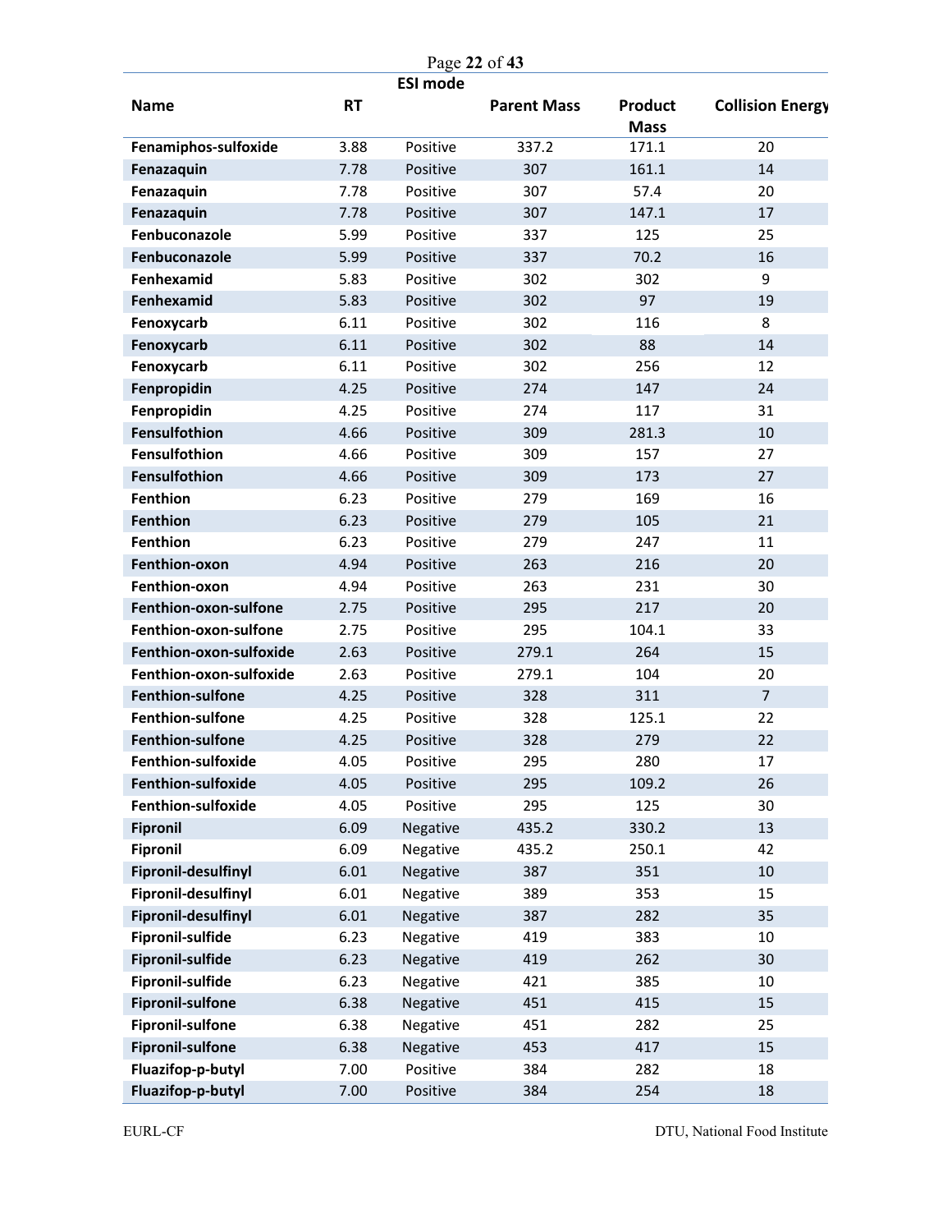| Name | RT | ESI mode | Parent Mass | Product Mass | Collision Energy |
|---|---|---|---|---|---|
| **Fenamiphos-sulfoxide** | 3.88 | Positive | 337.2 | 171.1 | 20 |
| **Fenazaquin** | 7.78 | Positive | 307 | 161.1 | 14 |
| **Fenazaquin** | 7.78 | Positive | 307 | 57.4 | 20 |
| **Fenazaquin** | 7.78 | Positive | 307 | 147.1 | 17 |
| **Fenbuconazole** | 5.99 | Positive | 337 | 125 | 25 |
| **Fenbuconazole** | 5.99 | Positive | 337 | 70.2 | 16 |
| **Fenhexamid** | 5.83 | Positive | 302 | 302 | 9 |
| **Fenhexamid** | 5.83 | Positive | 302 | 97 | 19 |
| **Fenoxycarb** | 6.11 | Positive | 302 | 116 | 8 |
| **Fenoxycarb** | 6.11 | Positive | 302 | 88 | 14 |
| **Fenoxycarb** | 6.11 | Positive | 302 | 256 | 12 |
| **Fenpropidin** | 4.25 | Positive | 274 | 147 | 24 |
| **Fenpropidin** | 4.25 | Positive | 274 | 117 | 31 |
| **Fensulfothion** | 4.66 | Positive | 309 | 281.3 | 10 |
| **Fensulfothion** | 4.66 | Positive | 309 | 157 | 27 |
| **Fensulfothion** | 4.66 | Positive | 309 | 173 | 27 |
| **Fenthion** | 6.23 | Positive | 279 | 169 | 16 |
| **Fenthion** | 6.23 | Positive | 279 | 105 | 21 |
| **Fenthion** | 6.23 | Positive | 279 | 247 | 11 |
| **Fenthion-oxon** | 4.94 | Positive | 263 | 216 | 20 |
| **Fenthion-oxon** | 4.94 | Positive | 263 | 231 | 30 |
| **Fenthion-oxon-sulfone** | 2.75 | Positive | 295 | 217 | 20 |
| **Fenthion-oxon-sulfone** | 2.75 | Positive | 295 | 104.1 | 33 |
| **Fenthion-oxon-sulfoxide** | 2.63 | Positive | 279.1 | 264 | 15 |
| **Fenthion-oxon-sulfoxide** | 2.63 | Positive | 279.1 | 104 | 20 |
| **Fenthion-sulfone** | 4.25 | Positive | 328 | 311 | 7 |
| **Fenthion-sulfone** | 4.25 | Positive | 328 | 125.1 | 22 |
| **Fenthion-sulfone** | 4.25 | Positive | 328 | 279 | 22 |
| **Fenthion-sulfoxide** | 4.05 | Positive | 295 | 280 | 17 |
| **Fenthion-sulfoxide** | 4.05 | Positive | 295 | 109.2 | 26 |
| **Fenthion-sulfoxide** | 4.05 | Positive | 295 | 125 | 30 |
| **Fipronil** | 6.09 | Negative | 435.2 | 330.2 | 13 |
| **Fipronil** | 6.09 | Negative | 435.2 | 250.1 | 42 |
| **Fipronil-desulfinyl** | 6.01 | Negative | 387 | 351 | 10 |
| **Fipronil-desulfinyl** | 6.01 | Negative | 389 | 353 | 15 |
| **Fipronil-desulfinyl** | 6.01 | Negative | 387 | 282 | 35 |
| **Fipronil-sulfide** | 6.23 | Negative | 419 | 383 | 10 |
| **Fipronil-sulfide** | 6.23 | Negative | 419 | 262 | 30 |
| **Fipronil-sulfide** | 6.23 | Negative | 421 | 385 | 10 |
| **Fipronil-sulfone** | 6.38 | Negative | 451 | 415 | 15 |
| **Fipronil-sulfone** | 6.38 | Negative | 451 | 282 | 25 |
| **Fipronil-sulfone** | 6.38 | Negative | 453 | 417 | 15 |
| **Fluazifop-p-butyl** | 7.00 | Positive | 384 | 282 | 18 |
| **Fluazifop-p-butyl** | 7.00 | Positive | 384 | 254 | 18 |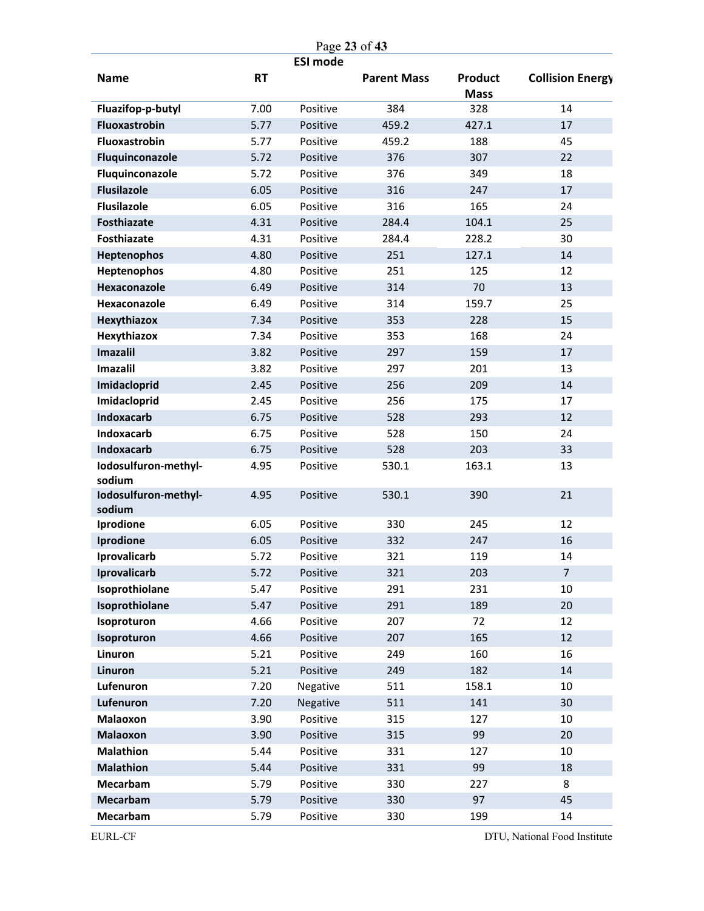| Name | RT | ESI mode | Parent Mass | Product Mass | Collision Energy |
|---|---|---|---|---|---|
| **Fluazifop-p-butyl** | 7.00 | Positive | 384 | 328 | 14 |
| **Fluoxastrobin** | 5.77 | Positive | 459.2 | 427.1 | 17 |
| **Fluoxastrobin** | 5.77 | Positive | 459.2 | 188 | 45 |
| **Fluquinconazole** | 5.72 | Positive | 376 | 307 | 22 |
| **Fluquinconazole** | 5.72 | Positive | 376 | 349 | 18 |
| **Flusilazole** | 6.05 | Positive | 316 | 247 | 17 |
| **Flusilazole** | 6.05 | Positive | 316 | 165 | 24 |
| **Fosthiazate** | 4.31 | Positive | 284.4 | 104.1 | 25 |
| **Fosthiazate** | 4.31 | Positive | 284.4 | 228.2 | 30 |
| **Heptenophos** | 4.80 | Positive | 251 | 127.1 | 14 |
| **Heptenophos** | 4.80 | Positive | 251 | 125 | 12 |
| **Hexaconazole** | 6.49 | Positive | 314 | 70 | 13 |
| **Hexaconazole** | 6.49 | Positive | 314 | 159.7 | 25 |
| **Hexythiazox** | 7.34 | Positive | 353 | 228 | 15 |
| **Hexythiazox** | 7.34 | Positive | 353 | 168 | 24 |
| **Imazalil** | 3.82 | Positive | 297 | 159 | 17 |
| **Imazalil** | 3.82 | Positive | 297 | 201 | 13 |
| **Imidacloprid** | 2.45 | Positive | 256 | 209 | 14 |
| **Imidacloprid** | 2.45 | Positive | 256 | 175 | 17 |
| **Indoxacarb** | 6.75 | Positive | 528 | 293 | 12 |
| **Indoxacarb** | 6.75 | Positive | 528 | 150 | 24 |
| **Indoxacarb** | 6.75 | Positive | 528 | 203 | 33 |
| **Iodosulfuron-methyl-sodium** | 4.95 | Positive | 530.1 | 163.1 | 13 |
| **Iodosulfuron-methyl-sodium** | 4.95 | Positive | 530.1 | 390 | 21 |
| **Iprodione** | 6.05 | Positive | 330 | 245 | 12 |
| **Iprodione** | 6.05 | Positive | 332 | 247 | 16 |
| **Iprovalicarb** | 5.72 | Positive | 321 | 119 | 14 |
| **Iprovalicarb** | 5.72 | Positive | 321 | 203 | 7 |
| **Isoprothiolane** | 5.47 | Positive | 291 | 231 | 10 |
| **Isoprothiolane** | 5.47 | Positive | 291 | 189 | 20 |
| **Isoproturon** | 4.66 | Positive | 207 | 72 | 12 |
| **Isoproturon** | 4.66 | Positive | 207 | 165 | 12 |
| **Linuron** | 5.21 | Positive | 249 | 160 | 16 |
| **Linuron** | 5.21 | Positive | 249 | 182 | 14 |
| **Lufenuron** | 7.20 | Negative | 511 | 158.1 | 10 |
| **Lufenuron** | 7.20 | Negative | 511 | 141 | 30 |
| **Malaoxon** | 3.90 | Positive | 315 | 127 | 10 |
| **Malaoxon** | 3.90 | Positive | 315 | 99 | 20 |
| **Malathion** | 5.44 | Positive | 331 | 127 | 10 |
| **Malathion** | 5.44 | Positive | 331 | 99 | 18 |
| **Mecarbam** | 5.79 | Positive | 330 | 227 | 8 |
| **Mecarbam** | 5.79 | Positive | 330 | 97 | 45 |
| **Mecarbam** | 5.79 | Positive | 330 | 199 | 14 |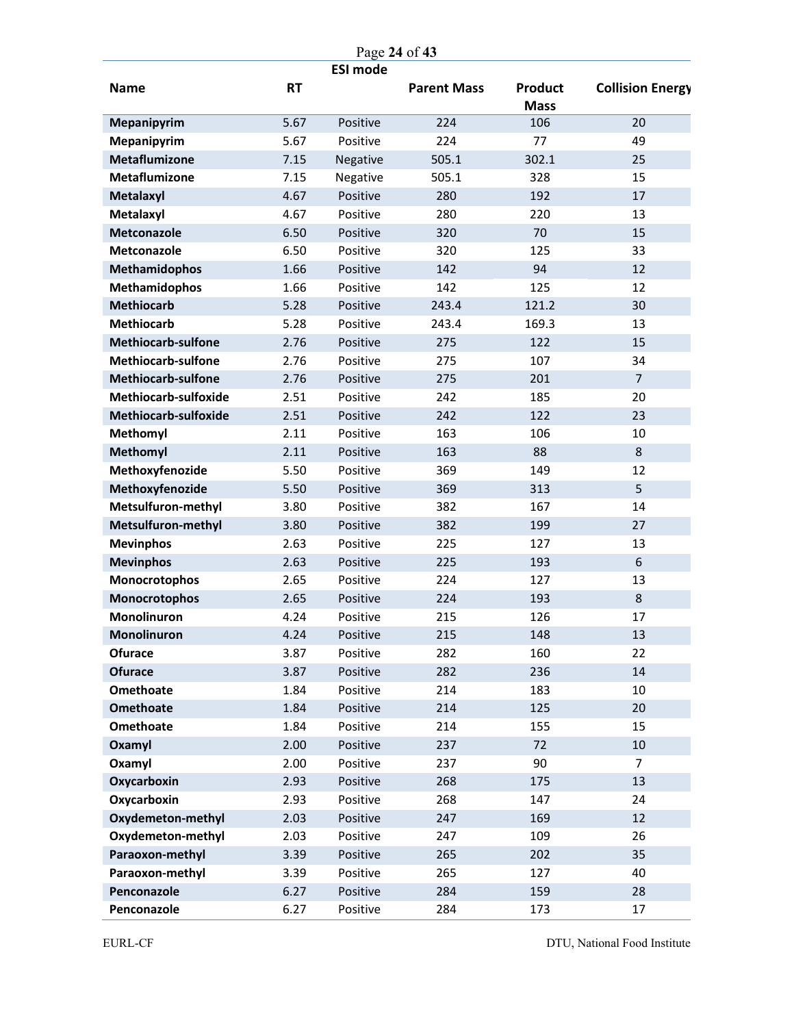| Name | RT | ESI mode | Parent Mass | Product Mass | Collision Energy |
|---|---|---|---|---|---|
| **Mepanipyrim** | 5.67 | Positive | 224 | 106 | 20 |
| **Mepanipyrim** | 5.67 | Positive | 224 | 77 | 49 |
| **Metaflumizone** | 7.15 | Negative | 505.1 | 302.1 | 25 |
| **Metaflumizone** | 7.15 | Negative | 505.1 | 328 | 15 |
| **Metalaxyl** | 4.67 | Positive | 280 | 192 | 17 |
| **Metalaxyl** | 4.67 | Positive | 280 | 220 | 13 |
| **Metconazole** | 6.50 | Positive | 320 | 70 | 15 |
| **Metconazole** | 6.50 | Positive | 320 | 125 | 33 |
| **Methamidophos** | 1.66 | Positive | 142 | 94 | 12 |
| **Methamidophos** | 1.66 | Positive | 142 | 125 | 12 |
| **Methiocarb** | 5.28 | Positive | 243.4 | 121.2 | 30 |
| **Methiocarb** | 5.28 | Positive | 243.4 | 169.3 | 13 |
| **Methiocarb-sulfone** | 2.76 | Positive | 275 | 122 | 15 |
| **Methiocarb-sulfone** | 2.76 | Positive | 275 | 107 | 34 |
| **Methiocarb-sulfone** | 2.76 | Positive | 275 | 201 | 7 |
| **Methiocarb-sulfoxide** | 2.51 | Positive | 242 | 185 | 20 |
| **Methiocarb-sulfoxide** | 2.51 | Positive | 242 | 122 | 23 |
| **Methomyl** | 2.11 | Positive | 163 | 106 | 10 |
| **Methomyl** | 2.11 | Positive | 163 | 88 | 8 |
| **Methoxyfenozide** | 5.50 | Positive | 369 | 149 | 12 |
| **Methoxyfenozide** | 5.50 | Positive | 369 | 313 | 5 |
| **Metsulfuron-methyl** | 3.80 | Positive | 382 | 167 | 14 |
| **Metsulfuron-methyl** | 3.80 | Positive | 382 | 199 | 27 |
| **Mevinphos** | 2.63 | Positive | 225 | 127 | 13 |
| **Mevinphos** | 2.63 | Positive | 225 | 193 | 6 |
| **Monocrotophos** | 2.65 | Positive | 224 | 127 | 13 |
| **Monocrotophos** | 2.65 | Positive | 224 | 193 | 8 |
| **Monolinuron** | 4.24 | Positive | 215 | 126 | 17 |
| **Monolinuron** | 4.24 | Positive | 215 | 148 | 13 |
| **Ofurace** | 3.87 | Positive | 282 | 160 | 22 |
| **Ofurace** | 3.87 | Positive | 282 | 236 | 14 |
| **Omethoate** | 1.84 | Positive | 214 | 183 | 10 |
| **Omethoate** | 1.84 | Positive | 214 | 125 | 20 |
| **Omethoate** | 1.84 | Positive | 214 | 155 | 15 |
| **Oxamyl** | 2.00 | Positive | 237 | 72 | 10 |
| **Oxamyl** | 2.00 | Positive | 237 | 90 | 7 |
| **Oxycarboxin** | 2.93 | Positive | 268 | 175 | 13 |
| **Oxycarboxin** | 2.93 | Positive | 268 | 147 | 24 |
| **Oxydemeton-methyl** | 2.03 | Positive | 247 | 169 | 12 |
| **Oxydemeton-methyl** | 2.03 | Positive | 247 | 109 | 26 |
| **Paraoxon-methyl** | 3.39 | Positive | 265 | 202 | 35 |
| **Paraoxon-methyl** | 3.39 | Positive | 265 | 127 | 40 |
| **Penconazole** | 6.27 | Positive | 284 | 159 | 28 |
| **Penconazole** | 6.27 | Positive | 284 | 173 | 17 |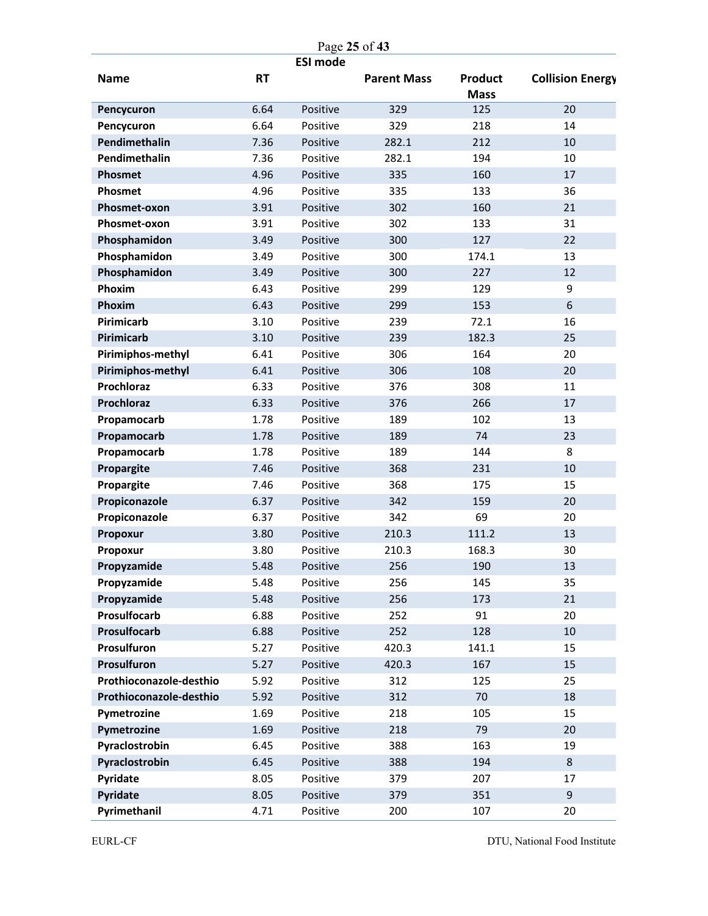| Name | RT | ESI mode | Parent Mass | Product Mass | Collision Energy |
|---|---|---|---|---|---|
| **Pencycuron** | 6.64 | Positive | 329 | 125 | 20 |
| **Pencycuron** | 6.64 | Positive | 329 | 218 | 14 |
| **Pendimethalin** | 7.36 | Positive | 282.1 | 212 | 10 |
| **Pendimethalin** | 7.36 | Positive | 282.1 | 194 | 10 |
| **Phosmet** | 4.96 | Positive | 335 | 160 | 17 |
| **Phosmet** | 4.96 | Positive | 335 | 133 | 36 |
| **Phosmet-oxon** | 3.91 | Positive | 302 | 160 | 21 |
| **Phosmet-oxon** | 3.91 | Positive | 302 | 133 | 31 |
| **Phosphamidon** | 3.49 | Positive | 300 | 127 | 22 |
| **Phosphamidon** | 3.49 | Positive | 300 | 174.1 | 13 |
| **Phosphamidon** | 3.49 | Positive | 300 | 227 | 12 |
| **Phoxim** | 6.43 | Positive | 299 | 129 | 9 |
| **Phoxim** | 6.43 | Positive | 299 | 153 | 6 |
| **Pirimicarb** | 3.10 | Positive | 239 | 72.1 | 16 |
| **Pirimicarb** | 3.10 | Positive | 239 | 182.3 | 25 |
| **Pirimiphos-methyl** | 6.41 | Positive | 306 | 164 | 20 |
| **Pirimiphos-methyl** | 6.41 | Positive | 306 | 108 | 20 |
| **Prochloraz** | 6.33 | Positive | 376 | 308 | 11 |
| **Prochloraz** | 6.33 | Positive | 376 | 266 | 17 |
| **Propamocarb** | 1.78 | Positive | 189 | 102 | 13 |
| **Propamocarb** | 1.78 | Positive | 189 | 74 | 23 |
| **Propamocarb** | 1.78 | Positive | 189 | 144 | 8 |
| **Propargite** | 7.46 | Positive | 368 | 231 | 10 |
| **Propargite** | 7.46 | Positive | 368 | 175 | 15 |
| **Propiconazole** | 6.37 | Positive | 342 | 159 | 20 |
| **Propiconazole** | 6.37 | Positive | 342 | 69 | 20 |
| **Propoxur** | 3.80 | Positive | 210.3 | 111.2 | 13 |
| **Propoxur** | 3.80 | Positive | 210.3 | 168.3 | 30 |
| **Propyzamide** | 5.48 | Positive | 256 | 190 | 13 |
| **Propyzamide** | 5.48 | Positive | 256 | 145 | 35 |
| **Propyzamide** | 5.48 | Positive | 256 | 173 | 21 |
| **Prosulfocarb** | 6.88 | Positive | 252 | 91 | 20 |
| **Prosulfocarb** | 6.88 | Positive | 252 | 128 | 10 |
| **Prosulfuron** | 5.27 | Positive | 420.3 | 141.1 | 15 |
| **Prosulfuron** | 5.27 | Positive | 420.3 | 167 | 15 |
| **Prothioconazole-desthio** | 5.92 | Positive | 312 | 125 | 25 |
| **Prothioconazole-desthio** | 5.92 | Positive | 312 | 70 | 18 |
| **Pymetrozine** | 1.69 | Positive | 218 | 105 | 15 |
| **Pymetrozine** | 1.69 | Positive | 218 | 79 | 20 |
| **Pyraclostrobin** | 6.45 | Positive | 388 | 163 | 19 |
| **Pyraclostrobin** | 6.45 | Positive | 388 | 194 | 8 |
| **Pyridate** | 8.05 | Positive | 379 | 207 | 17 |
| **Pyridate** | 8.05 | Positive | 379 | 351 | 9 |
| **Pyrimethanil** | 4.71 | Positive | 200 | 107 | 20 |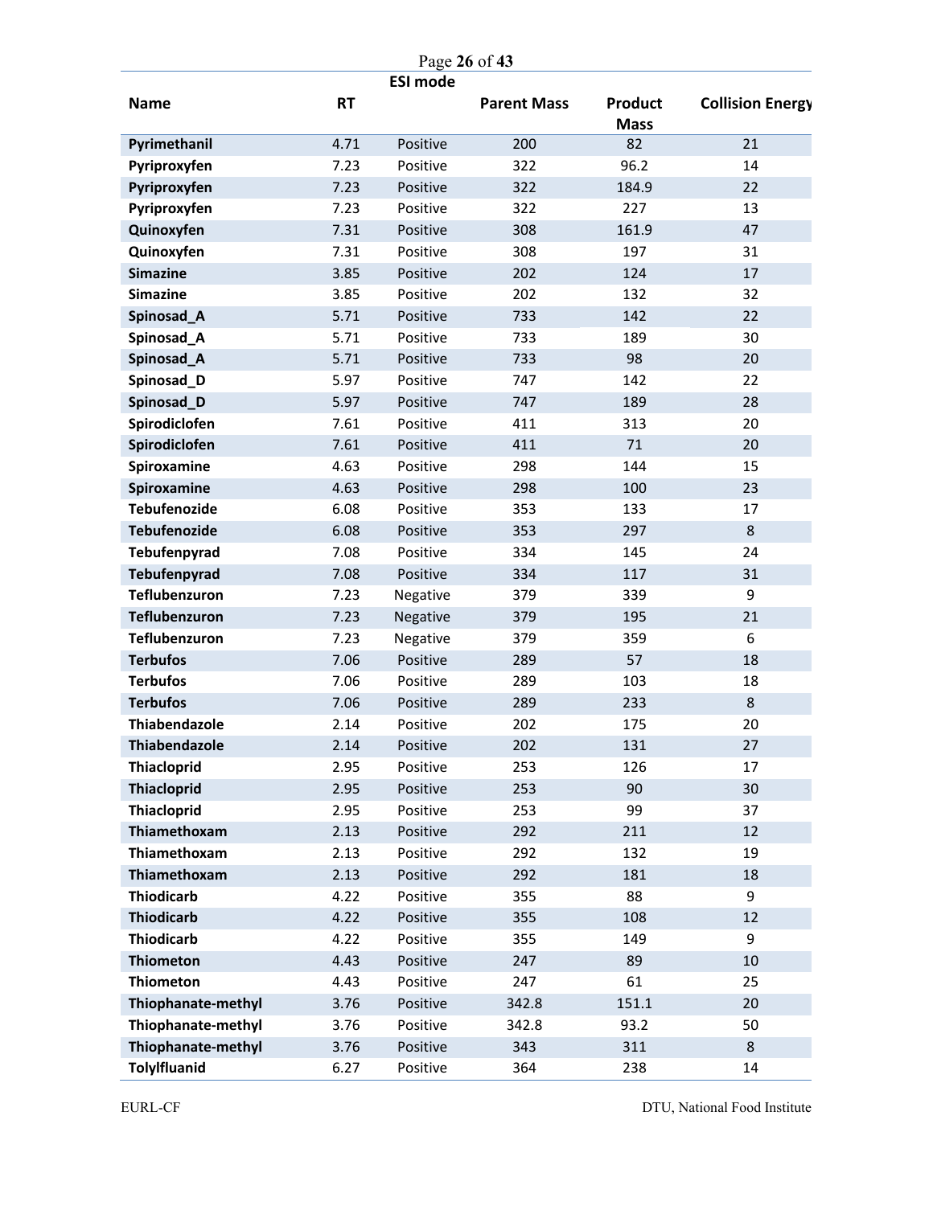| Name | RT | ESI mode | Parent Mass | Product Mass | Collision Energy |
|---|---|---|---|---|---|
| Pyrimethanil | 4.71 | Positive | 200 | 82 | 21 |
| Pyriproxyfen | 7.23 | Positive | 322 | 96.2 | 14 |
| Pyriproxyfen | 7.23 | Positive | 322 | 184.9 | 22 |
| Pyriproxyfen | 7.23 | Positive | 322 | 227 | 13 |
| Quinoxyfen | 7.31 | Positive | 308 | 161.9 | 47 |
| Quinoxyfen | 7.31 | Positive | 308 | 197 | 31 |
| Simazine | 3.85 | Positive | 202 | 124 | 17 |
| Simazine | 3.85 | Positive | 202 | 132 | 32 |
| Spinosad_A | 5.71 | Positive | 733 | 142 | 22 |
| Spinosad_A | 5.71 | Positive | 733 | 189 | 30 |
| Spinosad_A | 5.71 | Positive | 733 | 98 | 20 |
| Spinosad_D | 5.97 | Positive | 747 | 142 | 22 |
| Spinosad_D | 5.97 | Positive | 747 | 189 | 28 |
| Spirodiclofen | 7.61 | Positive | 411 | 313 | 20 |
| Spirodiclofen | 7.61 | Positive | 411 | 71 | 20 |
| Spiroxamine | 4.63 | Positive | 298 | 144 | 15 |
| Spiroxamine | 4.63 | Positive | 298 | 100 | 23 |
| Tebufenozide | 6.08 | Positive | 353 | 133 | 17 |
| Tebufenozide | 6.08 | Positive | 353 | 297 | 8 |
| Tebufenpyrad | 7.08 | Positive | 334 | 145 | 24 |
| Tebufenpyrad | 7.08 | Positive | 334 | 117 | 31 |
| Teflubenzuron | 7.23 | Negative | 379 | 339 | 9 |
| Teflubenzuron | 7.23 | Negative | 379 | 195 | 21 |
| Teflubenzuron | 7.23 | Negative | 379 | 359 | 6 |
| Terbufos | 7.06 | Positive | 289 | 57 | 18 |
| Terbufos | 7.06 | Positive | 289 | 103 | 18 |
| Terbufos | 7.06 | Positive | 289 | 233 | 8 |
| Thiabendazole | 2.14 | Positive | 202 | 175 | 20 |
| Thiabendazole | 2.14 | Positive | 202 | 131 | 27 |
| Thiacloprid | 2.95 | Positive | 253 | 126 | 17 |
| Thiacloprid | 2.95 | Positive | 253 | 90 | 30 |
| Thiacloprid | 2.95 | Positive | 253 | 99 | 37 |
| Thiamethoxam | 2.13 | Positive | 292 | 211 | 12 |
| Thiamethoxam | 2.13 | Positive | 292 | 132 | 19 |
| Thiamethoxam | 2.13 | Positive | 292 | 181 | 18 |
| Thiodicarb | 4.22 | Positive | 355 | 88 | 9 |
| Thiodicarb | 4.22 | Positive | 355 | 108 | 12 |
| Thiodicarb | 4.22 | Positive | 355 | 149 | 9 |
| Thiometon | 4.43 | Positive | 247 | 89 | 10 |
| Thiometon | 4.43 | Positive | 247 | 61 | 25 |
| Thiophanate-methyl | 3.76 | Positive | 342.8 | 151.1 | 20 |
| Thiophanate-methyl | 3.76 | Positive | 342.8 | 93.2 | 50 |
| Thiophanate-methyl | 3.76 | Positive | 343 | 311 | 8 |
| Tolylfluanid | 6.27 | Positive | 364 | 238 | 14 |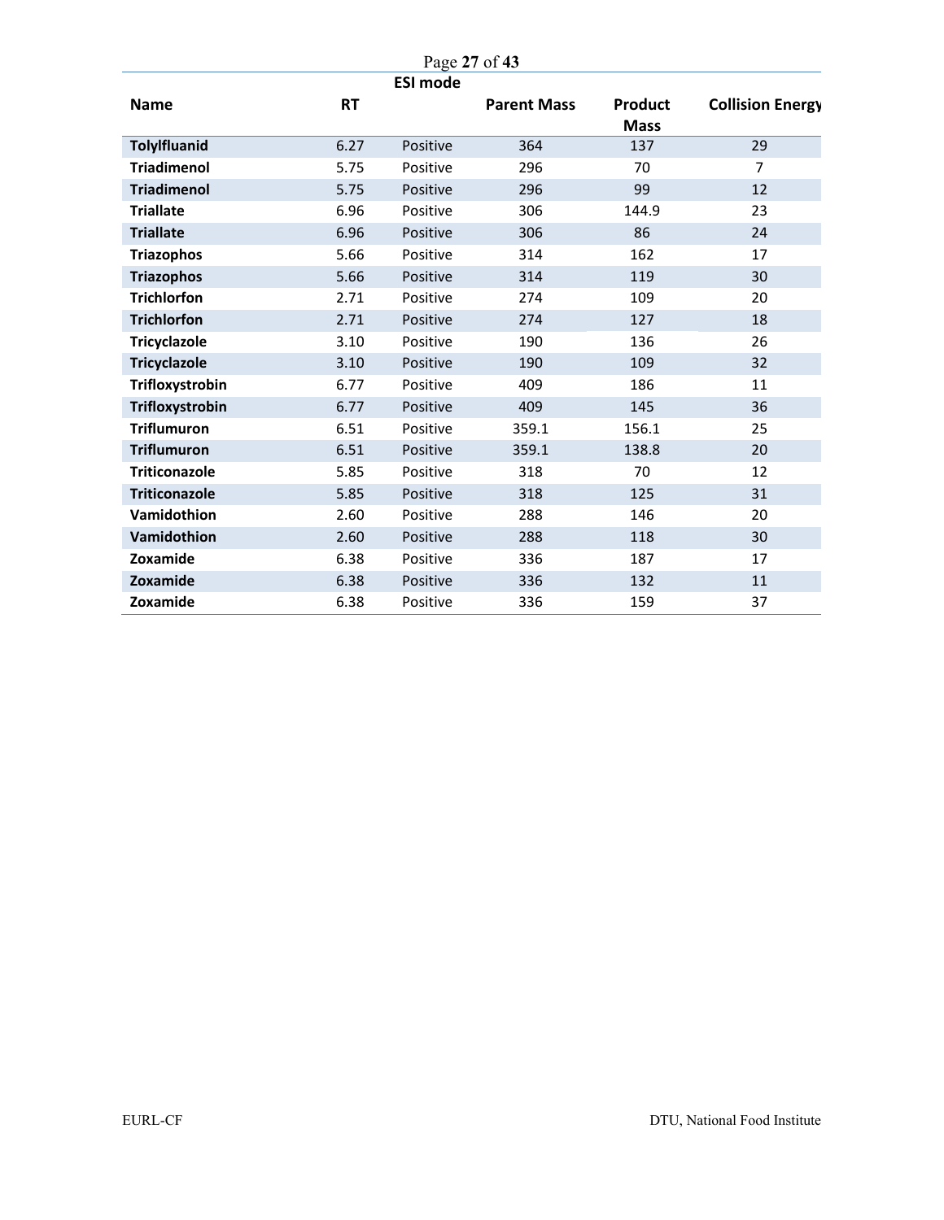| Name | RT | ESI mode | Parent Mass | Product Mass | Collision Energy |
|---|---|---|---|---|---|
| **Tolylfluanid** | 6.27 | Positive | 364 | 137 | 29 |
| **Triadimenol** | 5.75 | Positive | 296 | 70 | 7 |
| **Triadimenol** | 5.75 | Positive | 296 | 99 | 12 |
| **Triallate** | 6.96 | Positive | 306 | 144.9 | 23 |
| **Triallate** | 6.96 | Positive | 306 | 86 | 24 |
| **Triazophos** | 5.66 | Positive | 314 | 162 | 17 |
| **Triazophos** | 5.66 | Positive | 314 | 119 | 30 |
| **Trichlorfon** | 2.71 | Positive | 274 | 109 | 20 |
| **Trichlorfon** | 2.71 | Positive | 274 | 127 | 18 |
| **Tricyclazole** | 3.10 | Positive | 190 | 136 | 26 |
| **Tricyclazole** | 3.10 | Positive | 190 | 109 | 32 |
| **Trifloxystrobin** | 6.77 | Positive | 409 | 186 | 11 |
| **Trifloxystrobin** | 6.77 | Positive | 409 | 145 | 36 |
| **Triflumuron** | 6.51 | Positive | 359.1 | 156.1 | 25 |
| **Triflumuron** | 6.51 | Positive | 359.1 | 138.8 | 20 |
| **Triticonazole** | 5.85 | Positive | 318 | 70 | 12 |
| **Triticonazole** | 5.85 | Positive | 318 | 125 | 31 |
| **Vamidothion** | 2.60 | Positive | 288 | 146 | 20 |
| **Vamidothion** | 2.60 | Positive | 288 | 118 | 30 |
| **Zoxamide** | 6.38 | Positive | 336 | 187 | 17 |
| **Zoxamide** | 6.38 | Positive | 336 | 132 | 11 |
| **Zoxamide** | 6.38 | Positive | 336 | 159 | 37 |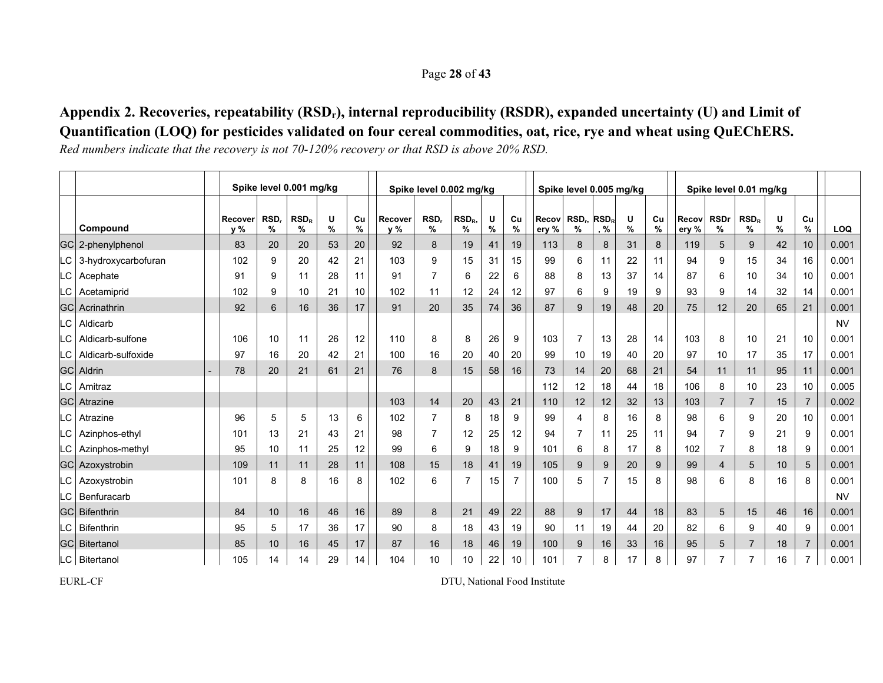# Appendix 2. Recoveries, repeatability ($RSD_r$), internal reproducibility (RSDR), expanded uncertainty (U) and Limit of Quantification (LOQ) for pesticides validated on four cereal commodities, oat, rice, rye and wheat using QuEChERS.

*Red numbers indicate that the recovery is not 70-120% recovery or that RSD is above 20% RSD.*

| | | | Spike level 0.001 mg/kg | | | | | Spike level 0.002 mg/kg | | | | | Spike level 0.005 mg/kg | | | | | Spike level 0.01 mg/kg | | | | | |
|---|---|---|---|---|---|---|---|---|---|---|---|---|---|---|---|---|---|---|---|---|---|---|---|
| | Compound | | Recovery % | $RSD_r$ % | $RSD_R$ % | U % | Cu % | Recovery % | $RSD_r$ % | $RSD_R$, % | U % | Cu % | Recovery % | $RSD_r$, % | $RSD_R$, % | U % | Cu % | Recovery % | RSDr % | $RSD_R$ % | U % | Cu % | LOQ |
| GC | 2-phenylphenol | | 83 | 20 | 20 | 53 | 20 | 92 | 8 | 19 | 41 | 19 | 113 | 8 | 8 | 31 | 8 | 119 | 5 | 9 | 42 | 10 | 0.001 |
| LC | 3-hydroxycarbofuran | | 102 | 9 | 20 | 42 | 21 | 103 | 9 | 15 | 31 | 15 | 99 | 6 | 11 | 22 | 11 | 94 | 9 | 15 | 34 | 16 | 0.001 |
| LC | Acephate | | 91 | 9 | 11 | 28 | 11 | 91 | 7 | 6 | 22 | 6 | 88 | 8 | 13 | 37 | 14 | 87 | 6 | 10 | 34 | 10 | 0.001 |
| LC | Acetamiprid | | 102 | 9 | 10 | 21 | 10 | 102 | 11 | 12 | 24 | 12 | 97 | 6 | 9 | 19 | 9 | 93 | 9 | 14 | 32 | 14 | 0.001 |
| GC | Acrinathrin | | 92 | 6 | 16 | 36 | 17 | 91 | 20 | 35 | 74 | 36 | 87 | 9 | 19 | 48 | 20 | 75 | 12 | 20 | 65 | 21 | 0.001 |
| LC | Aldicarb | | | | | | | | | | | | | | | | | | | | | | NV |
| LC | Aldicarb-sulfone | | 106 | 10 | 11 | 26 | 12 | 110 | 8 | 8 | 26 | 9 | 103 | 7 | 13 | 28 | 14 | 103 | 8 | 10 | 21 | 10 | 0.001 |
| LC | Aldicarb-sulfoxide | | 97 | 16 | 20 | 42 | 21 | 100 | 16 | 20 | 40 | 20 | 99 | 10 | 19 | 40 | 20 | 97 | 10 | 17 | 35 | 17 | 0.001 |
| GC | Aldrin | - | 78 | 20 | 21 | 61 | 21 | 76 | 8 | 15 | 58 | 16 | 73 | 14 | 20 | 68 | 21 | 54 | 11 | 11 | 95 | 11 | 0.001 |
| LC | Amitraz | | | | | | | | | | | | 112 | 12 | 18 | 44 | 18 | 106 | 8 | 10 | 23 | 10 | 0.005 |
| GC | Atrazine | | | | | | | 103 | 14 | 20 | 43 | 21 | 110 | 12 | 12 | 32 | 13 | 103 | 7 | 7 | 15 | 7 | 0.002 |
| LC | Atrazine | | 96 | 5 | 5 | 13 | 6 | 102 | 7 | 8 | 18 | 9 | 99 | 4 | 8 | 16 | 8 | 98 | 6 | 9 | 20 | 10 | 0.001 |
| LC | Azinphos-ethyl | | 101 | 13 | 21 | 43 | 21 | 98 | 7 | 12 | 25 | 12 | 94 | 7 | 11 | 25 | 11 | 94 | 7 | 9 | 21 | 9 | 0.001 |
| LC | Azinphos-methyl | | 95 | 10 | 11 | 25 | 12 | 99 | 6 | 9 | 18 | 9 | 101 | 6 | 8 | 17 | 8 | 102 | 7 | 8 | 18 | 9 | 0.001 |
| GC | Azoxystrobin | | 109 | 11 | 11 | 28 | 11 | 108 | 15 | 18 | 41 | 19 | 105 | 9 | 9 | 20 | 9 | 99 | 4 | 5 | 10 | 5 | 0.001 |
| LC | Azoxystrobin | | 101 | 8 | 8 | 16 | 8 | 102 | 6 | 7 | 15 | 7 | 100 | 5 | 7 | 15 | 8 | 98 | 6 | 8 | 16 | 8 | 0.001 |
| LC | Benfuracarb | | | | | | | | | | | | | | | | | | | | | | NV |
| GC | Bifenthrin | | 84 | 10 | 16 | 46 | 16 | 89 | 8 | 21 | 49 | 22 | 88 | 9 | 17 | 44 | 18 | 83 | 5 | 15 | 46 | 16 | 0.001 |
| LC | Bifenthrin | | 95 | 5 | 17 | 36 | 17 | 90 | 8 | 18 | 43 | 19 | 90 | 11 | 19 | 44 | 20 | 82 | 6 | 9 | 40 | 9 | 0.001 |
| GC | Bitertanol | | 85 | 10 | 16 | 45 | 17 | 87 | 16 | 18 | 46 | 19 | 100 | 9 | 16 | 33 | 16 | 95 | 5 | 7 | 18 | 7 | 0.001 |
| LC | Bitertanol | | 105 | 14 | 14 | 29 | 14 | 104 | 10 | 10 | 22 | 10 | 101 | 7 | 8 | 17 | 8 | 97 | 7 | 7 | 16 | 7 | 0.001 |

EURL-CF DTU, National Food Institute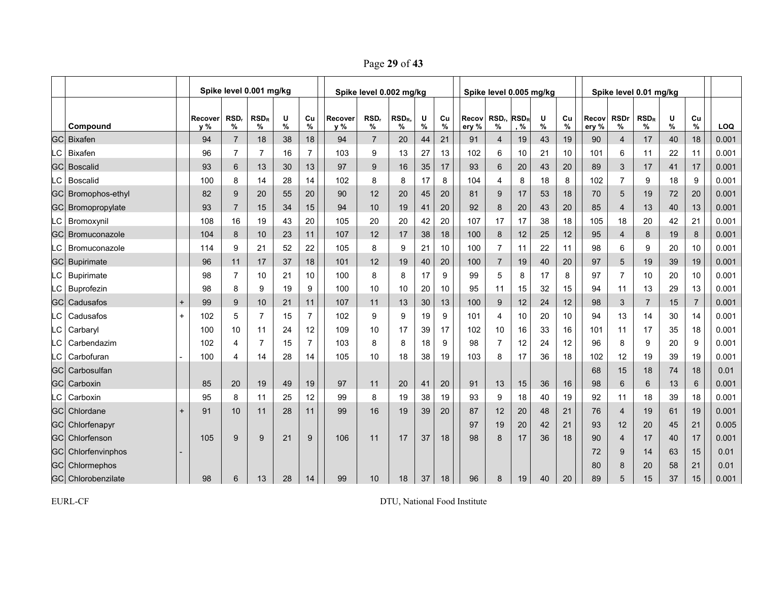| | | | Spike level 0.001 mg/kg | | | | | Spike level 0.002 mg/kg | | | | | Spike level 0.005 mg/kg | | | | | Spike level 0.01 mg/kg | | | | | |
|---|---|---|---|---|---|---|---|---|---|---|---|---|---|---|---|---|---|---|---|---|---|---|---|
| | Compound | | Recovery % | $RSD_r$ % | $RSD_R$ % | U % | Cu % | Recovery % | $RSD_r$ % | $RSD_R$, % | U % | Cu % | Recovery % | $RSD_r$, % | $RSD_R$, % | U % | Cu % | Recovery % | RSDr % | $RSD_R$ % | U % | Cu % | LOQ |
| GC | Bixafen | | 94 | 7 | 18 | 38 | 18 | 94 | 7 | 20 | 44 | 21 | 91 | 4 | 19 | 43 | 19 | 90 | 4 | 17 | 40 | 18 | 0.001 |
| LC | Bixafen | | 96 | 7 | 7 | 16 | 7 | 103 | 9 | 13 | 27 | 13 | 102 | 6 | 10 | 21 | 10 | 101 | 6 | 11 | 22 | 11 | 0.001 |
| GC | Boscalid | | 93 | 6 | 13 | 30 | 13 | 97 | 9 | 16 | 35 | 17 | 93 | 6 | 20 | 43 | 20 | 89 | 3 | 17 | 41 | 17 | 0.001 |
| LC | Boscalid | | 100 | 8 | 14 | 28 | 14 | 102 | 8 | 8 | 17 | 8 | 104 | 4 | 8 | 18 | 8 | 102 | 7 | 9 | 18 | 9 | 0.001 |
| GC | Bromophos-ethyl | | 82 | 9 | 20 | 55 | 20 | 90 | 12 | 20 | 45 | 20 | 81 | 9 | 17 | 53 | 18 | 70 | 5 | 19 | 72 | 20 | 0.001 |
| GC | Bromopropylate | | 93 | 7 | 15 | 34 | 15 | 94 | 10 | 19 | 41 | 20 | 92 | 8 | 20 | 43 | 20 | 85 | 4 | 13 | 40 | 13 | 0.001 |
| LC | Bromoxynil | | 108 | 16 | 19 | 43 | 20 | 105 | 20 | 20 | 42 | 20 | 107 | 17 | 17 | 38 | 18 | 105 | 18 | 20 | 42 | 21 | 0.001 |
| GC | Bromuconazole | | 104 | 8 | 10 | 23 | 11 | 107 | 12 | 17 | 38 | 18 | 100 | 8 | 12 | 25 | 12 | 95 | 4 | 8 | 19 | 8 | 0.001 |
| LC | Bromuconazole | | 114 | 9 | 21 | 52 | 22 | 105 | 8 | 9 | 21 | 10 | 100 | 7 | 11 | 22 | 11 | 98 | 6 | 9 | 20 | 10 | 0.001 |
| GC | Bupirimate | | 96 | 11 | 17 | 37 | 18 | 101 | 12 | 19 | 40 | 20 | 100 | 7 | 19 | 40 | 20 | 97 | 5 | 19 | 39 | 19 | 0.001 |
| LC | Bupirimate | | 98 | 7 | 10 | 21 | 10 | 100 | 8 | 8 | 17 | 9 | 99 | 5 | 8 | 17 | 8 | 97 | 7 | 10 | 20 | 10 | 0.001 |
| LC | Buprofezin | | 98 | 8 | 9 | 19 | 9 | 100 | 10 | 10 | 20 | 10 | 95 | 11 | 15 | 32 | 15 | 94 | 11 | 13 | 29 | 13 | 0.001 |
| GC | Cadusafos | + | 99 | 9 | 10 | 21 | 11 | 107 | 11 | 13 | 30 | 13 | 100 | 9 | 12 | 24 | 12 | 98 | 3 | 7 | 15 | 7 | 0.001 |
| LC | Cadusafos | + | 102 | 5 | 7 | 15 | 7 | 102 | 9 | 9 | 19 | 9 | 101 | 4 | 10 | 20 | 10 | 94 | 13 | 14 | 30 | 14 | 0.001 |
| LC | Carbaryl | | 100 | 10 | 11 | 24 | 12 | 109 | 10 | 17 | 39 | 17 | 102 | 10 | 16 | 33 | 16 | 101 | 11 | 17 | 35 | 18 | 0.001 |
| LC | Carbendazim | | 102 | 4 | 7 | 15 | 7 | 103 | 8 | 8 | 18 | 9 | 98 | 7 | 12 | 24 | 12 | 96 | 8 | 9 | 20 | 9 | 0.001 |
| LC | Carbofuran | - | 100 | 4 | 14 | 28 | 14 | 105 | 10 | 18 | 38 | 19 | 103 | 8 | 17 | 36 | 18 | 102 | 12 | 19 | 39 | 19 | 0.001 |
| GC | Carbosulfan | | | | | | | | | | | | | | | | | 68 | 15 | 18 | 74 | 18 | 0.01 |
| GC | Carboxin | | 85 | 20 | 19 | 49 | 19 | 97 | 11 | 20 | 41 | 20 | 91 | 13 | 15 | 36 | 16 | 98 | 6 | 6 | 13 | 6 | 0.001 |
| LC | Carboxin | | 95 | 8 | 11 | 25 | 12 | 99 | 8 | 19 | 38 | 19 | 93 | 9 | 18 | 40 | 19 | 92 | 11 | 18 | 39 | 18 | 0.001 |
| GC | Chlordane | + | 91 | 10 | 11 | 28 | 11 | 99 | 16 | 19 | 39 | 20 | 87 | 12 | 20 | 48 | 21 | 76 | 4 | 19 | 61 | 19 | 0.001 |
| GC | Chlorfenapyr | | | | | | | | | | | | 97 | 19 | 20 | 42 | 21 | 93 | 12 | 20 | 45 | 21 | 0.005 |
| GC | Chlorfenson | | 105 | 9 | 9 | 21 | 9 | 106 | 11 | 17 | 37 | 18 | 98 | 8 | 17 | 36 | 18 | 90 | 4 | 17 | 40 | 17 | 0.001 |
| GC | Chlorfenvinphos | - | | | | | | | | | | | | | | | | 72 | 9 | 14 | 63 | 15 | 0.01 |
| GC | Chlormephos | | | | | | | | | | | | | | | | | 80 | 8 | 20 | 58 | 21 | 0.01 |
| GC | Chlorobenzilate | | 98 | 6 | 13 | 28 | 14 | 99 | 10 | 18 | 37 | 18 | 96 | 8 | 19 | 40 | 20 | 89 | 5 | 15 | 37 | 15 | 0.001 |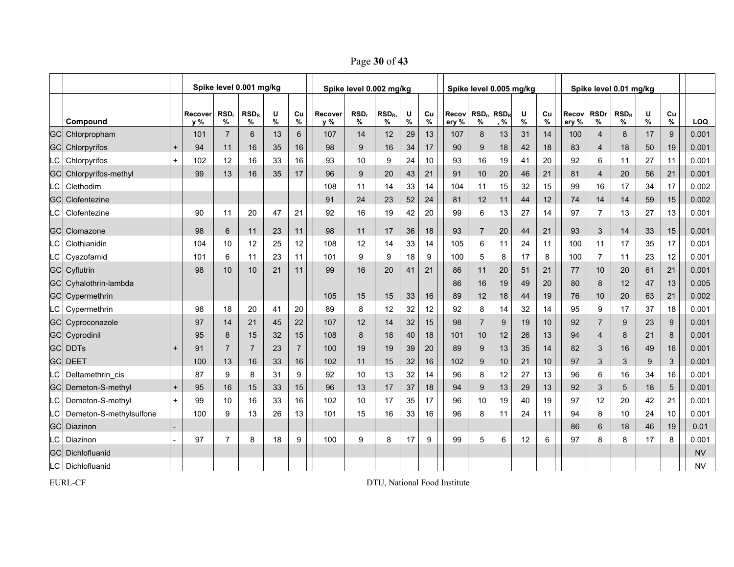| | | | Spike level 0.001 mg/kg | | | | | Spike level 0.002 mg/kg | | | | | Spike level 0.005 mg/kg | | | | | Spike level 0.01 mg/kg | | | | | |
|---|---|---|---|---|---|---|---|---|---|---|---|---|---|---|---|---|---|---|---|---|---|---|---|
| | Compound | | Recovery % | $RSD_r$ % | $RSD_R$ % | U % | Cu % | Recovery % | $RSD_r$ % | $RSD_R$, % | U % | Cu % | Recovery % | $RSD_r$, % | $RSD_R$, % | U % | Cu % | Recovery % | RSDr % | $RSD_R$ % | U % | Cu % | LOQ |
| GC | Chlorpropham | | 101 | 7 | 6 | 13 | 6 | 107 | 14 | 12 | 29 | 13 | 107 | 8 | 13 | 31 | 14 | 100 | 4 | 8 | 17 | 9 | 0.001 |
| GC | Chlorpyrifos | + | 94 | 11 | 16 | 35 | 16 | 98 | 9 | 16 | 34 | 17 | 90 | 9 | 18 | 42 | 18 | 83 | 4 | 18 | 50 | 19 | 0.001 |
| LC | Chlorpyrifos | + | 102 | 12 | 16 | 33 | 16 | 93 | 10 | 9 | 24 | 10 | 93 | 16 | 19 | 41 | 20 | 92 | 6 | 11 | 27 | 11 | 0.001 |
| GC | Chlorpyrifos-methyl | | 99 | 13 | 16 | 35 | 17 | 96 | 9 | 20 | 43 | 21 | 91 | 10 | 20 | 46 | 21 | 81 | 4 | 20 | 56 | 21 | 0.001 |
| LC | Clethodim | | | | | | | 108 | 11 | 14 | 33 | 14 | 104 | 11 | 15 | 32 | 15 | 99 | 16 | 17 | 34 | 17 | 0.002 |
| GC | Clofentezine | | | | | | | 91 | 24 | 23 | 52 | 24 | 81 | 12 | 11 | 44 | 12 | 74 | 14 | 14 | 59 | 15 | 0.002 |
| LC | Clofentezine | | 90 | 11 | 20 | 47 | 21 | 92 | 16 | 19 | 42 | 20 | 99 | 6 | 13 | 27 | 14 | 97 | 7 | 13 | 27 | 13 | 0.001 |
| GC | Clomazone | | 98 | 6 | 11 | 23 | 11 | 98 | 11 | 17 | 36 | 18 | 93 | 7 | 20 | 44 | 21 | 93 | 3 | 14 | 33 | 15 | 0.001 |
| LC | Clothianidin | | 104 | 10 | 12 | 25 | 12 | 108 | 12 | 14 | 33 | 14 | 105 | 6 | 11 | 24 | 11 | 100 | 11 | 17 | 35 | 17 | 0.001 |
| LC | Cyazofamid | | 101 | 6 | 11 | 23 | 11 | 101 | 9 | 9 | 18 | 9 | 100 | 5 | 8 | 17 | 8 | 100 | 7 | 11 | 23 | 12 | 0.001 |
| GC | Cyflutrin | | 98 | 10 | 10 | 21 | 11 | 99 | 16 | 20 | 41 | 21 | 86 | 11 | 20 | 51 | 21 | 77 | 10 | 20 | 61 | 21 | 0.001 |
| GC | Cyhalothrin-lambda | | | | | | | | | | | | 86 | 16 | 19 | 49 | 20 | 80 | 8 | 12 | 47 | 13 | 0.005 |
| GC | Cypermethrin | | | | | | | 105 | 15 | 15 | 33 | 16 | 89 | 12 | 18 | 44 | 19 | 76 | 10 | 20 | 63 | 21 | 0.002 |
| LC | Cypermethrin | | 98 | 18 | 20 | 41 | 20 | 89 | 8 | 12 | 32 | 12 | 92 | 8 | 14 | 32 | 14 | 95 | 9 | 17 | 37 | 18 | 0.001 |
| GC | Cyproconazole | | 97 | 14 | 21 | 45 | 22 | 107 | 12 | 14 | 32 | 15 | 98 | 7 | 9 | 19 | 10 | 92 | 7 | 9 | 23 | 9 | 0.001 |
| GC | Cyprodinil | | 95 | 8 | 15 | 32 | 15 | 108 | 8 | 18 | 40 | 18 | 101 | 10 | 12 | 26 | 13 | 94 | 4 | 8 | 21 | 8 | 0.001 |
| GC | DDTs | + | 91 | 7 | 7 | 23 | 7 | 100 | 19 | 19 | 39 | 20 | 89 | 9 | 13 | 35 | 14 | 82 | 3 | 16 | 49 | 16 | 0.001 |
| GC | DEET | | 100 | 13 | 16 | 33 | 16 | 102 | 11 | 15 | 32 | 16 | 102 | 9 | 10 | 21 | 10 | 97 | 3 | 3 | 9 | 3 | 0.001 |
| LC | Deltamethrin_cis | | 87 | 9 | 8 | 31 | 9 | 92 | 10 | 13 | 32 | 14 | 96 | 8 | 12 | 27 | 13 | 96 | 6 | 16 | 34 | 16 | 0.001 |
| GC | Demeton-S-methyl | + | 95 | 16 | 15 | 33 | 15 | 96 | 13 | 17 | 37 | 18 | 94 | 9 | 13 | 29 | 13 | 92 | 3 | 5 | 18 | 5 | 0.001 |
| LC | Demeton-S-methyl | + | 99 | 10 | 16 | 33 | 16 | 102 | 10 | 17 | 35 | 17 | 96 | 10 | 19 | 40 | 19 | 97 | 12 | 20 | 42 | 21 | 0.001 |
| LC | Demeton-S-methylsulfone | | 100 | 9 | 13 | 26 | 13 | 101 | 15 | 16 | 33 | 16 | 96 | 8 | 11 | 24 | 11 | 94 | 8 | 10 | 24 | 10 | 0.001 |
| GC | Diazinon | - | | | | | | | | | | | | | | | | 86 | 6 | 18 | 46 | 19 | 0.01 |
| LC | Diazinon | - | 97 | 7 | 8 | 18 | 9 | 100 | 9 | 8 | 17 | 9 | 99 | 5 | 6 | 12 | 6 | 97 | 8 | 8 | 17 | 8 | 0.001 |
| GC | Dichlofluanid | | | | | | | | | | | | | | | | | | | | | | NV |
| LC | Dichlofluanid | | | | | | | | | | | | | | | | | | | | | | NV |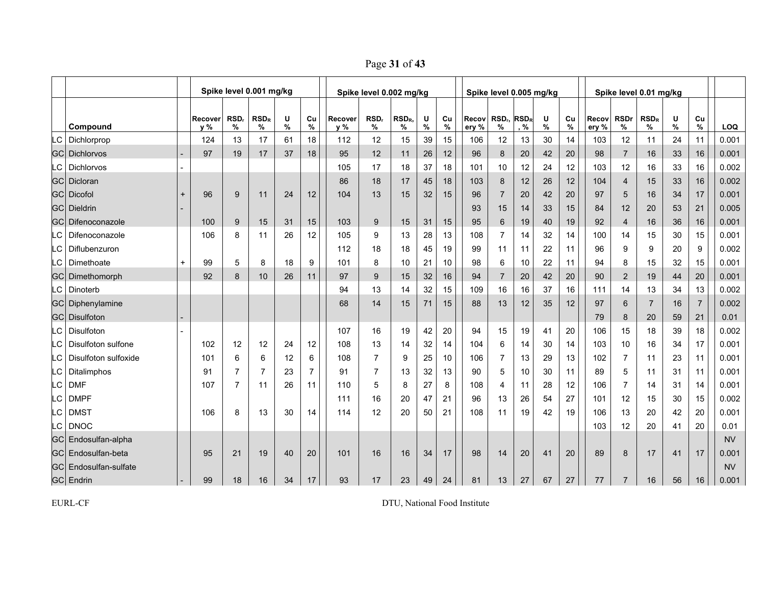| | Compound | | Spike level 0.001 mg/kg | | | | | Spike level 0.002 mg/kg | | | | | Spike level 0.005 mg/kg | | | | | Spike level 0.01 mg/kg | | | | | |
|---|---|---|---|---|---|---|---|---|---|---|---|---|---|---|---|---|---|---|---|---|---|---|---|
| | | | Recovery % | $RSD_r$ % | $RSD_R$ % | U % | Cu % | Recovery % | $RSD_r$ % | $RSD_R$, % | U % | Cu % | Recovery % | $RSD_r$, % | $RSD_R$, % | U % | Cu % | Recovery % | RSDr % | $RSD_R$ % | U % | Cu % | LOQ |
| LC | Dichlorprop | | 124 | 13 | 17 | 61 | 18 | 112 | 12 | 15 | 39 | 15 | 106 | 12 | 13 | 30 | 14 | 103 | 12 | 11 | 24 | 11 | 0.001 |
| GC | Dichlorvos | - | 97 | 19 | 17 | 37 | 18 | 95 | 12 | 11 | 26 | 12 | 96 | 8 | 20 | 42 | 20 | 98 | 7 | 16 | 33 | 16 | 0.001 |
| LC | Dichlorvos | - | | | | | | 105 | 17 | 18 | 37 | 18 | 101 | 10 | 12 | 24 | 12 | 103 | 12 | 16 | 33 | 16 | 0.002 |
| GC | Dicloran | | | | | | | 86 | 18 | 17 | 45 | 18 | 103 | 8 | 12 | 26 | 12 | 104 | 4 | 15 | 33 | 16 | 0.002 |
| GC | Dicofol | + | 96 | 9 | 11 | 24 | 12 | 104 | 13 | 15 | 32 | 15 | 96 | 7 | 20 | 42 | 20 | 97 | 5 | 16 | 34 | 17 | 0.001 |
| GC | Dieldrin | - | | | | | | | | | | | 93 | 15 | 14 | 33 | 15 | 84 | 12 | 20 | 53 | 21 | 0.005 |
| GC | Difenoconazole | | 100 | 9 | 15 | 31 | 15 | 103 | 9 | 15 | 31 | 15 | 95 | 6 | 19 | 40 | 19 | 92 | 4 | 16 | 36 | 16 | 0.001 |
| LC | Difenoconazole | | 106 | 8 | 11 | 26 | 12 | 105 | 9 | 13 | 28 | 13 | 108 | 7 | 14 | 32 | 14 | 100 | 14 | 15 | 30 | 15 | 0.001 |
| LC | Diflubenzuron | | | | | | | 112 | 18 | 18 | 45 | 19 | 99 | 11 | 11 | 22 | 11 | 96 | 9 | 9 | 20 | 9 | 0.002 |
| LC | Dimethoate | + | 99 | 5 | 8 | 18 | 9 | 101 | 8 | 10 | 21 | 10 | 98 | 6 | 10 | 22 | 11 | 94 | 8 | 15 | 32 | 15 | 0.001 |
| GC | Dimethomorph | | 92 | 8 | 10 | 26 | 11 | 97 | 9 | 15 | 32 | 16 | 94 | 7 | 20 | 42 | 20 | 90 | 2 | 19 | 44 | 20 | 0.001 |
| LC | Dinoterb | | | | | | | 94 | 13 | 14 | 32 | 15 | 109 | 16 | 16 | 37 | 16 | 111 | 14 | 13 | 34 | 13 | 0.002 |
| GC | Diphenylamine | | | | | | | 68 | 14 | 15 | 71 | 15 | 88 | 13 | 12 | 35 | 12 | 97 | 6 | 7 | 16 | 7 | 0.002 |
| GC | Disulfoton | - | | | | | | | | | | | | | | | | 79 | 8 | 20 | 59 | 21 | 0.01 |
| LC | Disulfoton | - | | | | | | 107 | 16 | 19 | 42 | 20 | 94 | 15 | 19 | 41 | 20 | 106 | 15 | 18 | 39 | 18 | 0.002 |
| LC | Disulfoton sulfone | | 102 | 12 | 12 | 24 | 12 | 108 | 13 | 14 | 32 | 14 | 104 | 6 | 14 | 30 | 14 | 103 | 10 | 16 | 34 | 17 | 0.001 |
| LC | Disulfoton sulfoxide | | 101 | 6 | 6 | 12 | 6 | 108 | 7 | 9 | 25 | 10 | 106 | 7 | 13 | 29 | 13 | 102 | 7 | 11 | 23 | 11 | 0.001 |
| LC | Ditalimphos | | 91 | 7 | 7 | 23 | 7 | 91 | 7 | 13 | 32 | 13 | 90 | 5 | 10 | 30 | 11 | 89 | 5 | 11 | 31 | 11 | 0.001 |
| LC | DMF | | 107 | 7 | 11 | 26 | 11 | 110 | 5 | 8 | 27 | 8 | 108 | 4 | 11 | 28 | 12 | 106 | 7 | 14 | 31 | 14 | 0.001 |
| LC | DMPF | | | | | | | 111 | 16 | 20 | 47 | 21 | 96 | 13 | 26 | 54 | 27 | 101 | 12 | 15 | 30 | 15 | 0.002 |
| LC | DMST | | 106 | 8 | 13 | 30 | 14 | 114 | 12 | 20 | 50 | 21 | 108 | 11 | 19 | 42 | 19 | 106 | 13 | 20 | 42 | 20 | 0.001 |
| LC | DNOC | | | | | | | | | | | | | | | | | 103 | 12 | 20 | 41 | 20 | 0.01 |
| GC | Endosulfan-alpha | | | | | | | | | | | | | | | | | | | | | | NV |
| GC | Endosulfan-beta | | 95 | 21 | 19 | 40 | 20 | 101 | 16 | 16 | 34 | 17 | 98 | 14 | 20 | 41 | 20 | 89 | 8 | 17 | 41 | 17 | 0.001 |
| GC | Endosulfan-sulfate | | | | | | | | | | | | | | | | | | | | | | NV |
| GC | Endrin | - | 99 | 18 | 16 | 34 | 17 | 93 | 17 | 23 | 49 | 24 | 81 | 13 | 27 | 67 | 27 | 77 | 7 | 16 | 56 | 16 | 0.001 |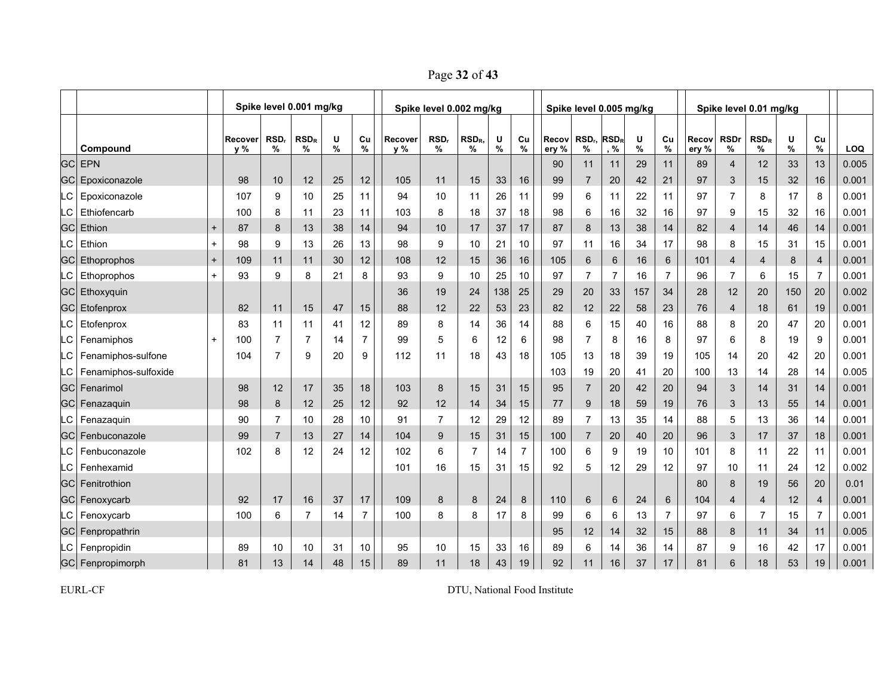| | Compound | | Spike level 0.001 mg/kg | | | | | Spike level 0.002 mg/kg | | | | | Spike level 0.005 mg/kg | | | | | Spike level 0.01 mg/kg | | | | | |
|---|---|---|---|---|---|---|---|---|---|---|---|---|---|---|---|---|---|---|---|---|---|---|---|
| | | | Recovery % | $RSD_r$ % | $RSD_R$ % | U % | Cu % | Recovery % | $RSD_r$ % | $RSD_R$, % | U % | Cu % | Recovery % | $RSD_r$, % | $RSD_R$, % | U % | Cu % | Recovery % | RSDr % | $RSD_R$ % | U % | Cu % | LOQ |
| GC | EPN | | | | | | | | | | | | 90 | 11 | 11 | 29 | 11 | 89 | 4 | 12 | 33 | 13 | 0.005 |
| GC | Epoxiconazole | | 98 | 10 | 12 | 25 | 12 | 105 | 11 | 15 | 33 | 16 | 99 | 7 | 20 | 42 | 21 | 97 | 3 | 15 | 32 | 16 | 0.001 |
| LC | Epoxiconazole | | 107 | 9 | 10 | 25 | 11 | 94 | 10 | 11 | 26 | 11 | 99 | 6 | 11 | 22 | 11 | 97 | 7 | 8 | 17 | 8 | 0.001 |
| LC | Ethiofencarb | | 100 | 8 | 11 | 23 | 11 | 103 | 8 | 18 | 37 | 18 | 98 | 6 | 16 | 32 | 16 | 97 | 9 | 15 | 32 | 16 | 0.001 |
| GC | Ethion | + | 87 | 8 | 13 | 38 | 14 | 94 | 10 | 17 | 37 | 17 | 87 | 8 | 13 | 38 | 14 | 82 | 4 | 14 | 46 | 14 | 0.001 |
| LC | Ethion | + | 98 | 9 | 13 | 26 | 13 | 98 | 9 | 10 | 21 | 10 | 97 | 11 | 16 | 34 | 17 | 98 | 8 | 15 | 31 | 15 | 0.001 |
| GC | Ethoprophos | + | 109 | 11 | 11 | 30 | 12 | 108 | 12 | 15 | 36 | 16 | 105 | 6 | 6 | 16 | 6 | 101 | 4 | 4 | 8 | 4 | 0.001 |
| LC | Ethoprophos | + | 93 | 9 | 8 | 21 | 8 | 93 | 9 | 10 | 25 | 10 | 97 | 7 | 7 | 16 | 7 | 96 | 7 | 6 | 15 | 7 | 0.001 |
| GC | Ethoxyquin | | | | | | | 36 | 19 | 24 | 138 | 25 | 29 | 20 | 33 | 157 | 34 | 28 | 12 | 20 | 150 | 20 | 0.002 |
| GC | Etofenprox | | 82 | 11 | 15 | 47 | 15 | 88 | 12 | 22 | 53 | 23 | 82 | 12 | 22 | 58 | 23 | 76 | 4 | 18 | 61 | 19 | 0.001 |
| LC | Etofenprox | | 83 | 11 | 11 | 41 | 12 | 89 | 8 | 14 | 36 | 14 | 88 | 6 | 15 | 40 | 16 | 88 | 8 | 20 | 47 | 20 | 0.001 |
| LC | Fenamiphos | + | 100 | 7 | 7 | 14 | 7 | 99 | 5 | 6 | 12 | 6 | 98 | 7 | 8 | 16 | 8 | 97 | 6 | 8 | 19 | 9 | 0.001 |
| LC | Fenamiphos-sulfone | | 104 | 7 | 9 | 20 | 9 | 112 | 11 | 18 | 43 | 18 | 105 | 13 | 18 | 39 | 19 | 105 | 14 | 20 | 42 | 20 | 0.001 |
| LC | Fenamiphos-sulfoxide | | | | | | | | | | | | 103 | 19 | 20 | 41 | 20 | 100 | 13 | 14 | 28 | 14 | 0.005 |
| GC | Fenarimol | | 98 | 12 | 17 | 35 | 18 | 103 | 8 | 15 | 31 | 15 | 95 | 7 | 20 | 42 | 20 | 94 | 3 | 14 | 31 | 14 | 0.001 |
| GC | Fenazaquin | | 98 | 8 | 12 | 25 | 12 | 92 | 12 | 14 | 34 | 15 | 77 | 9 | 18 | 59 | 19 | 76 | 3 | 13 | 55 | 14 | 0.001 |
| LC | Fenazaquin | | 90 | 7 | 10 | 28 | 10 | 91 | 7 | 12 | 29 | 12 | 89 | 7 | 13 | 35 | 14 | 88 | 5 | 13 | 36 | 14 | 0.001 |
| GC | Fenbuconazole | | 99 | 7 | 13 | 27 | 14 | 104 | 9 | 15 | 31 | 15 | 100 | 7 | 20 | 40 | 20 | 96 | 3 | 17 | 37 | 18 | 0.001 |
| LC | Fenbuconazole | | 102 | 8 | 12 | 24 | 12 | 102 | 6 | 7 | 14 | 7 | 100 | 6 | 9 | 19 | 10 | 101 | 8 | 11 | 22 | 11 | 0.001 |
| LC | Fenhexamid | | | | | | | 101 | 16 | 15 | 31 | 15 | 92 | 5 | 12 | 29 | 12 | 97 | 10 | 11 | 24 | 12 | 0.002 |
| GC | Fenitrothion | | | | | | | | | | | | | | | | | 80 | 8 | 19 | 56 | 20 | 0.01 |
| GC | Fenoxycarb | | 92 | 17 | 16 | 37 | 17 | 109 | 8 | 8 | 24 | 8 | 110 | 6 | 6 | 24 | 6 | 104 | 4 | 4 | 12 | 4 | 0.001 |
| LC | Fenoxycarb | | 100 | 6 | 7 | 14 | 7 | 100 | 8 | 8 | 17 | 8 | 99 | 6 | 6 | 13 | 7 | 97 | 6 | 7 | 15 | 7 | 0.001 |
| GC | Fenpropathrin | | | | | | | | | | | | 95 | 12 | 14 | 32 | 15 | 88 | 8 | 11 | 34 | 11 | 0.005 |
| LC | Fenpropidin | | 89 | 10 | 10 | 31 | 10 | 95 | 10 | 15 | 33 | 16 | 89 | 6 | 14 | 36 | 14 | 87 | 9 | 16 | 42 | 17 | 0.001 |
| GC | Fenpropimorph | | 81 | 13 | 14 | 48 | 15 | 89 | 11 | 18 | 43 | 19 | 92 | 11 | 16 | 37 | 17 | 81 | 6 | 18 | 53 | 19 | 0.001 |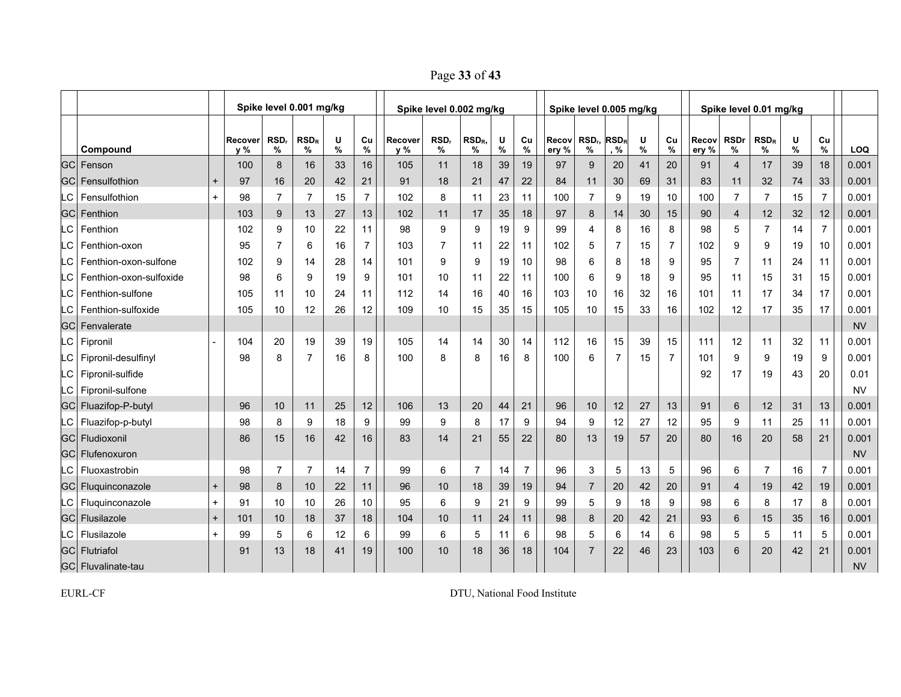| | | | Spike level 0.001 mg/kg | | | | | Spike level 0.002 mg/kg | | | | | Spike level 0.005 mg/kg | | | | | Spike level 0.01 mg/kg | | | | | |
|---|---|---|---|---|---|---|---|---|---|---|---|---|---|---|---|---|---|---|---|---|---|---|---|
| | Compound | | Recovery % | $RSD_r$ % | $RSD_R$ % | U % | Cu % | Recovery % | $RSD_r$ % | $RSD_R$, % | U % | Cu % | Recovery % | $RSD_r$, % | $RSD_R$, % | U % | Cu % | Recovery % | RSDr % | $RSD_R$ % | U % | Cu % | LOQ |
| GC | Fenson | | 100 | 8 | 16 | 33 | 16 | 105 | 11 | 18 | 39 | 19 | 97 | 9 | 20 | 41 | 20 | 91 | 4 | 17 | 39 | 18 | 0.001 |
| GC | Fensulfothion | + | 97 | 16 | 20 | 42 | 21 | 91 | 18 | 21 | 47 | 22 | 84 | 11 | 30 | 69 | 31 | 83 | 11 | 32 | 74 | 33 | 0.001 |
| LC | Fensulfothion | + | 98 | 7 | 7 | 15 | 7 | 102 | 8 | 11 | 23 | 11 | 100 | 7 | 9 | 19 | 10 | 100 | 7 | 7 | 15 | 7 | 0.001 |
| GC | Fenthion | | 103 | 9 | 13 | 27 | 13 | 102 | 11 | 17 | 35 | 18 | 97 | 8 | 14 | 30 | 15 | 90 | 4 | 12 | 32 | 12 | 0.001 |
| LC | Fenthion | | 102 | 9 | 10 | 22 | 11 | 98 | 9 | 9 | 19 | 9 | 99 | 4 | 8 | 16 | 8 | 98 | 5 | 7 | 14 | 7 | 0.001 |
| LC | Fenthion-oxon | | 95 | 7 | 6 | 16 | 7 | 103 | 7 | 11 | 22 | 11 | 102 | 5 | 7 | 15 | 7 | 102 | 9 | 9 | 19 | 10 | 0.001 |
| LC | Fenthion-oxon-sulfone | | 102 | 9 | 14 | 28 | 14 | 101 | 9 | 9 | 19 | 10 | 98 | 6 | 8 | 18 | 9 | 95 | 7 | 11 | 24 | 11 | 0.001 |
| LC | Fenthion-oxon-sulfoxide | | 98 | 6 | 9 | 19 | 9 | 101 | 10 | 11 | 22 | 11 | 100 | 6 | 9 | 18 | 9 | 95 | 11 | 15 | 31 | 15 | 0.001 |
| LC | Fenthion-sulfone | | 105 | 11 | 10 | 24 | 11 | 112 | 14 | 16 | 40 | 16 | 103 | 10 | 16 | 32 | 16 | 101 | 11 | 17 | 34 | 17 | 0.001 |
| LC | Fenthion-sulfoxide | | 105 | 10 | 12 | 26 | 12 | 109 | 10 | 15 | 35 | 15 | 105 | 10 | 15 | 33 | 16 | 102 | 12 | 17 | 35 | 17 | 0.001 |
| GC | Fenvalerate | | | | | | | | | | | | | | | | | | | | | | NV |
| LC | Fipronil | - | 104 | 20 | 19 | 39 | 19 | 105 | 14 | 14 | 30 | 14 | 112 | 16 | 15 | 39 | 15 | 111 | 12 | 11 | 32 | 11 | 0.001 |
| LC | Fipronil-desulfinyl | | 98 | 8 | 7 | 16 | 8 | 100 | 8 | 8 | 16 | 8 | 100 | 6 | 7 | 15 | 7 | 101 | 9 | 9 | 19 | 9 | 0.001 |
| LC | Fipronil-sulfide | | | | | | | | | | | | | | | | | 92 | 17 | 19 | 43 | 20 | 0.01 |
| LC | Fipronil-sulfone | | | | | | | | | | | | | | | | | | | | | | NV |
| GC | Fluazifop-P-butyl | | 96 | 10 | 11 | 25 | 12 | 106 | 13 | 20 | 44 | 21 | 96 | 10 | 12 | 27 | 13 | 91 | 6 | 12 | 31 | 13 | 0.001 |
| LC | Fluazifop-p-butyl | | 98 | 8 | 9 | 18 | 9 | 99 | 9 | 8 | 17 | 9 | 94 | 9 | 12 | 27 | 12 | 95 | 9 | 11 | 25 | 11 | 0.001 |
| GC | Fludioxonil | | 86 | 15 | 16 | 42 | 16 | 83 | 14 | 21 | 55 | 22 | 80 | 13 | 19 | 57 | 20 | 80 | 16 | 20 | 58 | 21 | 0.001 |
| GC | Flufenoxuron | | | | | | | | | | | | | | | | | | | | | | NV |
| LC | Fluoxastrobin | | 98 | 7 | 7 | 14 | 7 | 99 | 6 | 7 | 14 | 7 | 96 | 3 | 5 | 13 | 5 | 96 | 6 | 7 | 16 | 7 | 0.001 |
| GC | Fluquinconazole | + | 98 | 8 | 10 | 22 | 11 | 96 | 10 | 18 | 39 | 19 | 94 | 7 | 20 | 42 | 20 | 91 | 4 | 19 | 42 | 19 | 0.001 |
| LC | Fluquinconazole | + | 91 | 10 | 10 | 26 | 10 | 95 | 6 | 9 | 21 | 9 | 99 | 5 | 9 | 18 | 9 | 98 | 6 | 8 | 17 | 8 | 0.001 |
| GC | Flusilazole | + | 101 | 10 | 18 | 37 | 18 | 104 | 10 | 11 | 24 | 11 | 98 | 8 | 20 | 42 | 21 | 93 | 6 | 15 | 35 | 16 | 0.001 |
| LC | Flusilazole | + | 99 | 5 | 6 | 12 | 6 | 99 | 6 | 5 | 11 | 6 | 98 | 5 | 6 | 14 | 6 | 98 | 5 | 5 | 11 | 5 | 0.001 |
| GC | Flutriafol | | 91 | 13 | 18 | 41 | 19 | 100 | 10 | 18 | 36 | 18 | 104 | 7 | 22 | 46 | 23 | 103 | 6 | 20 | 42 | 21 | 0.001 |
| GC | Fluvalinate-tau | | | | | | | | | | | | | | | | | | | | | | NV |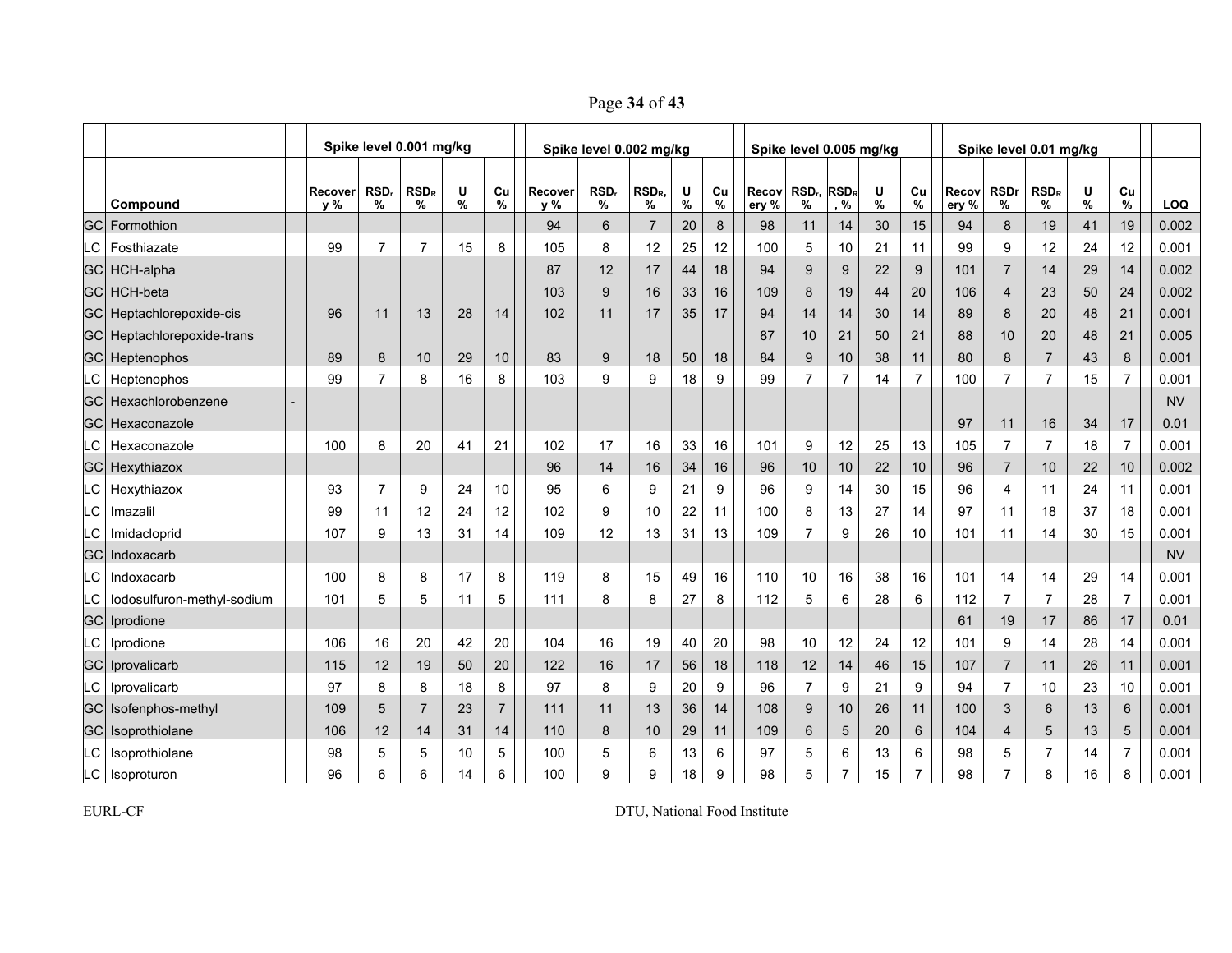| | Compound | | Spike level 0.001 mg/kg | | | | | Spike level 0.002 mg/kg | | | | | Spike level 0.005 mg/kg | | | | | Spike level 0.01 mg/kg | | | | | |
|---|---|---|---|---|---|---|---|---|---|---|---|---|---|---|---|---|---|---|---|---|---|---|---|
| | | | Recovery % | $RSD_r$ % | $RSD_R$ % | U % | Cu % | Recovery % | $RSD_r$ % | $RSD_R$, % | U % | Cu % | Recovery % | $RSD_r$, % | $RSD_R$, % | U % | Cu % | Recovery % | RSDr % | $RSD_R$ % | U % | Cu % | LOQ |
| GC | Formothion | | | | | | | 94 | 6 | 7 | 20 | 8 | 98 | 11 | 14 | 30 | 15 | 94 | 8 | 19 | 41 | 19 | 0.002 |
| LC | Fosthiazate | | 99 | 7 | 7 | 15 | 8 | 105 | 8 | 12 | 25 | 12 | 100 | 5 | 10 | 21 | 11 | 99 | 9 | 12 | 24 | 12 | 0.001 |
| GC | HCH-alpha | | | | | | | 87 | 12 | 17 | 44 | 18 | 94 | 9 | 9 | 22 | 9 | 101 | 7 | 14 | 29 | 14 | 0.002 |
| GC | HCH-beta | | | | | | | 103 | 9 | 16 | 33 | 16 | 109 | 8 | 19 | 44 | 20 | 106 | 4 | 23 | 50 | 24 | 0.002 |
| GC | Heptachlorepoxide-cis | | 96 | 11 | 13 | 28 | 14 | 102 | 11 | 17 | 35 | 17 | 94 | 14 | 14 | 30 | 14 | 89 | 8 | 20 | 48 | 21 | 0.001 |
| GC | Heptachlorepoxide-trans | | | | | | | | | | | | 87 | 10 | 21 | 50 | 21 | 88 | 10 | 20 | 48 | 21 | 0.005 |
| GC | Heptenophos | | 89 | 8 | 10 | 29 | 10 | 83 | 9 | 18 | 50 | 18 | 84 | 9 | 10 | 38 | 11 | 80 | 8 | 7 | 43 | 8 | 0.001 |
| LC | Heptenophos | | 99 | 7 | 8 | 16 | 8 | 103 | 9 | 9 | 18 | 9 | 99 | 7 | 7 | 14 | 7 | 100 | 7 | 7 | 15 | 7 | 0.001 |
| GC | Hexachlorobenzene | - | | | | | | | | | | | | | | | | | | | | | NV |
| GC | Hexaconazole | | | | | | | | | | | | | | | | | 97 | 11 | 16 | 34 | 17 | 0.01 |
| LC | Hexaconazole | | 100 | 8 | 20 | 41 | 21 | 102 | 17 | 16 | 33 | 16 | 101 | 9 | 12 | 25 | 13 | 105 | 7 | 7 | 18 | 7 | 0.001 |
| GC | Hexythiazox | | | | | | | 96 | 14 | 16 | 34 | 16 | 96 | 10 | 10 | 22 | 10 | 96 | 7 | 10 | 22 | 10 | 0.002 |
| LC | Hexythiazox | | 93 | 7 | 9 | 24 | 10 | 95 | 6 | 9 | 21 | 9 | 96 | 9 | 14 | 30 | 15 | 96 | 4 | 11 | 24 | 11 | 0.001 |
| LC | Imazalil | | 99 | 11 | 12 | 24 | 12 | 102 | 9 | 10 | 22 | 11 | 100 | 8 | 13 | 27 | 14 | 97 | 11 | 18 | 37 | 18 | 0.001 |
| LC | Imidacloprid | | 107 | 9 | 13 | 31 | 14 | 109 | 12 | 13 | 31 | 13 | 109 | 7 | 9 | 26 | 10 | 101 | 11 | 14 | 30 | 15 | 0.001 |
| GC | Indoxacarb | | | | | | | | | | | | | | | | | | | | | | NV |
| LC | Indoxacarb | | 100 | 8 | 8 | 17 | 8 | 119 | 8 | 15 | 49 | 16 | 110 | 10 | 16 | 38 | 16 | 101 | 14 | 14 | 29 | 14 | 0.001 |
| LC | Iodosulfuron-methyl-sodium | | 101 | 5 | 5 | 11 | 5 | 111 | 8 | 8 | 27 | 8 | 112 | 5 | 6 | 28 | 6 | 112 | 7 | 7 | 28 | 7 | 0.001 |
| GC | Iprodione | | | | | | | | | | | | | | | | | 61 | 19 | 17 | 86 | 17 | 0.01 |
| LC | Iprodione | | 106 | 16 | 20 | 42 | 20 | 104 | 16 | 19 | 40 | 20 | 98 | 10 | 12 | 24 | 12 | 101 | 9 | 14 | 28 | 14 | 0.001 |
| GC | Iprovalicarb | | 115 | 12 | 19 | 50 | 20 | 122 | 16 | 17 | 56 | 18 | 118 | 12 | 14 | 46 | 15 | 107 | 7 | 11 | 26 | 11 | 0.001 |
| LC | Iprovalicarb | | 97 | 8 | 8 | 18 | 8 | 97 | 8 | 9 | 20 | 9 | 96 | 7 | 9 | 21 | 9 | 94 | 7 | 10 | 23 | 10 | 0.001 |
| GC | Isofenphos-methyl | | 109 | 5 | 7 | 23 | 7 | 111 | 11 | 13 | 36 | 14 | 108 | 9 | 10 | 26 | 11 | 100 | 3 | 6 | 13 | 6 | 0.001 |
| GC | Isoprothiolane | | 106 | 12 | 14 | 31 | 14 | 110 | 8 | 10 | 29 | 11 | 109 | 6 | 5 | 20 | 6 | 104 | 4 | 5 | 13 | 5 | 0.001 |
| LC | Isoprothiolane | | 98 | 5 | 5 | 10 | 5 | 100 | 5 | 6 | 13 | 6 | 97 | 5 | 6 | 13 | 6 | 98 | 5 | 7 | 14 | 7 | 0.001 |
| LC | Isoproturon | | 96 | 6 | 6 | 14 | 6 | 100 | 9 | 9 | 18 | 9 | 98 | 5 | 7 | 15 | 7 | 98 | 7 | 8 | 16 | 8 | 0.001 |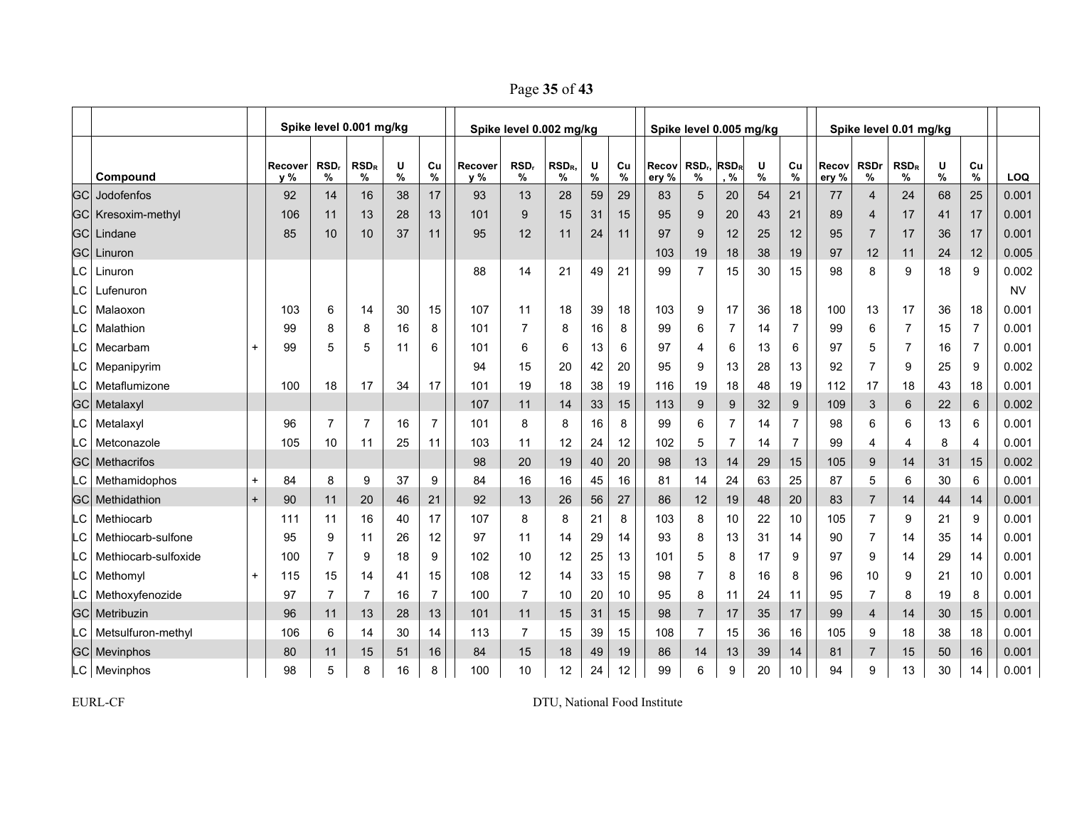| | | | Spike level 0.001 mg/kg | | | | | Spike level 0.002 mg/kg | | | | | Spike level 0.005 mg/kg | | | | | Spike level 0.01 mg/kg | | | | | |
|---|---|---|---|---|---|---|---|---|---|---|---|---|---|---|---|---|---|---|---|---|---|---|---|
| | Compound | | Recovery % | $RSD_r$ % | $RSD_R$ % | U % | Cu % | Recovery % | $RSD_r$ % | $RSD_R$, % | U % | Cu % | Recovery % | $RSD_r$, % | $RSD_R$, % | U % | Cu % | Recovery % | RSDr % | $RSD_R$ % | U % | Cu % | LOQ |
| GC | Jodofenfos | | 92 | 14 | 16 | 38 | 17 | 93 | 13 | 28 | 59 | 29 | 83 | 5 | 20 | 54 | 21 | 77 | 4 | 24 | 68 | 25 | 0.001 |
| GC | Kresoxim-methyl | | 106 | 11 | 13 | 28 | 13 | 101 | 9 | 15 | 31 | 15 | 95 | 9 | 20 | 43 | 21 | 89 | 4 | 17 | 41 | 17 | 0.001 |
| GC | Lindane | | 85 | 10 | 10 | 37 | 11 | 95 | 12 | 11 | 24 | 11 | 97 | 9 | 12 | 25 | 12 | 95 | 7 | 17 | 36 | 17 | 0.001 |
| GC | Linuron | | | | | | | | | | | | 103 | 19 | 18 | 38 | 19 | 97 | 12 | 11 | 24 | 12 | 0.005 |
| LC | Linuron | | | | | | | 88 | 14 | 21 | 49 | 21 | 99 | 7 | 15 | 30 | 15 | 98 | 8 | 9 | 18 | 9 | 0.002 |
| LC | Lufenuron | | | | | | | | | | | | | | | | | | | | | | NV |
| LC | Malaoxon | | 103 | 6 | 14 | 30 | 15 | 107 | 11 | 18 | 39 | 18 | 103 | 9 | 17 | 36 | 18 | 100 | 13 | 17 | 36 | 18 | 0.001 |
| LC | Malathion | | 99 | 8 | 8 | 16 | 8 | 101 | 7 | 8 | 16 | 8 | 99 | 6 | 7 | 14 | 7 | 99 | 6 | 7 | 15 | 7 | 0.001 |
| LC | Mecarbam | + | 99 | 5 | 5 | 11 | 6 | 101 | 6 | 6 | 13 | 6 | 97 | 4 | 6 | 13 | 6 | 97 | 5 | 7 | 16 | 7 | 0.001 |
| LC | Mepanipyrim | | | | | | | 94 | 15 | 20 | 42 | 20 | 95 | 9 | 13 | 28 | 13 | 92 | 7 | 9 | 25 | 9 | 0.002 |
| LC | Metaflumizone | | 100 | 18 | 17 | 34 | 17 | 101 | 19 | 18 | 38 | 19 | 116 | 19 | 18 | 48 | 19 | 112 | 17 | 18 | 43 | 18 | 0.001 |
| GC | Metalaxyl | | | | | | | 107 | 11 | 14 | 33 | 15 | 113 | 9 | 9 | 32 | 9 | 109 | 3 | 6 | 22 | 6 | 0.002 |
| LC | Metalaxyl | | 96 | 7 | 7 | 16 | 7 | 101 | 8 | 8 | 16 | 8 | 99 | 6 | 7 | 14 | 7 | 98 | 6 | 6 | 13 | 6 | 0.001 |
| LC | Metconazole | | 105 | 10 | 11 | 25 | 11 | 103 | 11 | 12 | 24 | 12 | 102 | 5 | 7 | 14 | 7 | 99 | 4 | 4 | 8 | 4 | 0.001 |
| GC | Methacrifos | | | | | | | 98 | 20 | 19 | 40 | 20 | 98 | 13 | 14 | 29 | 15 | 105 | 9 | 14 | 31 | 15 | 0.002 |
| LC | Methamidophos | + | 84 | 8 | 9 | 37 | 9 | 84 | 16 | 16 | 45 | 16 | 81 | 14 | 24 | 63 | 25 | 87 | 5 | 6 | 30 | 6 | 0.001 |
| GC | Methidathion | + | 90 | 11 | 20 | 46 | 21 | 92 | 13 | 26 | 56 | 27 | 86 | 12 | 19 | 48 | 20 | 83 | 7 | 14 | 44 | 14 | 0.001 |
| LC | Methiocarb | | 111 | 11 | 16 | 40 | 17 | 107 | 8 | 8 | 21 | 8 | 103 | 8 | 10 | 22 | 10 | 105 | 7 | 9 | 21 | 9 | 0.001 |
| LC | Methiocarb-sulfone | | 95 | 9 | 11 | 26 | 12 | 97 | 11 | 14 | 29 | 14 | 93 | 8 | 13 | 31 | 14 | 90 | 7 | 14 | 35 | 14 | 0.001 |
| LC | Methiocarb-sulfoxide | | 100 | 7 | 9 | 18 | 9 | 102 | 10 | 12 | 25 | 13 | 101 | 5 | 8 | 17 | 9 | 97 | 9 | 14 | 29 | 14 | 0.001 |
| LC | Methomyl | + | 115 | 15 | 14 | 41 | 15 | 108 | 12 | 14 | 33 | 15 | 98 | 7 | 8 | 16 | 8 | 96 | 10 | 9 | 21 | 10 | 0.001 |
| LC | Methoxyfenozide | | 97 | 7 | 7 | 16 | 7 | 100 | 7 | 10 | 20 | 10 | 95 | 8 | 11 | 24 | 11 | 95 | 7 | 8 | 19 | 8 | 0.001 |
| GC | Metribuzin | | 96 | 11 | 13 | 28 | 13 | 101 | 11 | 15 | 31 | 15 | 98 | 7 | 17 | 35 | 17 | 99 | 4 | 14 | 30 | 15 | 0.001 |
| LC | Metsulfuron-methyl | | 106 | 6 | 14 | 30 | 14 | 113 | 7 | 15 | 39 | 15 | 108 | 7 | 15 | 36 | 16 | 105 | 9 | 18 | 38 | 18 | 0.001 |
| GC | Mevinphos | | 80 | 11 | 15 | 51 | 16 | 84 | 15 | 18 | 49 | 19 | 86 | 14 | 13 | 39 | 14 | 81 | 7 | 15 | 50 | 16 | 0.001 |
| LC | Mevinphos | | 98 | 5 | 8 | 16 | 8 | 100 | 10 | 12 | 24 | 12 | 99 | 6 | 9 | 20 | 10 | 94 | 9 | 13 | 30 | 14 | 0.001 |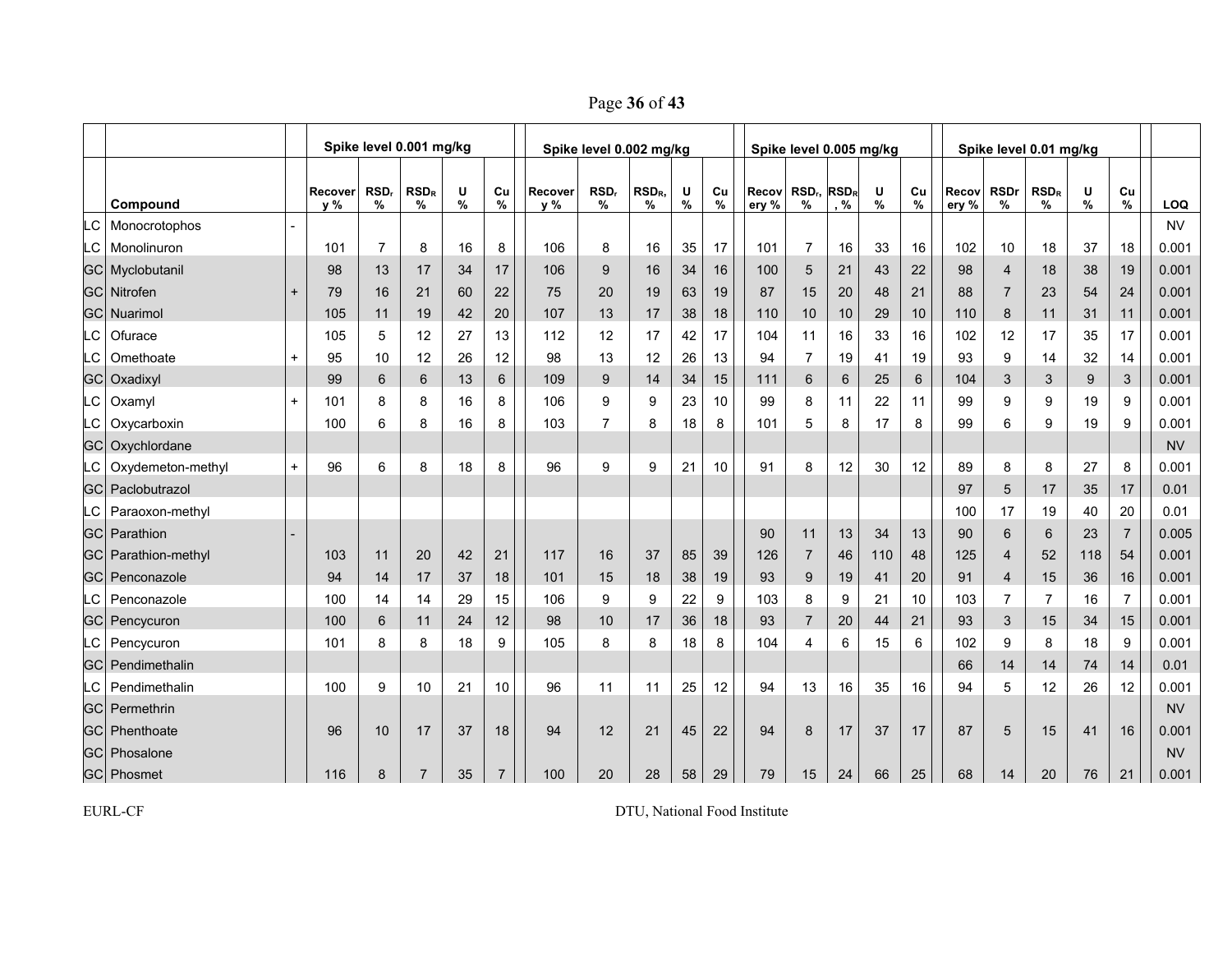| | | | Spike level 0.001 mg/kg | | | | | Spike level 0.002 mg/kg | | | | | Spike level 0.005 mg/kg | | | | | Spike level 0.01 mg/kg | | | | | |
|---|---|---|---|---|---|---|---|---|---|---|---|---|---|---|---|---|---|---|---|---|---|---|---|
| | Compound | | Recovery % | $RSD_r$ % | $RSD_R$ % | U % | Cu % | Recovery % | $RSD_r$ % | $RSD_R$, % | U % | Cu % | Recovery % | $RSD_r$, % | $RSD_R$, % | U % | Cu % | Recovery % | RSDr % | $RSD_R$ % | U % | Cu % | LOQ |
| LC | Monocrotophos | - | | | | | | | | | | | | | | | | | | | | | NV |
| LC | Monolinuron | | 101 | 7 | 8 | 16 | 8 | 106 | 8 | 16 | 35 | 17 | 101 | 7 | 16 | 33 | 16 | 102 | 10 | 18 | 37 | 18 | 0.001 |
| GC | Myclobutanil | | 98 | 13 | 17 | 34 | 17 | 106 | 9 | 16 | 34 | 16 | 100 | 5 | 21 | 43 | 22 | 98 | 4 | 18 | 38 | 19 | 0.001 |
| GC | Nitrofen | + | 79 | 16 | 21 | 60 | 22 | 75 | 20 | 19 | 63 | 19 | 87 | 15 | 20 | 48 | 21 | 88 | 7 | 23 | 54 | 24 | 0.001 |
| GC | Nuarimol | | 105 | 11 | 19 | 42 | 20 | 107 | 13 | 17 | 38 | 18 | 110 | 10 | 10 | 29 | 10 | 110 | 8 | 11 | 31 | 11 | 0.001 |
| LC | Ofurace | | 105 | 5 | 12 | 27 | 13 | 112 | 12 | 17 | 42 | 17 | 104 | 11 | 16 | 33 | 16 | 102 | 12 | 17 | 35 | 17 | 0.001 |
| LC | Omethoate | + | 95 | 10 | 12 | 26 | 12 | 98 | 13 | 12 | 26 | 13 | 94 | 7 | 19 | 41 | 19 | 93 | 9 | 14 | 32 | 14 | 0.001 |
| GC | Oxadixyl | | 99 | 6 | 6 | 13 | 6 | 109 | 9 | 14 | 34 | 15 | 111 | 6 | 6 | 25 | 6 | 104 | 3 | 3 | 9 | 3 | 0.001 |
| LC | Oxamyl | + | 101 | 8 | 8 | 16 | 8 | 106 | 9 | 9 | 23 | 10 | 99 | 8 | 11 | 22 | 11 | 99 | 9 | 9 | 19 | 9 | 0.001 |
| LC | Oxycarboxin | | 100 | 6 | 8 | 16 | 8 | 103 | 7 | 8 | 18 | 8 | 101 | 5 | 8 | 17 | 8 | 99 | 6 | 9 | 19 | 9 | 0.001 |
| GC | Oxychlordane | | | | | | | | | | | | | | | | | | | | | | NV |
| LC | Oxydemeton-methyl | + | 96 | 6 | 8 | 18 | 8 | 96 | 9 | 9 | 21 | 10 | 91 | 8 | 12 | 30 | 12 | 89 | 8 | 8 | 27 | 8 | 0.001 |
| GC | Paclobutrazol | | | | | | | | | | | | | | | | | 97 | 5 | 17 | 35 | 17 | 0.01 |
| LC | Paraoxon-methyl | | | | | | | | | | | | | | | | | 100 | 17 | 19 | 40 | 20 | 0.01 |
| GC | Parathion | - | | | | | | | | | | | 90 | 11 | 13 | 34 | 13 | 90 | 6 | 6 | 23 | 7 | 0.005 |
| GC | Parathion-methyl | | 103 | 11 | 20 | 42 | 21 | 117 | 16 | 37 | 85 | 39 | 126 | 7 | 46 | 110 | 48 | 125 | 4 | 52 | 118 | 54 | 0.001 |
| GC | Penconazole | | 94 | 14 | 17 | 37 | 18 | 101 | 15 | 18 | 38 | 19 | 93 | 9 | 19 | 41 | 20 | 91 | 4 | 15 | 36 | 16 | 0.001 |
| LC | Penconazole | | 100 | 14 | 14 | 29 | 15 | 106 | 9 | 9 | 22 | 9 | 103 | 8 | 9 | 21 | 10 | 103 | 7 | 7 | 16 | 7 | 0.001 |
| GC | Pencycuron | | 100 | 6 | 11 | 24 | 12 | 98 | 10 | 17 | 36 | 18 | 93 | 7 | 20 | 44 | 21 | 93 | 3 | 15 | 34 | 15 | 0.001 |
| LC | Pencycuron | | 101 | 8 | 8 | 18 | 9 | 105 | 8 | 8 | 18 | 8 | 104 | 4 | 6 | 15 | 6 | 102 | 9 | 8 | 18 | 9 | 0.001 |
| GC | Pendimethalin | | | | | | | | | | | | | | | | | 66 | 14 | 14 | 74 | 14 | 0.01 |
| LC | Pendimethalin | | 100 | 9 | 10 | 21 | 10 | 96 | 11 | 11 | 25 | 12 | 94 | 13 | 16 | 35 | 16 | 94 | 5 | 12 | 26 | 12 | 0.001 |
| GC | Permethrin | | | | | | | | | | | | | | | | | | | | | | NV |
| GC | Phenthoate | | 96 | 10 | 17 | 37 | 18 | 94 | 12 | 21 | 45 | 22 | 94 | 8 | 17 | 37 | 17 | 87 | 5 | 15 | 41 | 16 | 0.001 |
| GC | Phosalone | | | | | | | | | | | | | | | | | | | | | | NV |
| GC | Phosmet | | 116 | 8 | 7 | 35 | 7 | 100 | 20 | 28 | 58 | 29 | 79 | 15 | 24 | 66 | 25 | 68 | 14 | 20 | 76 | 21 | 0.001 |

EURL-CF DTU, National Food Institute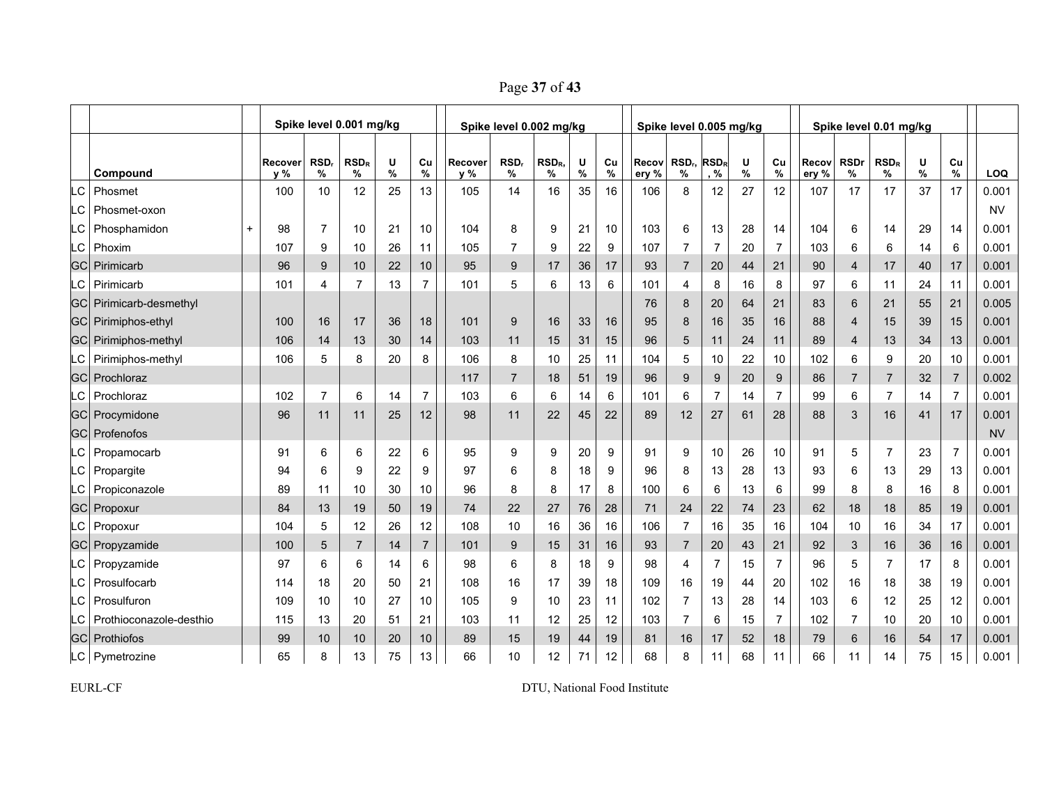| | | | Spike level 0.001 mg/kg | | | | | Spike level 0.002 mg/kg | | | | | Spike level 0.005 mg/kg | | | | | Spike level 0.01 mg/kg | | | | | |
|---|---|---|---|---|---|---|---|---|---|---|---|---|---|---|---|---|---|---|---|---|---|---|---|
| | Compound | | Recovery % | $RSD_r$ % | $RSD_R$ % | U % | Cu % | Recovery % | $RSD_r$ % | $RSD_R$, % | U % | Cu % | Recovery % | $RSD_r$, % | $RSD_R$, % | U % | Cu % | Recovery % | RSDr % | $RSD_R$ % | U % | Cu % | LOQ |
| LC | Phosmet | | 100 | 10 | 12 | 25 | 13 | 105 | 14 | 16 | 35 | 16 | 106 | 8 | 12 | 27 | 12 | 107 | 17 | 17 | 37 | 17 | 0.001 |
| LC | Phosmet-oxon | | | | | | | | | | | | | | | | | | | | | | NV |
| LC | Phosphamidon | + | 98 | 7 | 10 | 21 | 10 | 104 | 8 | 9 | 21 | 10 | 103 | 6 | 13 | 28 | 14 | 104 | 6 | 14 | 29 | 14 | 0.001 |
| LC | Phoxim | | 107 | 9 | 10 | 26 | 11 | 105 | 7 | 9 | 22 | 9 | 107 | 7 | 7 | 20 | 7 | 103 | 6 | 6 | 14 | 6 | 0.001 |
| GC | Pirimicarb | | 96 | 9 | 10 | 22 | 10 | 95 | 9 | 17 | 36 | 17 | 93 | 7 | 20 | 44 | 21 | 90 | 4 | 17 | 40 | 17 | 0.001 |
| LC | Pirimicarb | | 101 | 4 | 7 | 13 | 7 | 101 | 5 | 6 | 13 | 6 | 101 | 4 | 8 | 16 | 8 | 97 | 6 | 11 | 24 | 11 | 0.001 |
| GC | Pirimicarb-desmethyl | | | | | | | | | | | | 76 | 8 | 20 | 64 | 21 | 83 | 6 | 21 | 55 | 21 | 0.005 |
| GC | Pirimiphos-ethyl | | 100 | 16 | 17 | 36 | 18 | 101 | 9 | 16 | 33 | 16 | 95 | 8 | 16 | 35 | 16 | 88 | 4 | 15 | 39 | 15 | 0.001 |
| GC | Pirimiphos-methyl | | 106 | 14 | 13 | 30 | 14 | 103 | 11 | 15 | 31 | 15 | 96 | 5 | 11 | 24 | 11 | 89 | 4 | 13 | 34 | 13 | 0.001 |
| LC | Pirimiphos-methyl | | 106 | 5 | 8 | 20 | 8 | 106 | 8 | 10 | 25 | 11 | 104 | 5 | 10 | 22 | 10 | 102 | 6 | 9 | 20 | 10 | 0.001 |
| GC | Prochloraz | | | | | | | 117 | 7 | 18 | 51 | 19 | 96 | 9 | 9 | 20 | 9 | 86 | 7 | 7 | 32 | 7 | 0.002 |
| LC | Prochloraz | | 102 | 7 | 6 | 14 | 7 | 103 | 6 | 6 | 14 | 6 | 101 | 6 | 7 | 14 | 7 | 99 | 6 | 7 | 14 | 7 | 0.001 |
| GC | Procymidone | | 96 | 11 | 11 | 25 | 12 | 98 | 11 | 22 | 45 | 22 | 89 | 12 | 27 | 61 | 28 | 88 | 3 | 16 | 41 | 17 | 0.001 |
| GC | Profenofos | | | | | | | | | | | | | | | | | | | | | | NV |
| LC | Propamocarb | | 91 | 6 | 6 | 22 | 6 | 95 | 9 | 9 | 20 | 9 | 91 | 9 | 10 | 26 | 10 | 91 | 5 | 7 | 23 | 7 | 0.001 |
| LC | Propargite | | 94 | 6 | 9 | 22 | 9 | 97 | 6 | 8 | 18 | 9 | 96 | 8 | 13 | 28 | 13 | 93 | 6 | 13 | 29 | 13 | 0.001 |
| LC | Propiconazole | | 89 | 11 | 10 | 30 | 10 | 96 | 8 | 8 | 17 | 8 | 100 | 6 | 6 | 13 | 6 | 99 | 8 | 8 | 16 | 8 | 0.001 |
| GC | Propoxur | | 84 | 13 | 19 | 50 | 19 | 74 | 22 | 27 | 76 | 28 | 71 | 24 | 22 | 74 | 23 | 62 | 18 | 18 | 85 | 19 | 0.001 |
| LC | Propoxur | | 104 | 5 | 12 | 26 | 12 | 108 | 10 | 16 | 36 | 16 | 106 | 7 | 16 | 35 | 16 | 104 | 10 | 16 | 34 | 17 | 0.001 |
| GC | Propyzamide | | 100 | 5 | 7 | 14 | 7 | 101 | 9 | 15 | 31 | 16 | 93 | 7 | 20 | 43 | 21 | 92 | 3 | 16 | 36 | 16 | 0.001 |
| LC | Propyzamide | | 97 | 6 | 6 | 14 | 6 | 98 | 6 | 8 | 18 | 9 | 98 | 4 | 7 | 15 | 7 | 96 | 5 | 7 | 17 | 8 | 0.001 |
| LC | Prosulfocarb | | 114 | 18 | 20 | 50 | 21 | 108 | 16 | 17 | 39 | 18 | 109 | 16 | 19 | 44 | 20 | 102 | 16 | 18 | 38 | 19 | 0.001 |
| LC | Prosulfuron | | 109 | 10 | 10 | 27 | 10 | 105 | 9 | 10 | 23 | 11 | 102 | 7 | 13 | 28 | 14 | 103 | 6 | 12 | 25 | 12 | 0.001 |
| LC | Prothioconazole-desthio | | 115 | 13 | 20 | 51 | 21 | 103 | 11 | 12 | 25 | 12 | 103 | 7 | 6 | 15 | 7 | 102 | 7 | 10 | 20 | 10 | 0.001 |
| GC | Prothiofos | | 99 | 10 | 10 | 20 | 10 | 89 | 15 | 19 | 44 | 19 | 81 | 16 | 17 | 52 | 18 | 79 | 6 | 16 | 54 | 17 | 0.001 |
| LC | Pymetrozine | | 65 | 8 | 13 | 75 | 13 | 66 | 10 | 12 | 71 | 12 | 68 | 8 | 11 | 68 | 11 | 66 | 11 | 14 | 75 | 15 | 0.001 |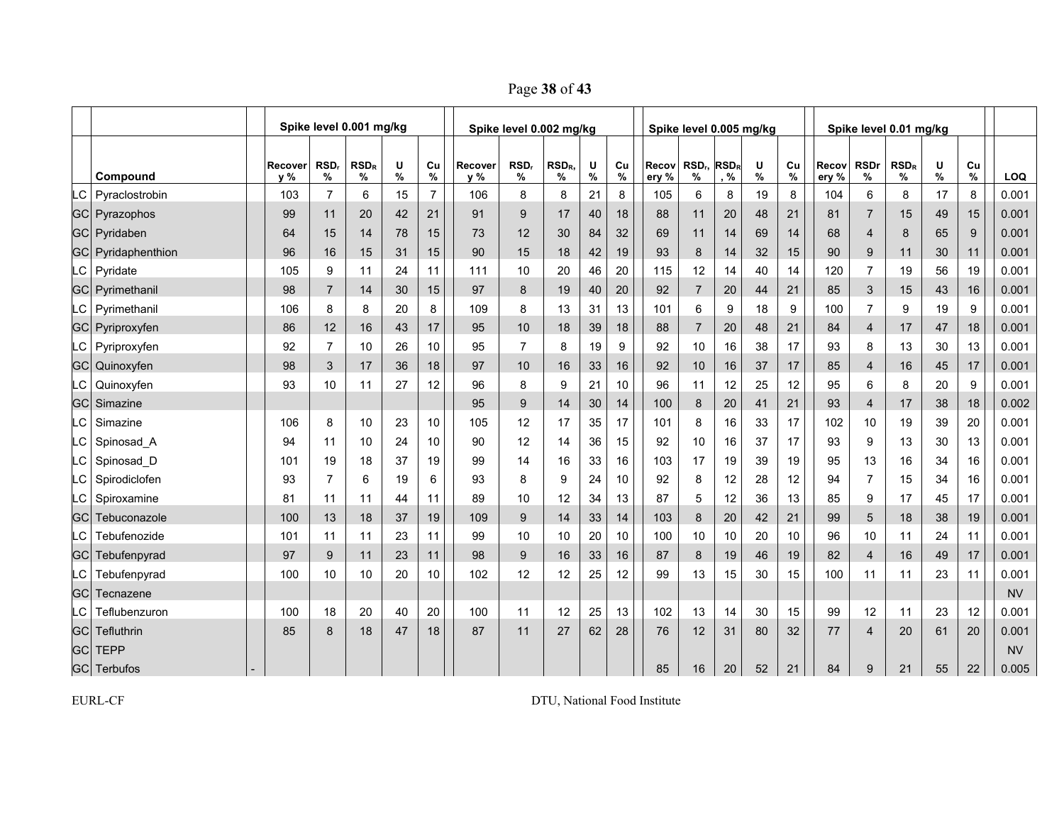| | | | Spike level 0.001 mg/kg | | | | | Spike level 0.002 mg/kg | | | | | Spike level 0.005 mg/kg | | | | | Spike level 0.01 mg/kg | | | | | |
|---|---|---|---|---|---|---|---|---|---|---|---|---|---|---|---|---|---|---|---|---|---|---|---|
| | Compound | | Recovery % | $RSD_r$ % | $RSD_R$ % | U % | Cu % | Recovery % | $RSD_r$ % | $RSD_R$, % | U % | Cu % | Recovery % | $RSD_r$, % | $RSD_R$, % | U % | Cu % | Recovery % | RSDr % | $RSD_R$ % | U % | Cu % | LOQ |
| LC | Pyraclostrobin | | 103 | 7 | 6 | 15 | 7 | 106 | 8 | 8 | 21 | 8 | 105 | 6 | 8 | 19 | 8 | 104 | 6 | 8 | 17 | 8 | 0.001 |
| GC | Pyrazophos | | 99 | 11 | 20 | 42 | 21 | 91 | 9 | 17 | 40 | 18 | 88 | 11 | 20 | 48 | 21 | 81 | 7 | 15 | 49 | 15 | 0.001 |
| GC | Pyridaben | | 64 | 15 | 14 | 78 | 15 | 73 | 12 | 30 | 84 | 32 | 69 | 11 | 14 | 69 | 14 | 68 | 4 | 8 | 65 | 9 | 0.001 |
| GC | Pyridaphenthion | | 96 | 16 | 15 | 31 | 15 | 90 | 15 | 18 | 42 | 19 | 93 | 8 | 14 | 32 | 15 | 90 | 9 | 11 | 30 | 11 | 0.001 |
| LC | Pyridate | | 105 | 9 | 11 | 24 | 11 | 111 | 10 | 20 | 46 | 20 | 115 | 12 | 14 | 40 | 14 | 120 | 7 | 19 | 56 | 19 | 0.001 |
| GC | Pyrimethanil | | 98 | 7 | 14 | 30 | 15 | 97 | 8 | 19 | 40 | 20 | 92 | 7 | 20 | 44 | 21 | 85 | 3 | 15 | 43 | 16 | 0.001 |
| LC | Pyrimethanil | | 106 | 8 | 8 | 20 | 8 | 109 | 8 | 13 | 31 | 13 | 101 | 6 | 9 | 18 | 9 | 100 | 7 | 9 | 19 | 9 | 0.001 |
| GC | Pyriproxyfen | | 86 | 12 | 16 | 43 | 17 | 95 | 10 | 18 | 39 | 18 | 88 | 7 | 20 | 48 | 21 | 84 | 4 | 17 | 47 | 18 | 0.001 |
| LC | Pyriproxyfen | | 92 | 7 | 10 | 26 | 10 | 95 | 7 | 8 | 19 | 9 | 92 | 10 | 16 | 38 | 17 | 93 | 8 | 13 | 30 | 13 | 0.001 |
| GC | Quinoxyfen | | 98 | 3 | 17 | 36 | 18 | 97 | 10 | 16 | 33 | 16 | 92 | 10 | 16 | 37 | 17 | 85 | 4 | 16 | 45 | 17 | 0.001 |
| LC | Quinoxyfen | | 93 | 10 | 11 | 27 | 12 | 96 | 8 | 9 | 21 | 10 | 96 | 11 | 12 | 25 | 12 | 95 | 6 | 8 | 20 | 9 | 0.001 |
| GC | Simazine | | | | | | | 95 | 9 | 14 | 30 | 14 | 100 | 8 | 20 | 41 | 21 | 93 | 4 | 17 | 38 | 18 | 0.002 |
| LC | Simazine | | 106 | 8 | 10 | 23 | 10 | 105 | 12 | 17 | 35 | 17 | 101 | 8 | 16 | 33 | 17 | 102 | 10 | 19 | 39 | 20 | 0.001 |
| LC | Spinosad_A | | 94 | 11 | 10 | 24 | 10 | 90 | 12 | 14 | 36 | 15 | 92 | 10 | 16 | 37 | 17 | 93 | 9 | 13 | 30 | 13 | 0.001 |
| LC | Spinosad_D | | 101 | 19 | 18 | 37 | 19 | 99 | 14 | 16 | 33 | 16 | 103 | 17 | 19 | 39 | 19 | 95 | 13 | 16 | 34 | 16 | 0.001 |
| LC | Spirodiclofen | | 93 | 7 | 6 | 19 | 6 | 93 | 8 | 9 | 24 | 10 | 92 | 8 | 12 | 28 | 12 | 94 | 7 | 15 | 34 | 16 | 0.001 |
| LC | Spiroxamine | | 81 | 11 | 11 | 44 | 11 | 89 | 10 | 12 | 34 | 13 | 87 | 5 | 12 | 36 | 13 | 85 | 9 | 17 | 45 | 17 | 0.001 |
| GC | Tebuconazole | | 100 | 13 | 18 | 37 | 19 | 109 | 9 | 14 | 33 | 14 | 103 | 8 | 20 | 42 | 21 | 99 | 5 | 18 | 38 | 19 | 0.001 |
| LC | Tebufenozide | | 101 | 11 | 11 | 23 | 11 | 99 | 10 | 10 | 20 | 10 | 100 | 10 | 10 | 20 | 10 | 96 | 10 | 11 | 24 | 11 | 0.001 |
| GC | Tebufenpyrad | | 97 | 9 | 11 | 23 | 11 | 98 | 9 | 16 | 33 | 16 | 87 | 8 | 19 | 46 | 19 | 82 | 4 | 16 | 49 | 17 | 0.001 |
| LC | Tebufenpyrad | | 100 | 10 | 10 | 20 | 10 | 102 | 12 | 12 | 25 | 12 | 99 | 13 | 15 | 30 | 15 | 100 | 11 | 11 | 23 | 11 | 0.001 |
| GC | Tecnazene | | | | | | | | | | | | | | | | | | | | | | NV |
| LC | Teflubenzuron | | 100 | 18 | 20 | 40 | 20 | 100 | 11 | 12 | 25 | 13 | 102 | 13 | 14 | 30 | 15 | 99 | 12 | 11 | 23 | 12 | 0.001 |
| GC | Tefluthrin | | 85 | 8 | 18 | 47 | 18 | 87 | 11 | 27 | 62 | 28 | 76 | 12 | 31 | 80 | 32 | 77 | 4 | 20 | 61 | 20 | 0.001 |
| GC | TEPP | | | | | | | | | | | | | | | | | | | | | | NV |
| GC | Terbufos | - | | | | | | | | | | | 85 | 16 | 20 | 52 | 21 | 84 | 9 | 21 | 55 | 22 | 0.005 |

EURL-CF DTU, National Food Institute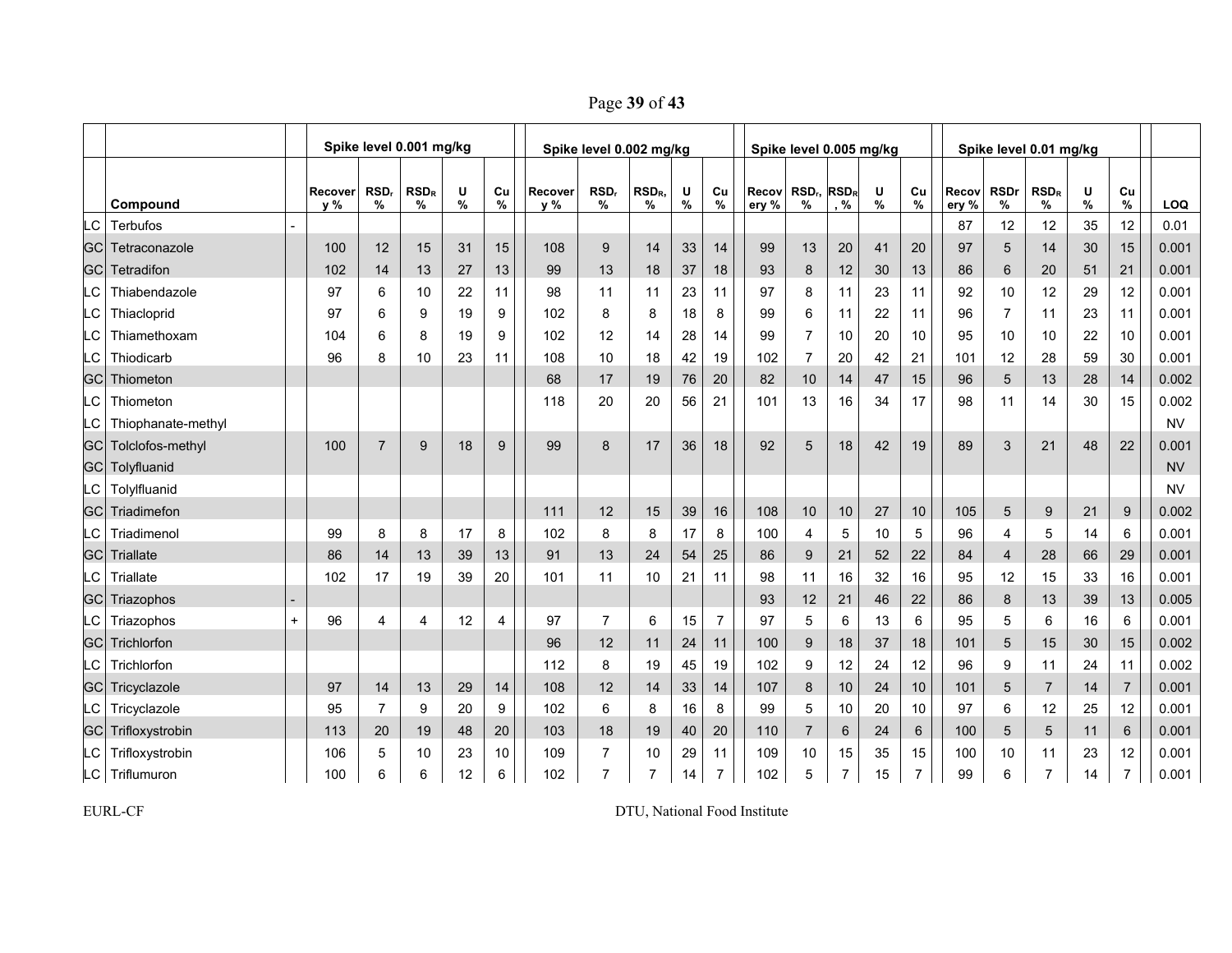| | | | Spike level 0.001 mg/kg | | | | | Spike level 0.002 mg/kg | | | | | Spike level 0.005 mg/kg | | | | | Spike level 0.01 mg/kg | | | | | |
|---|---|---|---|---|---|---|---|---|---|---|---|---|---|---|---|---|---|---|---|---|---|---|---|
| | Compound | | Recovery % | $RSD_r$ % | $RSD_R$ % | U % | Cu % | Recovery % | $RSD_r$ % | $RSD_R$, % | U % | Cu % | Recovery % | $RSD_r$, % | $RSD_R$, % | U % | Cu % | Recovery % | RSDr % | $RSD_R$ % | U % | Cu % | LOQ |
| LC | Terbufos | - | | | | | | | | | | | | | | | | 87 | 12 | 12 | 35 | 12 | 0.01 |
| GC | Tetraconazole | | 100 | 12 | 15 | 31 | 15 | 108 | 9 | 14 | 33 | 14 | 99 | 13 | 20 | 41 | 20 | 97 | 5 | 14 | 30 | 15 | 0.001 |
| GC | Tetradifon | | 102 | 14 | 13 | 27 | 13 | 99 | 13 | 18 | 37 | 18 | 93 | 8 | 12 | 30 | 13 | 86 | 6 | 20 | 51 | 21 | 0.001 |
| LC | Thiabendazole | | 97 | 6 | 10 | 22 | 11 | 98 | 11 | 11 | 23 | 11 | 97 | 8 | 11 | 23 | 11 | 92 | 10 | 12 | 29 | 12 | 0.001 |
| LC | Thiacloprid | | 97 | 6 | 9 | 19 | 9 | 102 | 8 | 8 | 18 | 8 | 99 | 6 | 11 | 22 | 11 | 96 | 7 | 11 | 23 | 11 | 0.001 |
| LC | Thiamethoxam | | 104 | 6 | 8 | 19 | 9 | 102 | 12 | 14 | 28 | 14 | 99 | 7 | 10 | 20 | 10 | 95 | 10 | 10 | 22 | 10 | 0.001 |
| LC | Thiodicarb | | 96 | 8 | 10 | 23 | 11 | 108 | 10 | 18 | 42 | 19 | 102 | 7 | 20 | 42 | 21 | 101 | 12 | 28 | 59 | 30 | 0.001 |
| GC | Thiometon | | | | | | | 68 | 17 | 19 | 76 | 20 | 82 | 10 | 14 | 47 | 15 | 96 | 5 | 13 | 28 | 14 | 0.002 |
| LC | Thiometon | | | | | | | 118 | 20 | 20 | 56 | 21 | 101 | 13 | 16 | 34 | 17 | 98 | 11 | 14 | 30 | 15 | 0.002 |
| LC | Thiophanate-methyl | | | | | | | | | | | | | | | | | | | | | | NV |
| GC | Tolclofos-methyl | | 100 | 7 | 9 | 18 | 9 | 99 | 8 | 17 | 36 | 18 | 92 | 5 | 18 | 42 | 19 | 89 | 3 | 21 | 48 | 22 | 0.001 |
| GC | Tolyfluanid | | | | | | | | | | | | | | | | | | | | | | NV |
| LC | Tolylfluanid | | | | | | | | | | | | | | | | | | | | | | NV |
| GC | Triadimefon | | | | | | | 111 | 12 | 15 | 39 | 16 | 108 | 10 | 10 | 27 | 10 | 105 | 5 | 9 | 21 | 9 | 0.002 |
| LC | Triadimenol | | 99 | 8 | 8 | 17 | 8 | 102 | 8 | 8 | 17 | 8 | 100 | 4 | 5 | 10 | 5 | 96 | 4 | 5 | 14 | 6 | 0.001 |
| GC | Triallate | | 86 | 14 | 13 | 39 | 13 | 91 | 13 | 24 | 54 | 25 | 86 | 9 | 21 | 52 | 22 | 84 | 4 | 28 | 66 | 29 | 0.001 |
| LC | Triallate | | 102 | 17 | 19 | 39 | 20 | 101 | 11 | 10 | 21 | 11 | 98 | 11 | 16 | 32 | 16 | 95 | 12 | 15 | 33 | 16 | 0.001 |
| GC | Triazophos | - | | | | | | | | | | | 93 | 12 | 21 | 46 | 22 | 86 | 8 | 13 | 39 | 13 | 0.005 |
| LC | Triazophos | + | 96 | 4 | 4 | 12 | 4 | 97 | 7 | 6 | 15 | 7 | 97 | 5 | 6 | 13 | 6 | 95 | 5 | 6 | 16 | 6 | 0.001 |
| GC | Trichlorfon | | | | | | | 96 | 12 | 11 | 24 | 11 | 100 | 9 | 18 | 37 | 18 | 101 | 5 | 15 | 30 | 15 | 0.002 |
| LC | Trichlorfon | | | | | | | 112 | 8 | 19 | 45 | 19 | 102 | 9 | 12 | 24 | 12 | 96 | 9 | 11 | 24 | 11 | 0.002 |
| GC | Tricyclazole | | 97 | 14 | 13 | 29 | 14 | 108 | 12 | 14 | 33 | 14 | 107 | 8 | 10 | 24 | 10 | 101 | 5 | 7 | 14 | 7 | 0.001 |
| LC | Tricyclazole | | 95 | 7 | 9 | 20 | 9 | 102 | 6 | 8 | 16 | 8 | 99 | 5 | 10 | 20 | 10 | 97 | 6 | 12 | 25 | 12 | 0.001 |
| GC | Trifloxystrobin | | 113 | 20 | 19 | 48 | 20 | 103 | 18 | 19 | 40 | 20 | 110 | 7 | 6 | 24 | 6 | 100 | 5 | 5 | 11 | 6 | 0.001 |
| LC | Trifloxystrobin | | 106 | 5 | 10 | 23 | 10 | 109 | 7 | 10 | 29 | 11 | 109 | 10 | 15 | 35 | 15 | 100 | 10 | 11 | 23 | 12 | 0.001 |
| LC | Triflumuron | | 100 | 6 | 6 | 12 | 6 | 102 | 7 | 7 | 14 | 7 | 102 | 5 | 7 | 15 | 7 | 99 | 6 | 7 | 14 | 7 | 0.001 |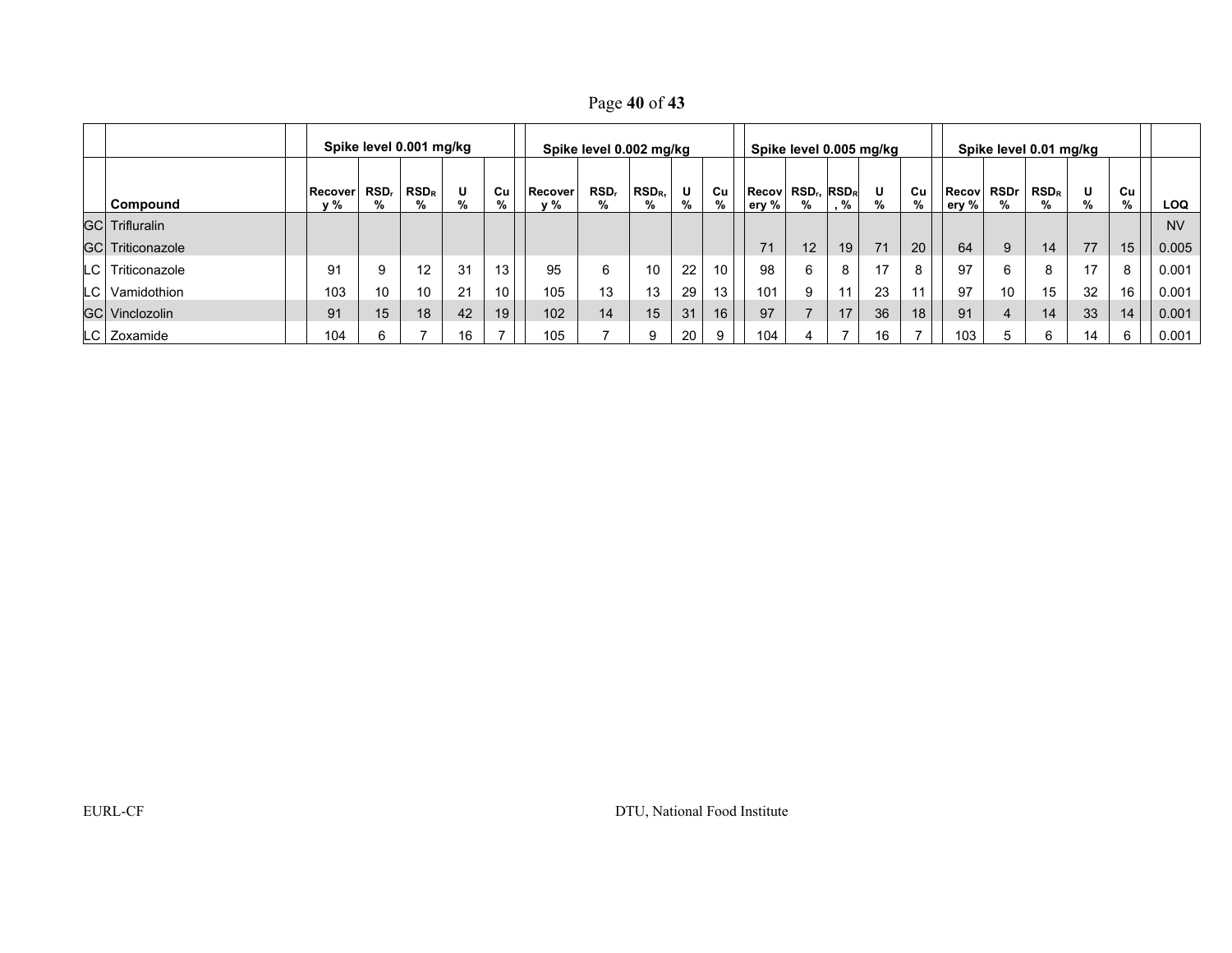| | | | Spike level 0.001 mg/kg | | | | | | Spike level 0.002 mg/kg | | | | | | Spike level 0.005 mg/kg | | | | | | Spike level 0.01 mg/kg | | | | | |
|---|---|---|---|---|---|---|---|---|---|---|---|---|---|---|---|---|---|---|---|---|---|---|---|---|---|
| | Compound | Recovery % | $RSD_r$ % | $RSD_R$ % | U % | Cu % | Recovery % | $RSD_r$ % | $RSD_R$, % | U % | Cu % | Recovery % | $RSD_r$, % | $RSD_R$, % | U % | Cu % | Recovery % | RSDr % | $RSD_R$ % | U % | Cu % | LOQ |
| GC | Trifluralin | | | | | | | | | | | | | | | | | | | | | NV |
| GC | Triticonazole | | | | | | | | | | | 71 | 12 | 19 | 71 | 20 | 64 | 9 | 14 | 77 | 15 | 0.005 |
| LC | Triticonazole | 91 | 9 | 12 | 31 | 13 | 95 | 6 | 10 | 22 | 10 | 98 | 6 | 8 | 17 | 8 | 97 | 6 | 8 | 17 | 8 | 0.001 |
| LC | Vamidothion | 103 | 10 | 10 | 21 | 10 | 105 | 13 | 13 | 29 | 13 | 101 | 9 | 11 | 23 | 11 | 97 | 10 | 15 | 32 | 16 | 0.001 |
| GC | Vinclozolin | 91 | 15 | 18 | 42 | 19 | 102 | 14 | 15 | 31 | 16 | 97 | 7 | 17 | 36 | 18 | 91 | 4 | 14 | 33 | 14 | 0.001 |
| LC | Zoxamide | 104 | 6 | 7 | 16 | 7 | 105 | 7 | 9 | 20 | 9 | 104 | 4 | 7 | 16 | 7 | 103 | 5 | 6 | 14 | 6 | 0.001 |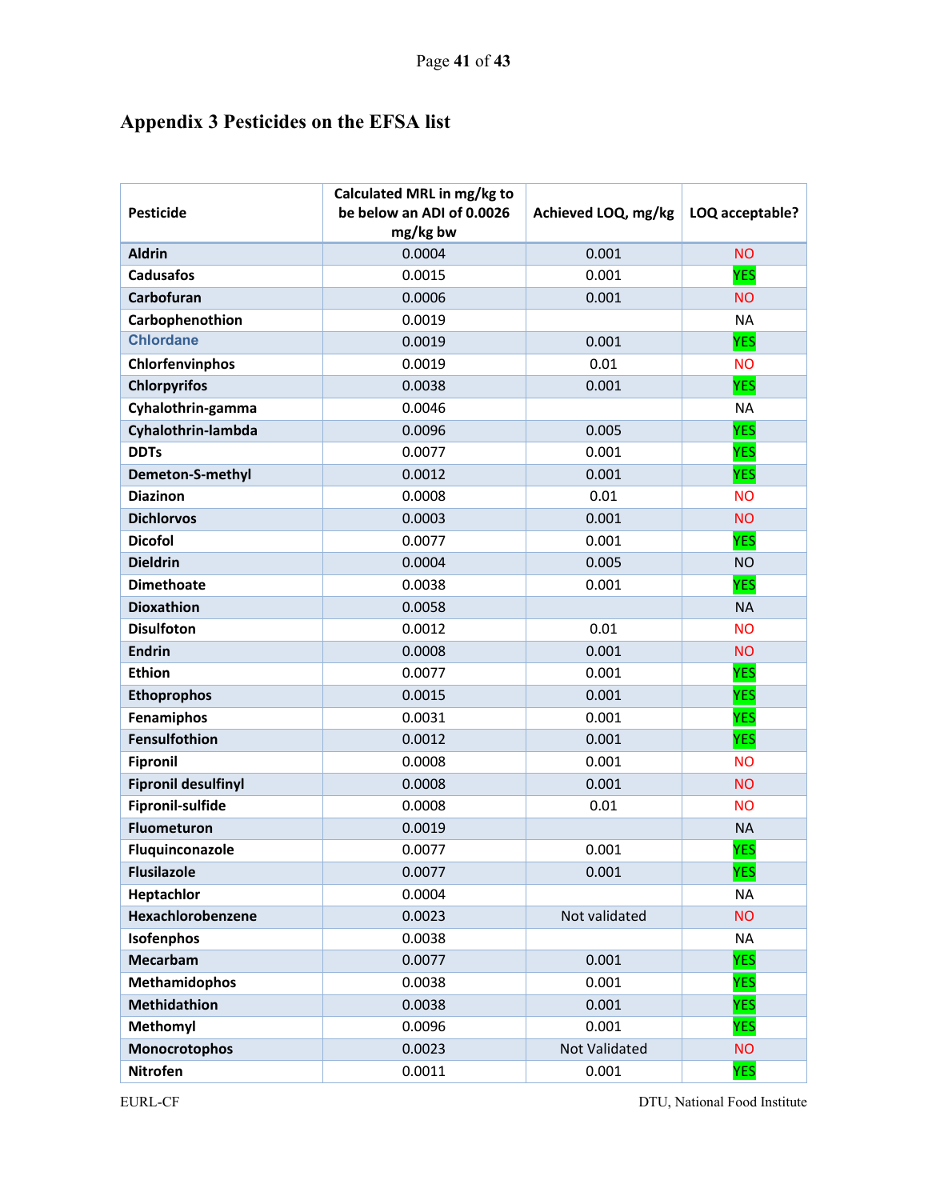# Appendix 3 Pesticides on the EFSA list

| Pesticide | Calculated MRL in mg/kg to be below an ADI of 0.0026 mg/kg bw | Achieved LOQ, mg/kg | LOQ acceptable? |
|---|---|---|---|
| **Aldrin** | 0.0004 | 0.001 | NO |
| **Cadusafos** | 0.0015 | 0.001 | YES |
| **Carbofuran** | 0.0006 | 0.001 | NO |
| **Carbophenothion** | 0.0019 | | NA |
| **Chlordane** | 0.0019 | 0.001 | YES |
| **Chlorfenvinphos** | 0.0019 | 0.01 | NO |
| **Chlorpyrifos** | 0.0038 | 0.001 | YES |
| **Cyhalothrin-gamma** | 0.0046 | | NA |
| **Cyhalothrin-lambda** | 0.0096 | 0.005 | YES |
| **DDTs** | 0.0077 | 0.001 | YES |
| **Demeton-S-methyl** | 0.0012 | 0.001 | YES |
| **Diazinon** | 0.0008 | 0.01 | NO |
| **Dichlorvos** | 0.0003 | 0.001 | NO |
| **Dicofol** | 0.0077 | 0.001 | YES |
| **Dieldrin** | 0.0004 | 0.005 | NO |
| **Dimethoate** | 0.0038 | 0.001 | YES |
| **Dioxathion** | 0.0058 | | NA |
| **Disulfoton** | 0.0012 | 0.01 | NO |
| **Endrin** | 0.0008 | 0.001 | NO |
| **Ethion** | 0.0077 | 0.001 | YES |
| **Ethoprophos** | 0.0015 | 0.001 | YES |
| **Fenamiphos** | 0.0031 | 0.001 | YES |
| **Fensulfothion** | 0.0012 | 0.001 | YES |
| **Fipronil** | 0.0008 | 0.001 | NO |
| **Fipronil desulfinyl** | 0.0008 | 0.001 | NO |
| **Fipronil-sulfide** | 0.0008 | 0.01 | NO |
| **Fluometuron** | 0.0019 | | NA |
| **Fluquinconazole** | 0.0077 | 0.001 | YES |
| **Flusilazole** | 0.0077 | 0.001 | YES |
| **Heptachlor** | 0.0004 | | NA |
| **Hexachlorobenzene** | 0.0023 | Not validated | NO |
| **Isofenphos** | 0.0038 | | NA |
| **Mecarbam** | 0.0077 | 0.001 | YES |
| **Methamidophos** | 0.0038 | 0.001 | YES |
| **Methidathion** | 0.0038 | 0.001 | YES |
| **Methomyl** | 0.0096 | 0.001 | YES |
| **Monocrotophos** | 0.0023 | Not Validated | NO |
| **Nitrofen** | 0.0011 | 0.001 | YES |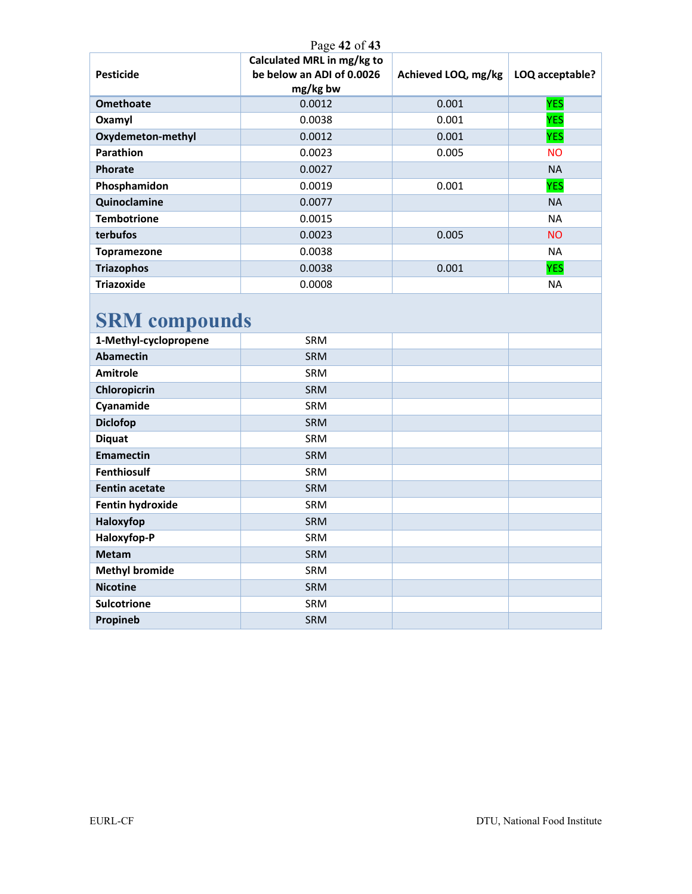| Pesticide | Calculated MRL in mg/kg to be below an ADI of 0.0026 mg/kg bw | Achieved LOQ, mg/kg | LOQ acceptable? |
|---|---|---|---|
| **Omethoate** | 0.0012 | 0.001 | YES |
| **Oxamyl** | 0.0038 | 0.001 | YES |
| **Oxydemeton-methyl** | 0.0012 | 0.001 | YES |
| **Parathion** | 0.0023 | 0.005 | NO |
| **Phorate** | 0.0027 | | NA |
| **Phosphamidon** | 0.0019 | 0.001 | YES |
| **Quinoclamine** | 0.0077 | | NA |
| **Tembotrione** | 0.0015 | | NA |
| **terbufos** | 0.0023 | 0.005 | NO |
| **Topramezone** | 0.0038 | | NA |
| **Triazophos** | 0.0038 | 0.001 | YES |
| **Triazoxide** | 0.0008 | | NA |
| **SRM compounds** | | | |
| **1-Methyl-cyclopropene** | SRM | | |
| **Abamectin** | SRM | | |
| **Amitrole** | SRM | | |
| **Chloropicrin** | SRM | | |
| **Cyanamide** | SRM | | |
| **Diclofop** | SRM | | |
| **Diquat** | SRM | | |
| **Emamectin** | SRM | | |
| **Fenthiosulf** | SRM | | |
| **Fentin acetate** | SRM | | |
| **Fentin hydroxide** | SRM | | |
| **Haloxyfop** | SRM | | |
| **Haloxyfop-P** | SRM | | |
| **Metam** | SRM | | |
| **Methyl bromide** | SRM | | |
| **Nicotine** | SRM | | |
| **Sulcotrione** | SRM | | |
| **Propineb** | SRM | | |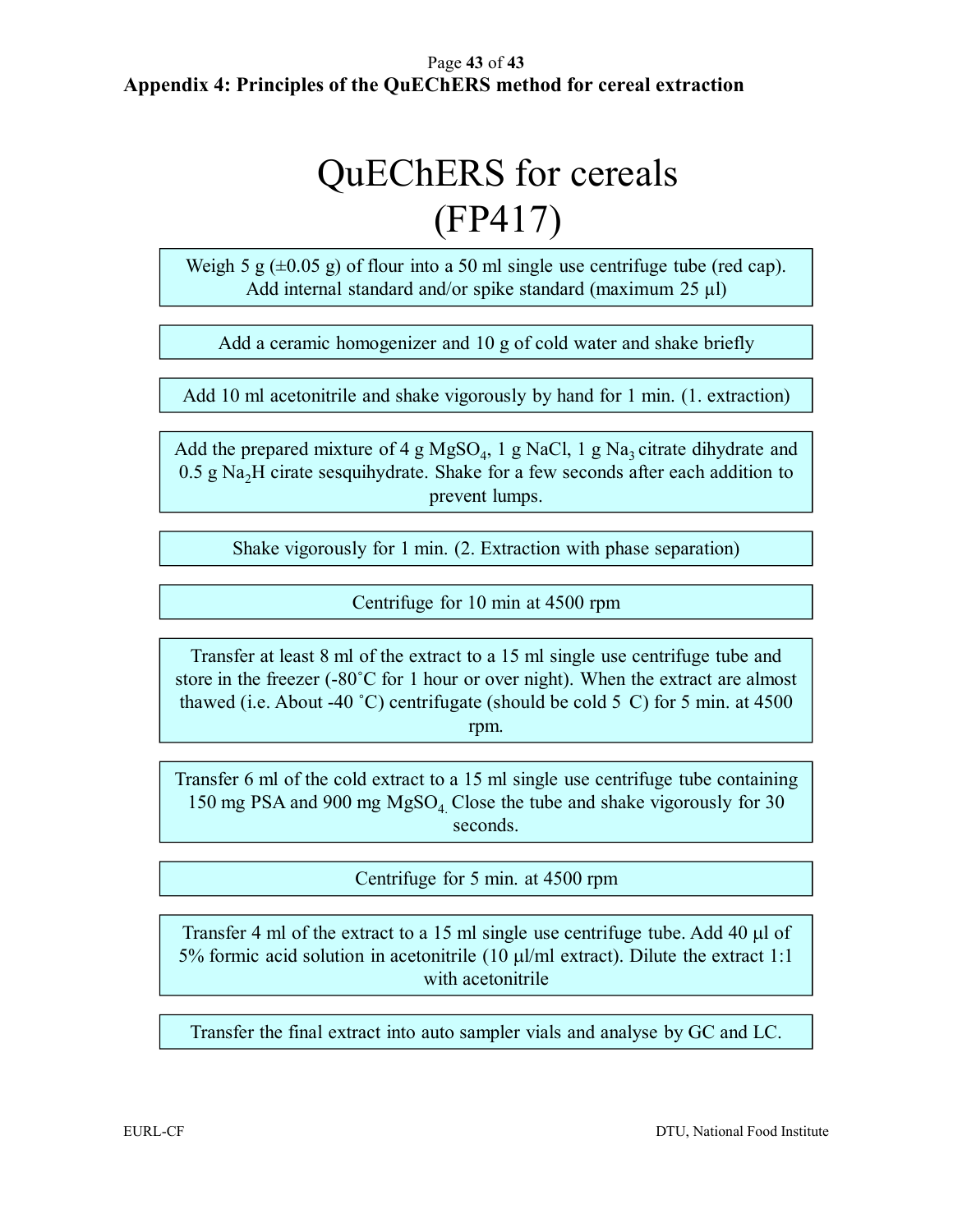## Appendix 4: Principles of the QuEChERS method for cereal extraction

# QuEChERS for cereals (FP417)

Weigh 5 g (±0.05 g) of flour into a 50 ml single use centrifuge tube (red cap). Add internal standard and/or spike standard (maximum 25 µl)

Add a ceramic homogenizer and 10 g of cold water and shake briefly

Add 10 ml acetonitrile and shake vigorously by hand for 1 min. (1. extraction)

Add the prepared mixture of 4 g $MgSO_4$, 1 g NaCl, 1 g $Na_3$ citrate dihydrate and 0.5 g $Na_2H$ cirate sesquihydrate. Shake for a few seconds after each addition to prevent lumps.

Shake vigorously for 1 min. (2. Extraction with phase separation)

Centrifuge for 10 min at 4500 rpm

Transfer at least 8 ml of the extract to a 15 ml single use centrifuge tube and store in the freezer (-80˚C for 1 hour or over night). When the extract are almost thawed (i.e. About -40 ˚C) centrifugate (should be cold 5 C) for 5 min. at 4500 rpm.

Transfer 6 ml of the cold extract to a 15 ml single use centrifuge tube containing 150 mg PSA and 900 mg $MgSO_4$. Close the tube and shake vigorously for 30 seconds.

Centrifuge for 5 min. at 4500 rpm

Transfer 4 ml of the extract to a 15 ml single use centrifuge tube. Add 40 µl of 5% formic acid solution in acetonitrile (10 µl/ml extract). Dilute the extract 1:1 with acetonitrile

Transfer the final extract into auto sampler vials and analyse by GC and LC.